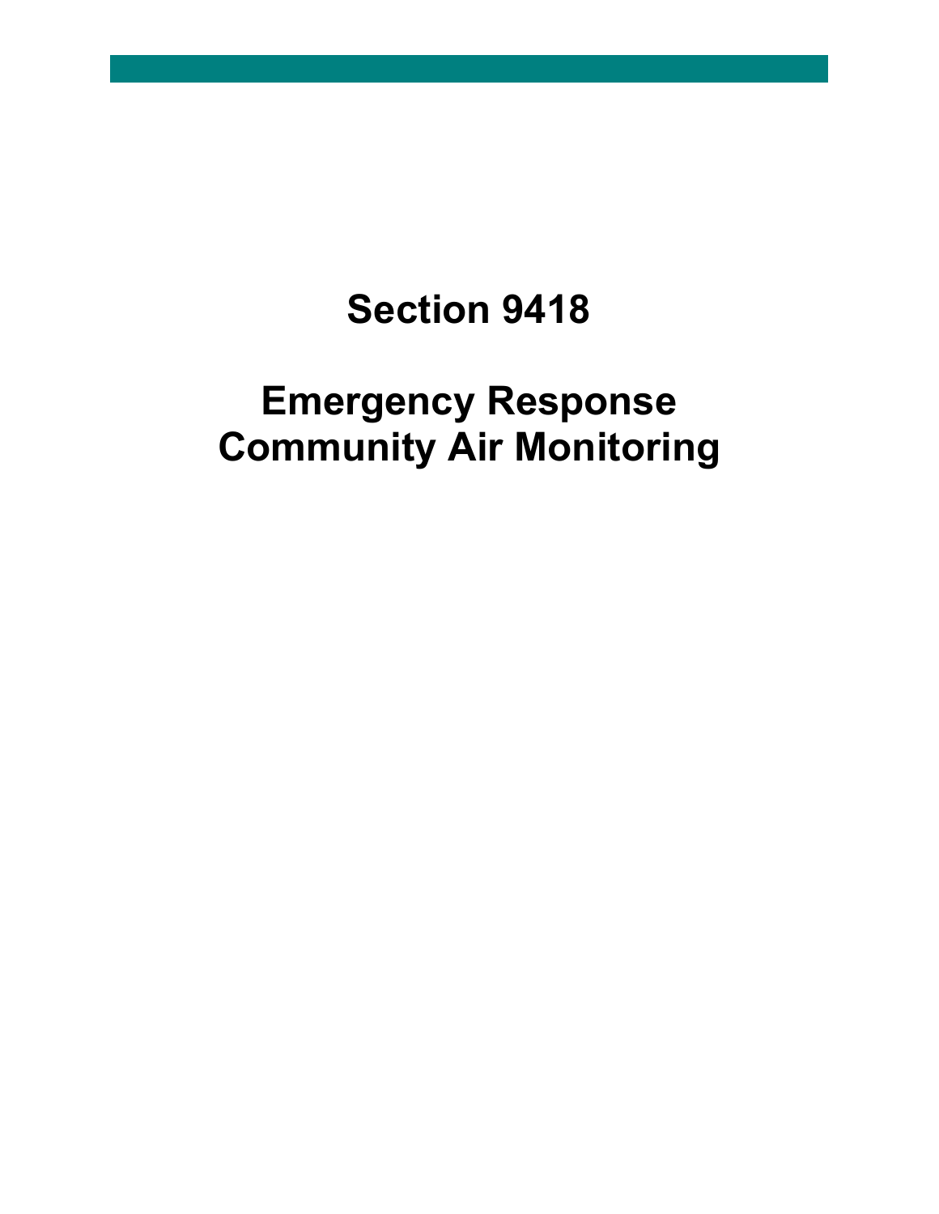# Section 9418

# Emergency Response Community Air Monitoring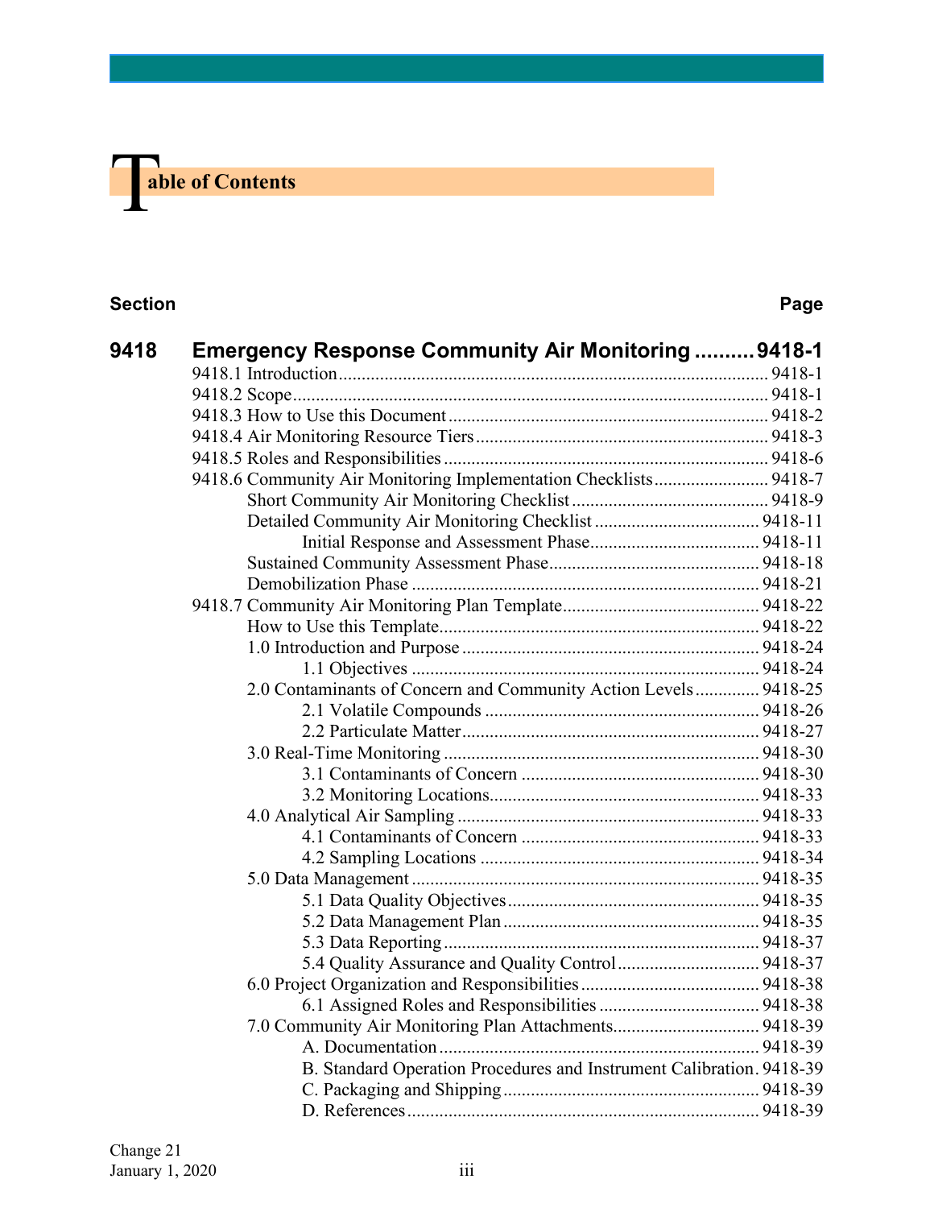# Table of Contents

| Section | | Page |
|---|---|---|
| **9418** | **Emergency Response Community Air Monitoring** | **9418-1** |
| | 9418.1 Introduction | 9418-1 |
| | 9418.2 Scope | 9418-1 |
| | 9418.3 How to Use this Document | 9418-2 |
| | 9418.4 Air Monitoring Resource Tiers | 9418-3 |
| | 9418.5 Roles and Responsibilities | 9418-6 |
| | 9418.6 Community Air Monitoring Implementation Checklists | 9418-7 |
| | Short Community Air Monitoring Checklist | 9418-9 |
| | Detailed Community Air Monitoring Checklist | 9418-11 |
| | Initial Response and Assessment Phase | 9418-11 |
| | Sustained Community Assessment Phase | 9418-18 |
| | Demobilization Phase | 9418-21 |
| | 9418.7 Community Air Monitoring Plan Template | 9418-22 |
| | How to Use this Template | 9418-22 |
| | 1.0 Introduction and Purpose | 9418-24 |
| | 1.1 Objectives | 9418-24 |
| | 2.0 Contaminants of Concern and Community Action Levels | 9418-25 |
| | 2.1 Volatile Compounds | 9418-26 |
| | 2.2 Particulate Matter | 9418-27 |
| | 3.0 Real-Time Monitoring | 9418-30 |
| | 3.1 Contaminants of Concern | 9418-30 |
| | 3.2 Monitoring Locations | 9418-33 |
| | 4.0 Analytical Air Sampling | 9418-33 |
| | 4.1 Contaminants of Concern | 9418-33 |
| | 4.2 Sampling Locations | 9418-34 |
| | 5.0 Data Management | 9418-35 |
| | 5.1 Data Quality Objectives | 9418-35 |
| | 5.2 Data Management Plan | 9418-35 |
| | 5.3 Data Reporting | 9418-37 |
| | 5.4 Quality Assurance and Quality Control | 9418-37 |
| | 6.0 Project Organization and Responsibilities | 9418-38 |
| | 6.1 Assigned Roles and Responsibilities | 9418-38 |
| | 7.0 Community Air Monitoring Plan Attachments | 9418-39 |
| | A. Documentation | 9418-39 |
| | B. Standard Operation Procedures and Instrument Calibration | 9418-39 |
| | C. Packaging and Shipping | 9418-39 |
| | D. References | 9418-39 |

Change 21
January 1, 2020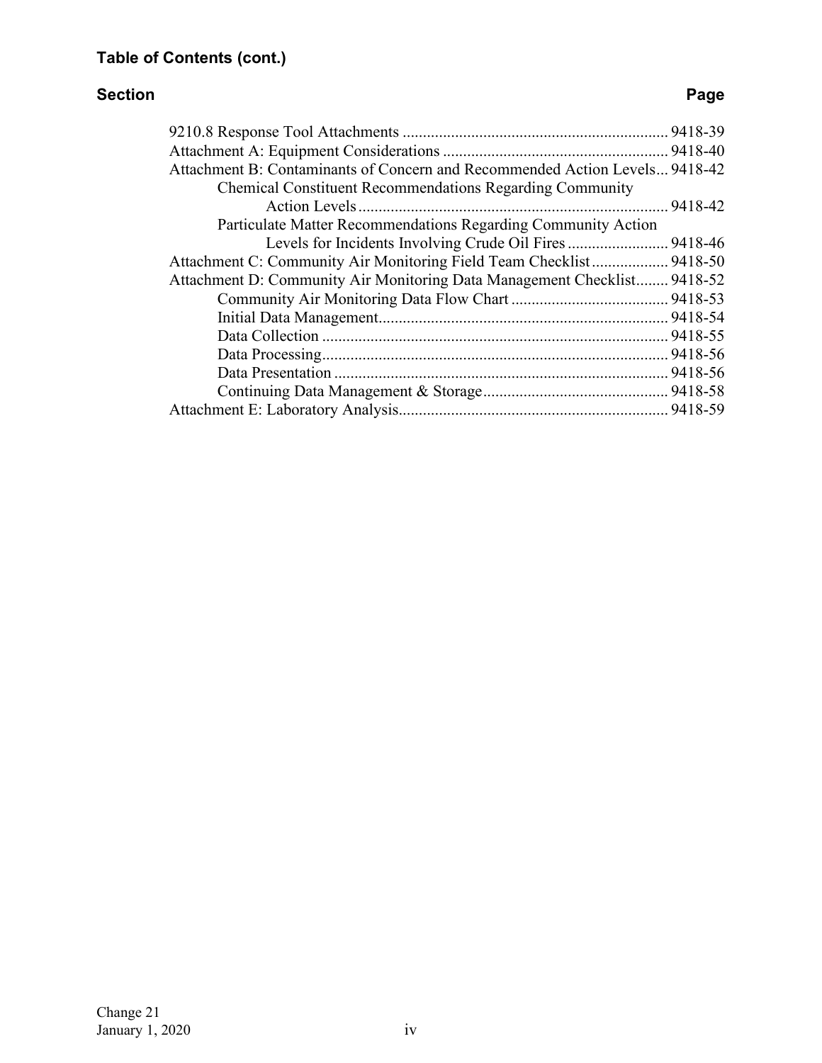**Table of Contents (cont.)**

| Section | Page |
|---|---|
| 9210.8 Response Tool Attachments | 9418-39 |
| Attachment A: Equipment Considerations | 9418-40 |
| Attachment B: Contaminants of Concern and Recommended Action Levels | 9418-42 |
| Chemical Constituent Recommendations Regarding Community Action Levels | 9418-42 |
| Particulate Matter Recommendations Regarding Community Action Levels for Incidents Involving Crude Oil Fires | 9418-46 |
| Attachment C: Community Air Monitoring Field Team Checklist | 9418-50 |
| Attachment D: Community Air Monitoring Data Management Checklist | 9418-52 |
| Community Air Monitoring Data Flow Chart | 9418-53 |
| Initial Data Management | 9418-54 |
| Data Collection | 9418-55 |
| Data Processing | 9418-56 |
| Data Presentation | 9418-56 |
| Continuing Data Management & Storage | 9418-58 |
| Attachment E: Laboratory Analysis | 9418-59 |

Change 21
January 1, 2020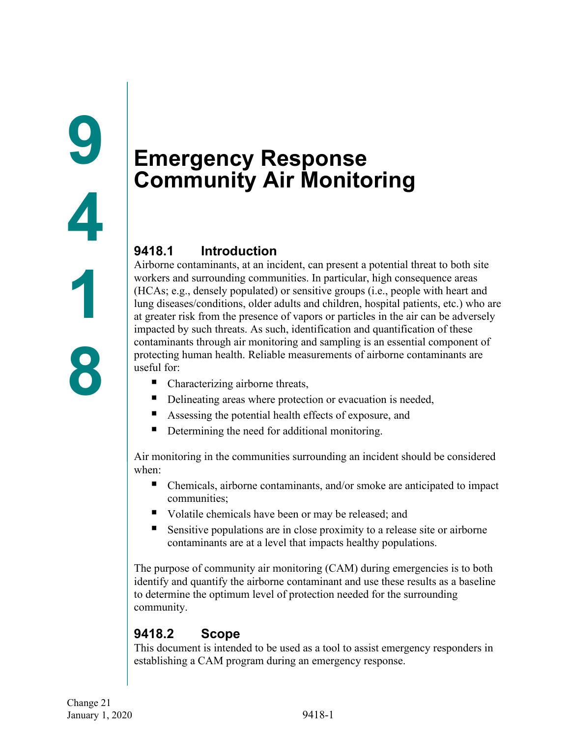# 9418 Emergency Response Community Air Monitoring

## 9418.1 Introduction

Airborne contaminants, at an incident, can present a potential threat to both site workers and surrounding communities. In particular, high consequence areas (HCAs; e.g., densely populated) or sensitive groups (i.e., people with heart and lung diseases/conditions, older adults and children, hospital patients, etc.) who are at greater risk from the presence of vapors or particles in the air can be adversely impacted by such threats. As such, identification and quantification of these contaminants through air monitoring and sampling is an essential component of protecting human health. Reliable measurements of airborne contaminants are useful for:

- Characterizing airborne threats,
- Delineating areas where protection or evacuation is needed,
- Assessing the potential health effects of exposure, and
- Determining the need for additional monitoring.

Air monitoring in the communities surrounding an incident should be considered when:

- Chemicals, airborne contaminants, and/or smoke are anticipated to impact communities;
- Volatile chemicals have been or may be released; and
- Sensitive populations are in close proximity to a release site or airborne contaminants are at a level that impacts healthy populations.

The purpose of community air monitoring (CAM) during emergencies is to both identify and quantify the airborne contaminant and use these results as a baseline to determine the optimum level of protection needed for the surrounding community.

## 9418.2 Scope

This document is intended to be used as a tool to assist emergency responders in establishing a CAM program during an emergency response.

Change 21
January 1, 2020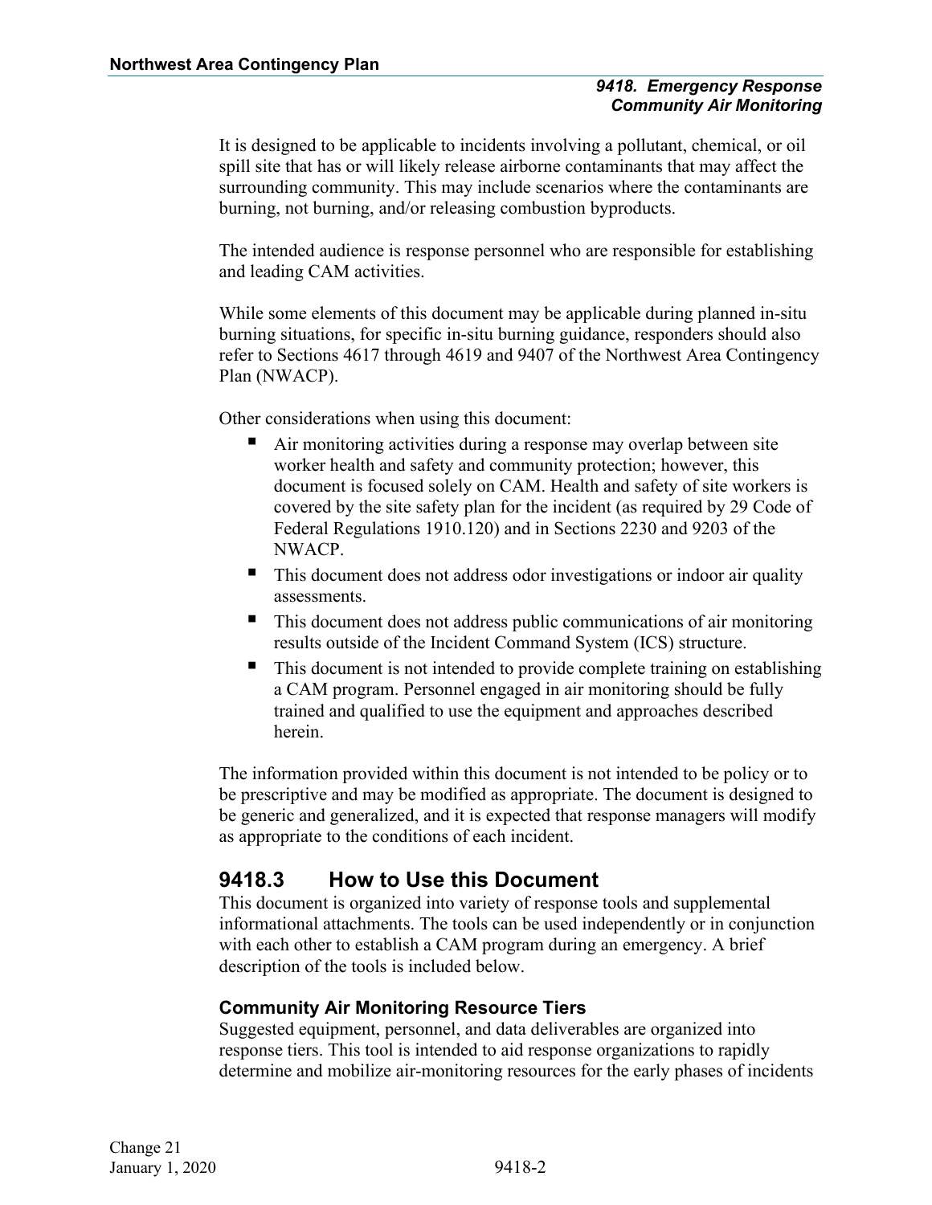It is designed to be applicable to incidents involving a pollutant, chemical, or oil spill site that has or will likely release airborne contaminants that may affect the surrounding community. This may include scenarios where the contaminants are burning, not burning, and/or releasing combustion byproducts.

The intended audience is response personnel who are responsible for establishing and leading CAM activities.

While some elements of this document may be applicable during planned in-situ burning situations, for specific in-situ burning guidance, responders should also refer to Sections 4617 through 4619 and 9407 of the Northwest Area Contingency Plan (NWACP).

Other considerations when using this document:

- Air monitoring activities during a response may overlap between site worker health and safety and community protection; however, this document is focused solely on CAM. Health and safety of site workers is covered by the site safety plan for the incident (as required by 29 Code of Federal Regulations 1910.120) and in Sections 2230 and 9203 of the NWACP.
- This document does not address odor investigations or indoor air quality assessments.
- This document does not address public communications of air monitoring results outside of the Incident Command System (ICS) structure.
- This document is not intended to provide complete training on establishing a CAM program. Personnel engaged in air monitoring should be fully trained and qualified to use the equipment and approaches described herein.

The information provided within this document is not intended to be policy or to be prescriptive and may be modified as appropriate. The document is designed to be generic and generalized, and it is expected that response managers will modify as appropriate to the conditions of each incident.

## 9418.3 How to Use this Document

This document is organized into variety of response tools and supplemental informational attachments. The tools can be used independently or in conjunction with each other to establish a CAM program during an emergency. A brief description of the tools is included below.

### Community Air Monitoring Resource Tiers

Suggested equipment, personnel, and data deliverables are organized into response tiers. This tool is intended to aid response organizations to rapidly determine and mobilize air-monitoring resources for the early phases of incidents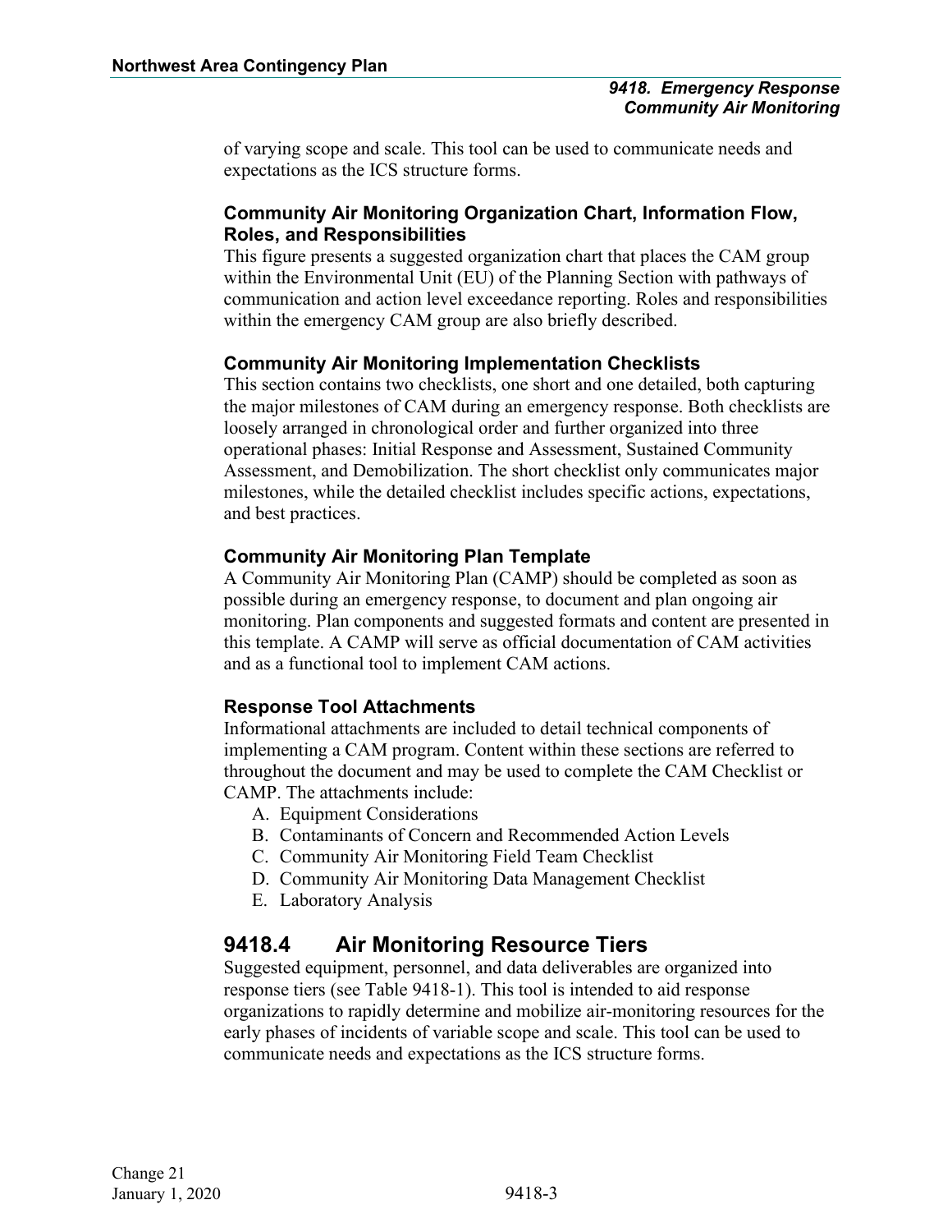of varying scope and scale. This tool can be used to communicate needs and expectations as the ICS structure forms.

### Community Air Monitoring Organization Chart, Information Flow, Roles, and Responsibilities

This figure presents a suggested organization chart that places the CAM group within the Environmental Unit (EU) of the Planning Section with pathways of communication and action level exceedance reporting. Roles and responsibilities within the emergency CAM group are also briefly described.

### Community Air Monitoring Implementation Checklists

This section contains two checklists, one short and one detailed, both capturing the major milestones of CAM during an emergency response. Both checklists are loosely arranged in chronological order and further organized into three operational phases: Initial Response and Assessment, Sustained Community Assessment, and Demobilization. The short checklist only communicates major milestones, while the detailed checklist includes specific actions, expectations, and best practices.

### Community Air Monitoring Plan Template

A Community Air Monitoring Plan (CAMP) should be completed as soon as possible during an emergency response, to document and plan ongoing air monitoring. Plan components and suggested formats and content are presented in this template. A CAMP will serve as official documentation of CAM activities and as a functional tool to implement CAM actions.

### Response Tool Attachments

Informational attachments are included to detail technical components of implementing a CAM program. Content within these sections are referred to throughout the document and may be used to complete the CAM Checklist or CAMP. The attachments include:

A. Equipment Considerations
B. Contaminants of Concern and Recommended Action Levels
C. Community Air Monitoring Field Team Checklist
D. Community Air Monitoring Data Management Checklist
E. Laboratory Analysis

## 9418.4 Air Monitoring Resource Tiers

Suggested equipment, personnel, and data deliverables are organized into response tiers (see Table 9418-1). This tool is intended to aid response organizations to rapidly determine and mobilize air-monitoring resources for the early phases of incidents of variable scope and scale. This tool can be used to communicate needs and expectations as the ICS structure forms.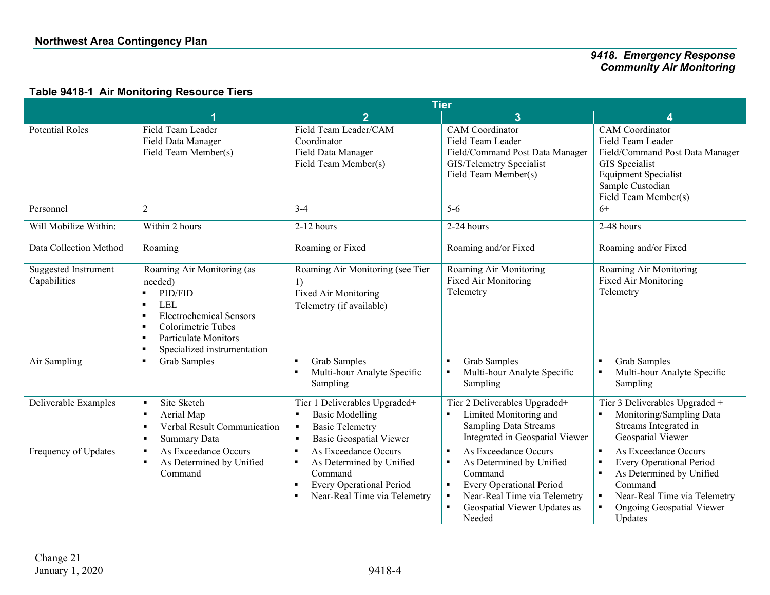**Table 9418-1 Air Monitoring Resource Tiers**

| | Tier | | | |
|---|---|---|---|---|
| | 1 | 2 | 3 | 4 |
| Potential Roles | Field Team Leader<br>Field Data Manager<br>Field Team Member(s) | Field Team Leader/CAM Coordinator<br>Field Data Manager<br>Field Team Member(s) | CAM Coordinator<br>Field Team Leader<br>Field/Command Post Data Manager<br>GIS/Telemetry Specialist<br>Field Team Member(s) | CAM Coordinator<br>Field Team Leader<br>Field/Command Post Data Manager<br>GIS Specialist<br>Equipment Specialist<br>Sample Custodian<br>Field Team Member(s) |
| Personnel | 2 | 3-4 | 5-6 | 6+ |
| Will Mobilize Within: | Within 2 hours | 2-12 hours | 2-24 hours | 2-48 hours |
| Data Collection Method | Roaming | Roaming or Fixed | Roaming and/or Fixed | Roaming and/or Fixed |
| Suggested Instrument Capabilities | Roaming Air Monitoring (as needed)<br>▪ PID/FID<br>▪ LEL<br>▪ Electrochemical Sensors<br>▪ Colorimetric Tubes<br>▪ Particulate Monitors<br>▪ Specialized instrumentation | Roaming Air Monitoring (see Tier 1)<br>Fixed Air Monitoring<br>Telemetry (if available) | Roaming Air Monitoring<br>Fixed Air Monitoring<br>Telemetry | Roaming Air Monitoring<br>Fixed Air Monitoring<br>Telemetry |
| Air Sampling | ▪ Grab Samples | ▪ Grab Samples<br>▪ Multi-hour Analyte Specific Sampling | ▪ Grab Samples<br>▪ Multi-hour Analyte Specific Sampling | ▪ Grab Samples<br>▪ Multi-hour Analyte Specific Sampling |
| Deliverable Examples | ▪ Site Sketch<br>▪ Aerial Map<br>▪ Verbal Result Communication<br>▪ Summary Data | Tier 1 Deliverables Upgraded+<br>▪ Basic Modelling<br>▪ Basic Telemetry<br>▪ Basic Geospatial Viewer | Tier 2 Deliverables Upgraded+<br>▪ Limited Monitoring and Sampling Data Streams Integrated in Geospatial Viewer | Tier 3 Deliverables Upgraded +<br>▪ Monitoring/Sampling Data Streams Integrated in Geospatial Viewer |
| Frequency of Updates | ▪ As Exceedance Occurs<br>▪ As Determined by Unified Command | ▪ As Exceedance Occurs<br>▪ As Determined by Unified Command<br>▪ Every Operational Period<br>▪ Near-Real Time via Telemetry | ▪ As Exceedance Occurs<br>▪ As Determined by Unified Command<br>▪ Every Operational Period<br>▪ Near-Real Time via Telemetry<br>▪ Geospatial Viewer Updates as Needed | ▪ As Exceedance Occurs<br>▪ Every Operational Period<br>▪ As Determined by Unified Command<br>▪ Near-Real Time via Telemetry<br>▪ Ongoing Geospatial Viewer Updates |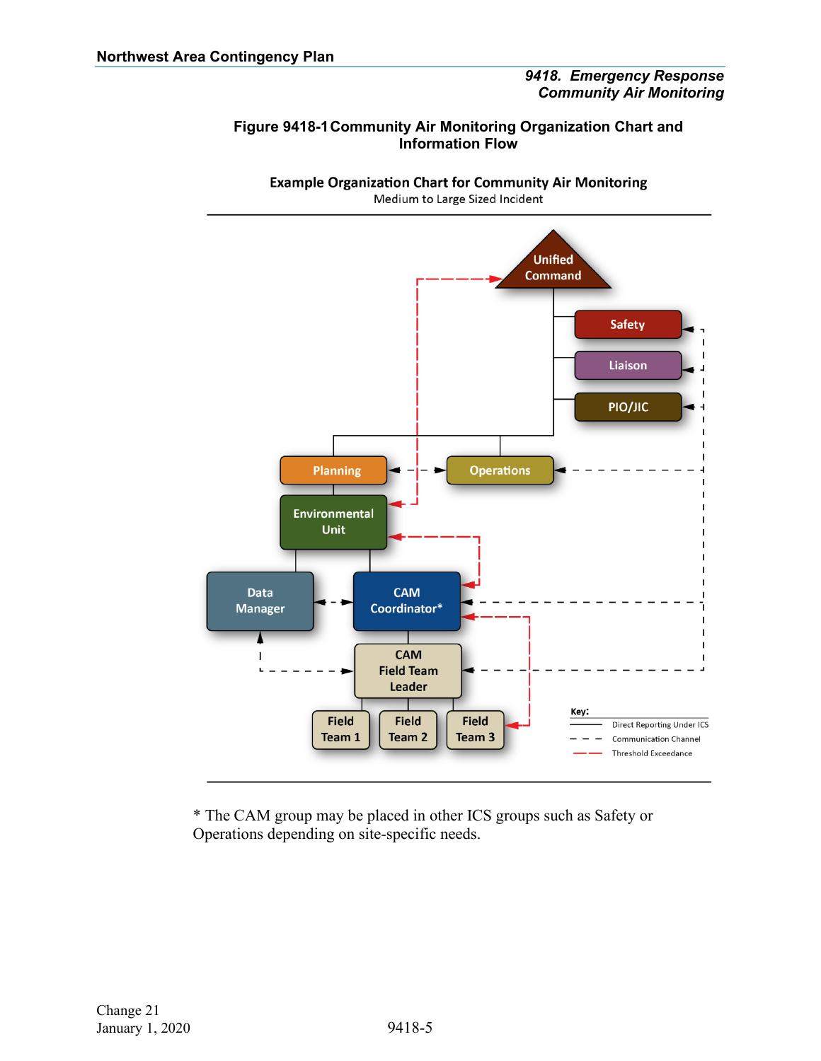**Figure 9418-1 Community Air Monitoring Organization Chart and Information Flow**

**Example Organization Chart for Community Air Monitoring**
Medium to Large Sized Incident

Unified Command

Safety

Liaison

PIO/JIC

Planning

Operations

Environmental Unit

Data Manager

CAM Coordinator*

CAM Field Team Leader

Field Team 1

Field Team 2

Field Team 3

**Key:**

- Direct Reporting Under ICS (solid line)
- Communication Channel (dashed line)
- Threshold Exceedance (red dashed line)

\* The CAM group may be placed in other ICS groups such as Safety or Operations depending on site-specific needs.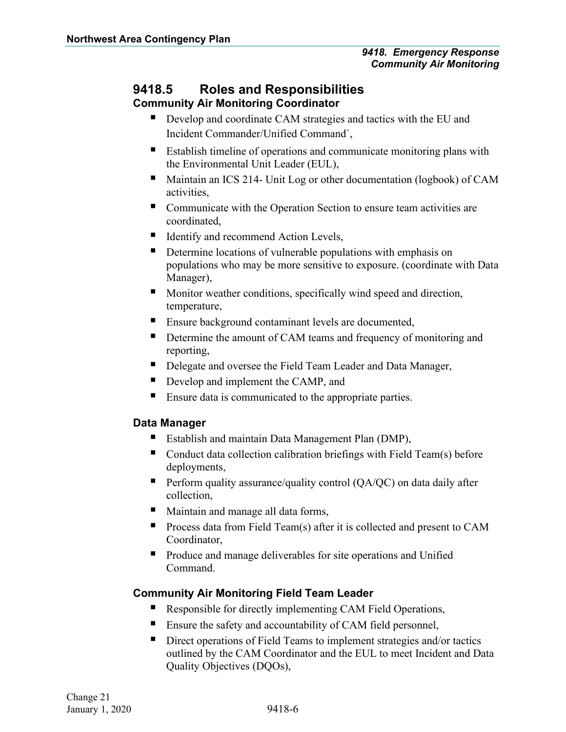## 9418.5 Roles and Responsibilities

### Community Air Monitoring Coordinator

- Develop and coordinate CAM strategies and tactics with the EU and Incident Commander/Unified Command`,
- Establish timeline of operations and communicate monitoring plans with the Environmental Unit Leader (EUL),
- Maintain an ICS 214- Unit Log or other documentation (logbook) of CAM activities,
- Communicate with the Operation Section to ensure team activities are coordinated,
- Identify and recommend Action Levels,
- Determine locations of vulnerable populations with emphasis on populations who may be more sensitive to exposure. (coordinate with Data Manager),
- Monitor weather conditions, specifically wind speed and direction, temperature,
- Ensure background contaminant levels are documented,
- Determine the amount of CAM teams and frequency of monitoring and reporting,
- Delegate and oversee the Field Team Leader and Data Manager,
- Develop and implement the CAMP, and
- Ensure data is communicated to the appropriate parties.

### Data Manager

- Establish and maintain Data Management Plan (DMP),
- Conduct data collection calibration briefings with Field Team(s) before deployments,
- Perform quality assurance/quality control (QA/QC) on data daily after collection,
- Maintain and manage all data forms,
- Process data from Field Team(s) after it is collected and present to CAM Coordinator,
- Produce and manage deliverables for site operations and Unified Command.

### Community Air Monitoring Field Team Leader

- Responsible for directly implementing CAM Field Operations,
- Ensure the safety and accountability of CAM field personnel,
- Direct operations of Field Teams to implement strategies and/or tactics outlined by the CAM Coordinator and the EUL to meet Incident and Data Quality Objectives (DQOs),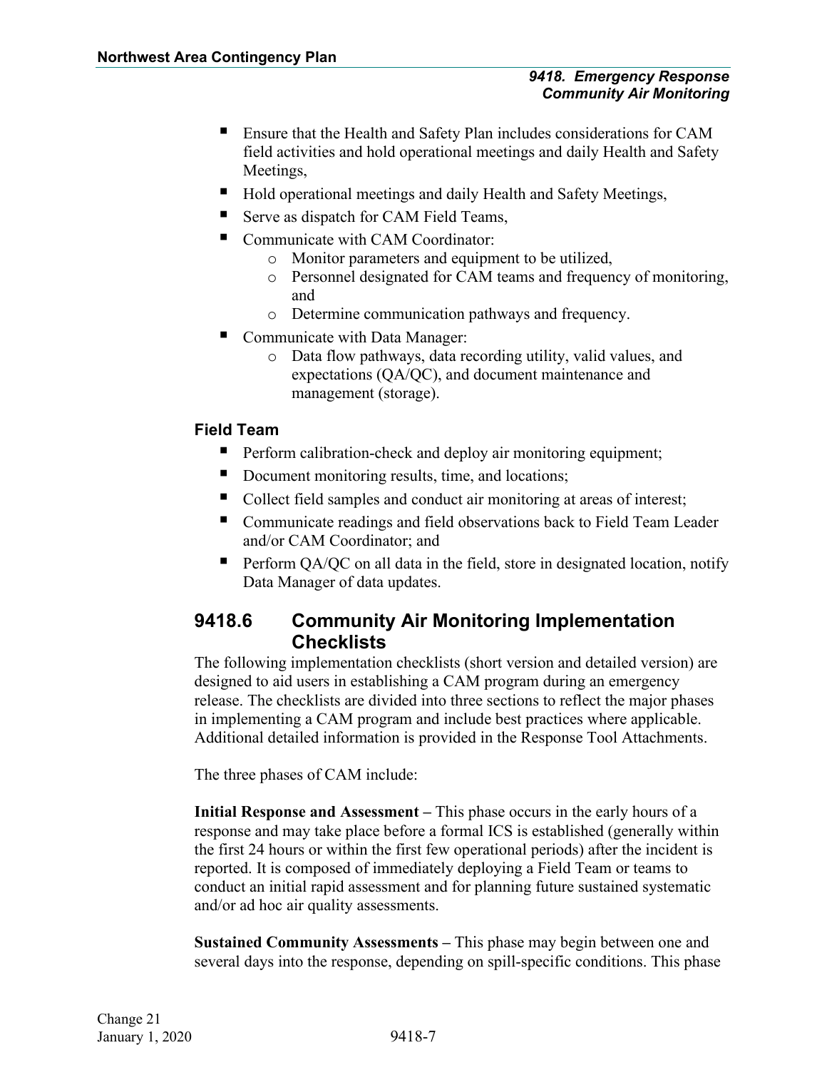- Ensure that the Health and Safety Plan includes considerations for CAM field activities and hold operational meetings and daily Health and Safety Meetings,
- Hold operational meetings and daily Health and Safety Meetings,
- Serve as dispatch for CAM Field Teams,
- Communicate with CAM Coordinator:
    - Monitor parameters and equipment to be utilized,
    - Personnel designated for CAM teams and frequency of monitoring, and
    - Determine communication pathways and frequency.
- Communicate with Data Manager:
    - Data flow pathways, data recording utility, valid values, and expectations (QA/QC), and document maintenance and management (storage).

### Field Team

- Perform calibration-check and deploy air monitoring equipment;
- Document monitoring results, time, and locations;
- Collect field samples and conduct air monitoring at areas of interest;
- Communicate readings and field observations back to Field Team Leader and/or CAM Coordinator; and
- Perform QA/QC on all data in the field, store in designated location, notify Data Manager of data updates.

## 9418.6 Community Air Monitoring Implementation Checklists

The following implementation checklists (short version and detailed version) are designed to aid users in establishing a CAM program during an emergency release. The checklists are divided into three sections to reflect the major phases in implementing a CAM program and include best practices where applicable. Additional detailed information is provided in the Response Tool Attachments.

The three phases of CAM include:

**Initial Response and Assessment –** This phase occurs in the early hours of a response and may take place before a formal ICS is established (generally within the first 24 hours or within the first few operational periods) after the incident is reported. It is composed of immediately deploying a Field Team or teams to conduct an initial rapid assessment and for planning future sustained systematic and/or ad hoc air quality assessments.

**Sustained Community Assessments –** This phase may begin between one and several days into the response, depending on spill-specific conditions. This phase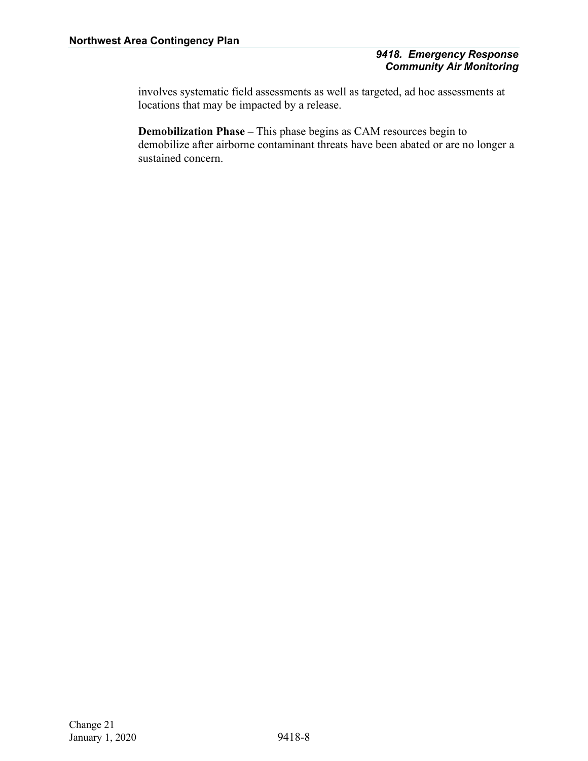involves systematic field assessments as well as targeted, ad hoc assessments at locations that may be impacted by a release.

**Demobilization Phase –** This phase begins as CAM resources begin to demobilize after airborne contaminant threats have been abated or are no longer a sustained concern.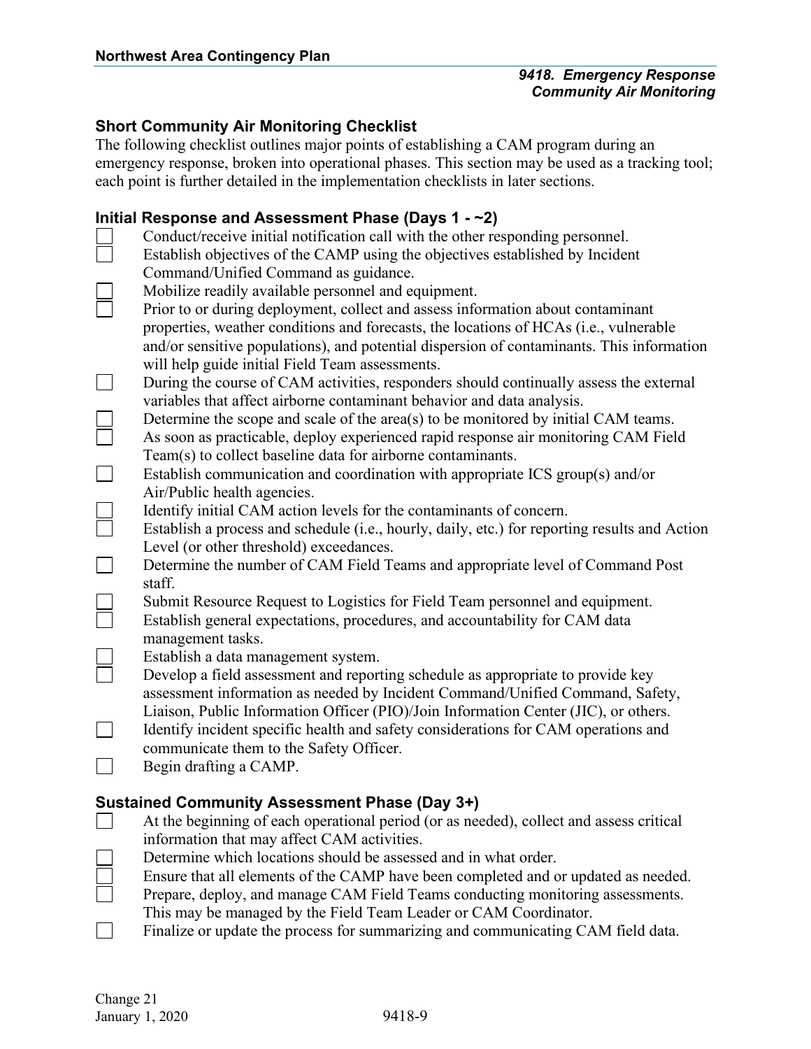### Short Community Air Monitoring Checklist

The following checklist outlines major points of establishing a CAM program during an emergency response, broken into operational phases. This section may be used as a tracking tool; each point is further detailed in the implementation checklists in later sections.

### Initial Response and Assessment Phase (Days 1 - ~2)

- [ ] Conduct/receive initial notification call with the other responding personnel.
- [ ] Establish objectives of the CAMP using the objectives established by Incident Command/Unified Command as guidance.
- [ ] Mobilize readily available personnel and equipment.
- [ ] Prior to or during deployment, collect and assess information about contaminant properties, weather conditions and forecasts, the locations of HCAs (i.e., vulnerable and/or sensitive populations), and potential dispersion of contaminants. This information will help guide initial Field Team assessments.
- [ ] During the course of CAM activities, responders should continually assess the external variables that affect airborne contaminant behavior and data analysis.
- [ ] Determine the scope and scale of the area(s) to be monitored by initial CAM teams.
- [ ] As soon as practicable, deploy experienced rapid response air monitoring CAM Field Team(s) to collect baseline data for airborne contaminants.
- [ ] Establish communication and coordination with appropriate ICS group(s) and/or Air/Public health agencies.
- [ ] Identify initial CAM action levels for the contaminants of concern.
- [ ] Establish a process and schedule (i.e., hourly, daily, etc.) for reporting results and Action Level (or other threshold) exceedances.
- [ ] Determine the number of CAM Field Teams and appropriate level of Command Post staff.
- [ ] Submit Resource Request to Logistics for Field Team personnel and equipment.
- [ ] Establish general expectations, procedures, and accountability for CAM data management tasks.
- [ ] Establish a data management system.
- [ ] Develop a field assessment and reporting schedule as appropriate to provide key assessment information as needed by Incident Command/Unified Command, Safety, Liaison, Public Information Officer (PIO)/Join Information Center (JIC), or others.
- [ ] Identify incident specific health and safety considerations for CAM operations and communicate them to the Safety Officer.
- [ ] Begin drafting a CAMP.

### Sustained Community Assessment Phase (Day 3+)

- [ ] At the beginning of each operational period (or as needed), collect and assess critical information that may affect CAM activities.
- [ ] Determine which locations should be assessed and in what order.
- [ ] Ensure that all elements of the CAMP have been completed and or updated as needed.
- [ ] Prepare, deploy, and manage CAM Field Teams conducting monitoring assessments. This may be managed by the Field Team Leader or CAM Coordinator.
- [ ] Finalize or update the process for summarizing and communicating CAM field data.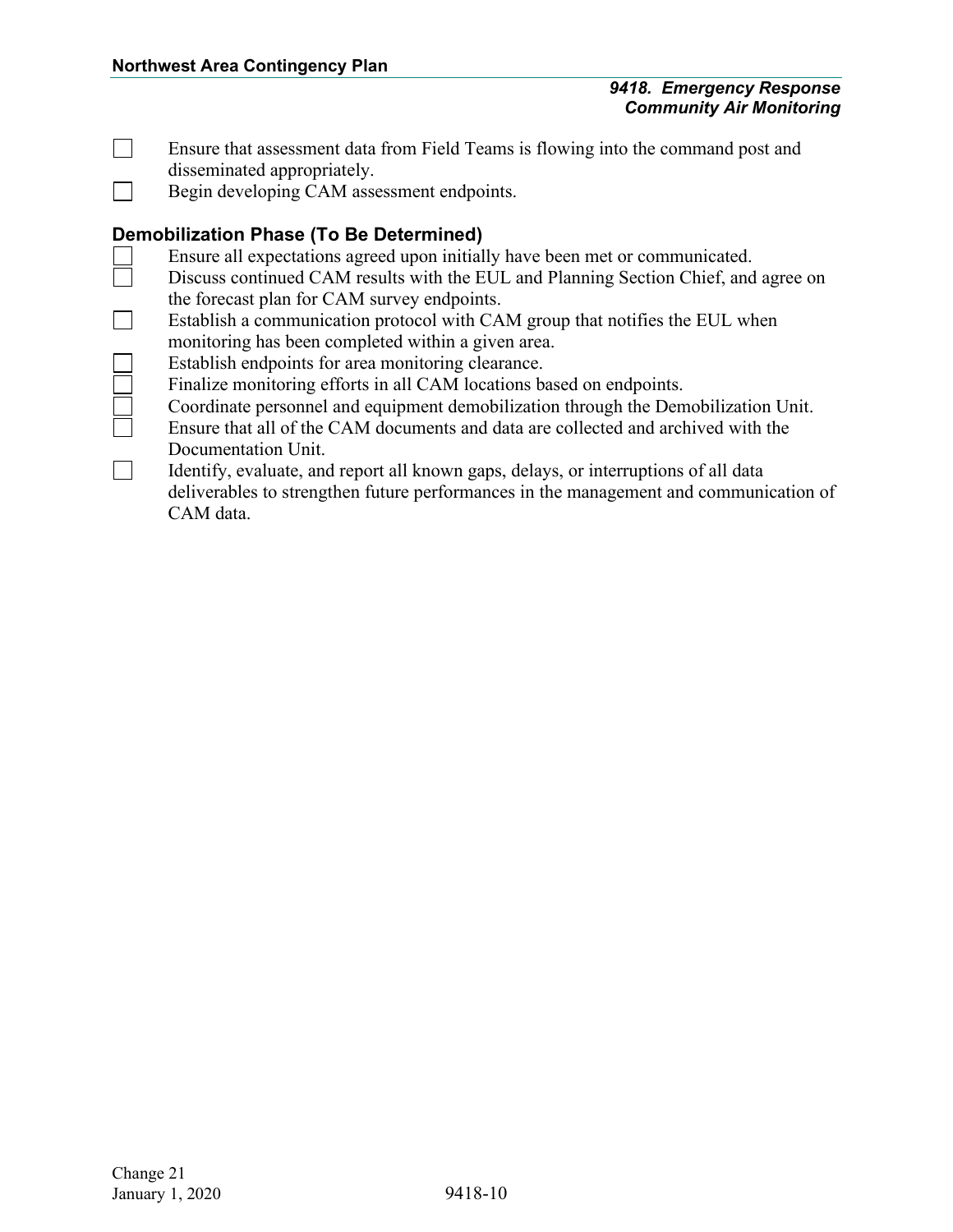- [ ] Ensure that assessment data from Field Teams is flowing into the command post and disseminated appropriately.
- [ ] Begin developing CAM assessment endpoints.

### Demobilization Phase (To Be Determined)

- [ ] Ensure all expectations agreed upon initially have been met or communicated.
- [ ] Discuss continued CAM results with the EUL and Planning Section Chief, and agree on the forecast plan for CAM survey endpoints.
- [ ] Establish a communication protocol with CAM group that notifies the EUL when monitoring has been completed within a given area.
- [ ] Establish endpoints for area monitoring clearance.
- [ ] Finalize monitoring efforts in all CAM locations based on endpoints.
- [ ] Coordinate personnel and equipment demobilization through the Demobilization Unit.
- [ ] Ensure that all of the CAM documents and data are collected and archived with the Documentation Unit.
- [ ] Identify, evaluate, and report all known gaps, delays, or interruptions of all data deliverables to strengthen future performances in the management and communication of CAM data.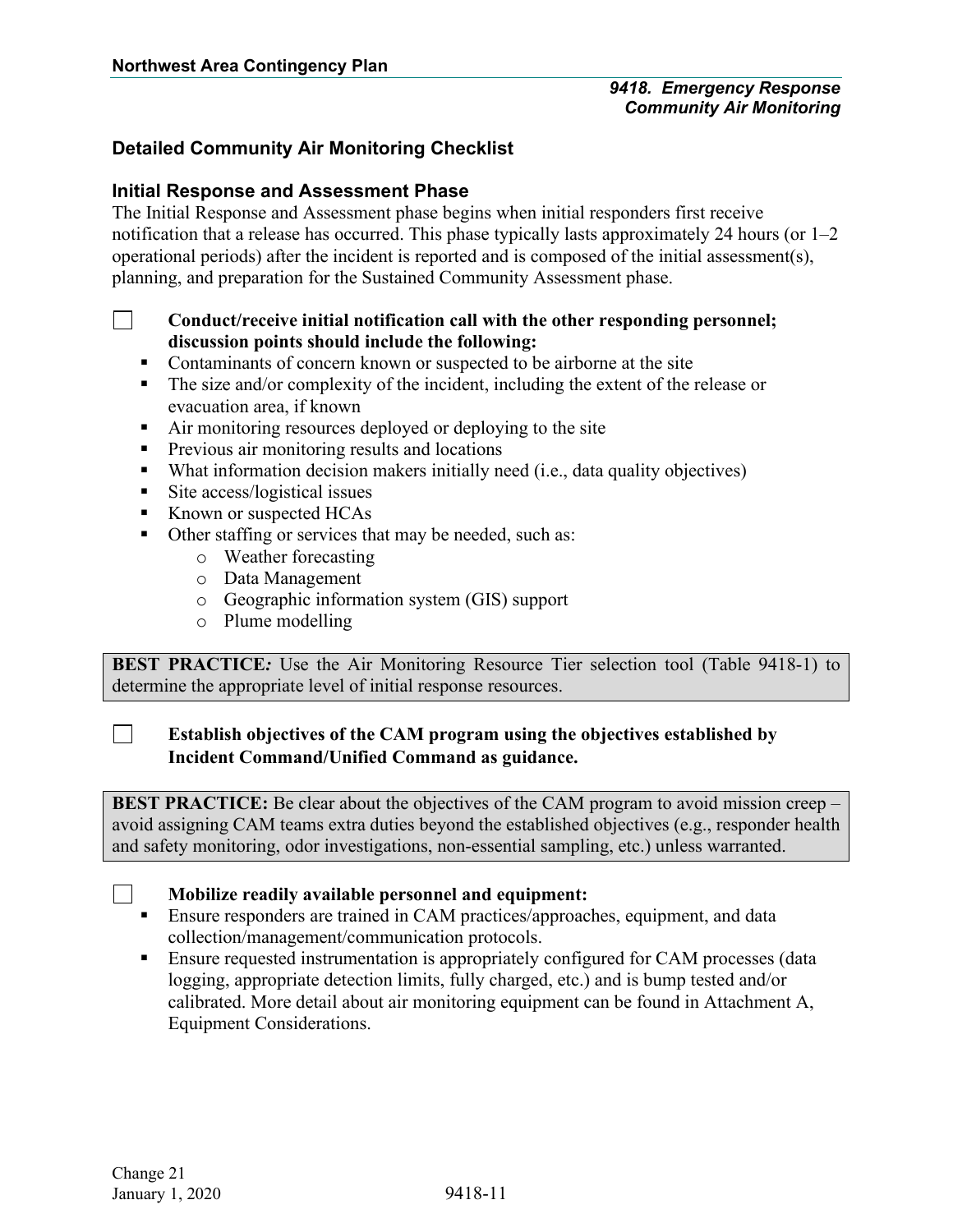## Detailed Community Air Monitoring Checklist

### Initial Response and Assessment Phase

The Initial Response and Assessment phase begins when initial responders first receive notification that a release has occurred. This phase typically lasts approximately 24 hours (or 1–2 operational periods) after the incident is reported and is composed of the initial assessment(s), planning, and preparation for the Sustained Community Assessment phase.

☐ **Conduct/receive initial notification call with the other responding personnel; discussion points should include the following:**

- Contaminants of concern known or suspected to be airborne at the site
- The size and/or complexity of the incident, including the extent of the release or evacuation area, if known
- Air monitoring resources deployed or deploying to the site
- Previous air monitoring results and locations
- What information decision makers initially need (i.e., data quality objectives)
- Site access/logistical issues
- Known or suspected HCAs
- Other staffing or services that may be needed, such as:
  - Weather forecasting
  - Data Management
  - Geographic information system (GIS) support
  - Plume modelling

> **BEST PRACTICE*:*** Use the Air Monitoring Resource Tier selection tool (Table 9418-1) to determine the appropriate level of initial response resources.

☐ **Establish objectives of the CAM program using the objectives established by Incident Command/Unified Command as guidance.**

> **BEST PRACTICE:** Be clear about the objectives of the CAM program to avoid mission creep – avoid assigning CAM teams extra duties beyond the established objectives (e.g., responder health and safety monitoring, odor investigations, non-essential sampling, etc.) unless warranted.

☐ **Mobilize readily available personnel and equipment:**

- Ensure responders are trained in CAM practices/approaches, equipment, and data collection/management/communication protocols.
- Ensure requested instrumentation is appropriately configured for CAM processes (data logging, appropriate detection limits, fully charged, etc.) and is bump tested and/or calibrated. More detail about air monitoring equipment can be found in Attachment A, Equipment Considerations.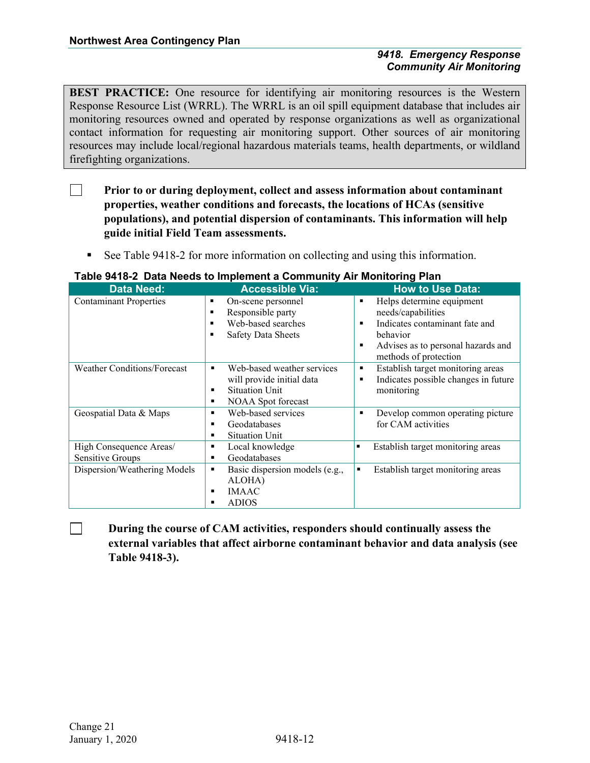> **BEST PRACTICE:** One resource for identifying air monitoring resources is the Western Response Resource List (WRRL). The WRRL is an oil spill equipment database that includes air monitoring resources owned and operated by response organizations as well as organizational contact information for requesting air monitoring support. Other sources of air monitoring resources may include local/regional hazardous materials teams, health departments, or wildland firefighting organizations.

☐ **Prior to or during deployment, collect and assess information about contaminant properties, weather conditions and forecasts, the locations of HCAs (sensitive populations), and potential dispersion of contaminants. This information will help guide initial Field Team assessments.**

- See Table 9418-2 for more information on collecting and using this information.

**Table 9418-2 Data Needs to Implement a Community Air Monitoring Plan**

| Data Need: | Accessible Via: | How to Use Data: |
|---|---|---|
| Contaminant Properties | ▪ On-scene personnel<br>▪ Responsible party<br>▪ Web-based searches<br>▪ Safety Data Sheets | ▪ Helps determine equipment needs/capabilities<br>▪ Indicates contaminant fate and behavior<br>▪ Advises as to personal hazards and methods of protection |
| Weather Conditions/Forecast | ▪ Web-based weather services will provide initial data<br>▪ Situation Unit<br>▪ NOAA Spot forecast | ▪ Establish target monitoring areas<br>▪ Indicates possible changes in future monitoring |
| Geospatial Data & Maps | ▪ Web-based services<br>▪ Geodatabases<br>▪ Situation Unit | ▪ Develop common operating picture for CAM activities |
| High Consequence Areas/ Sensitive Groups | ▪ Local knowledge<br>▪ Geodatabases | ▪ Establish target monitoring areas |
| Dispersion/Weathering Models | ▪ Basic dispersion models (e.g., ALOHA)<br>▪ IMAAC<br>▪ ADIOS | ▪ Establish target monitoring areas |

☐ **During the course of CAM activities, responders should continually assess the external variables that affect airborne contaminant behavior and data analysis (see Table 9418-3).**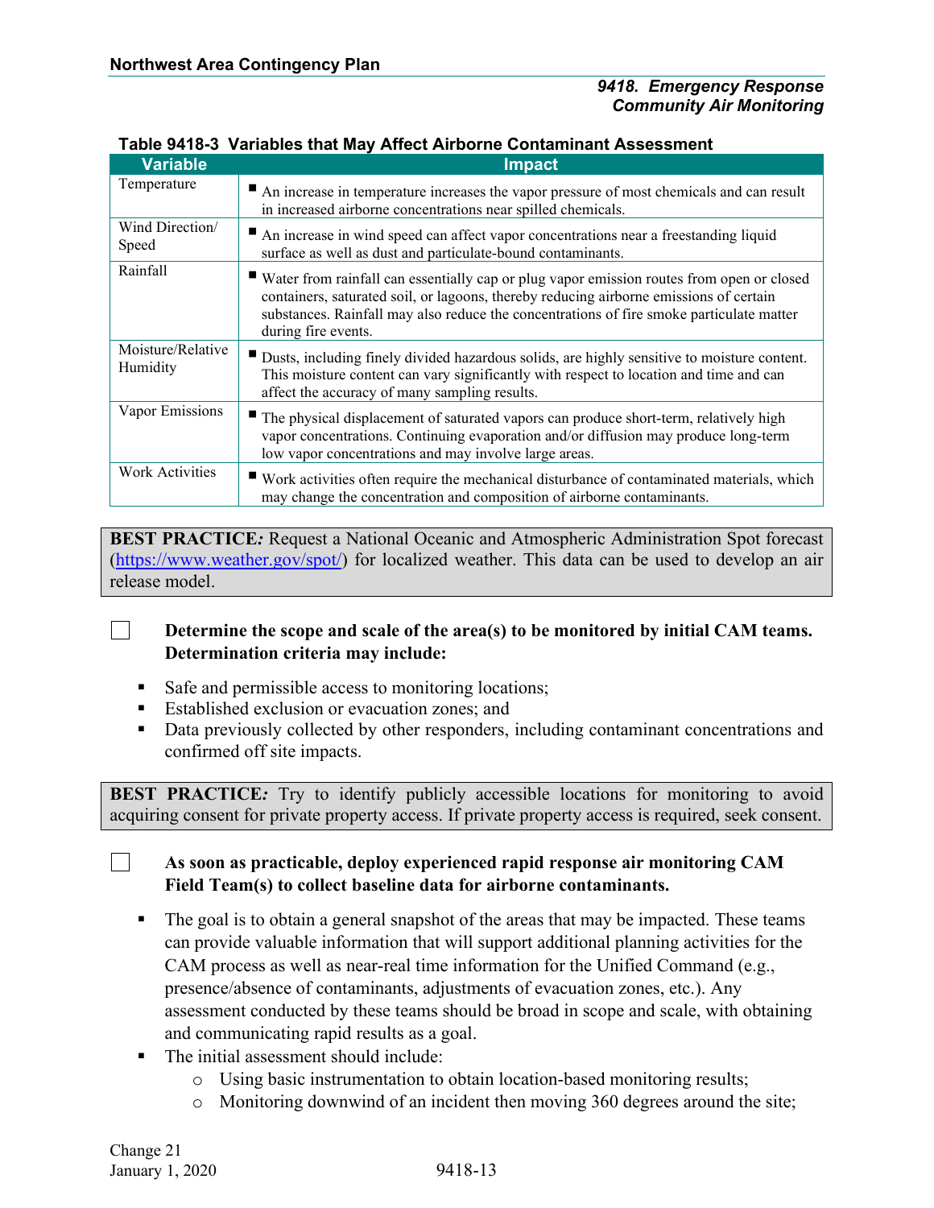**Table 9418-3 Variables that May Affect Airborne Contaminant Assessment**

| Variable | Impact |
|---|---|
| Temperature | ▪ An increase in temperature increases the vapor pressure of most chemicals and can result in increased airborne concentrations near spilled chemicals. |
| Wind Direction/ Speed | ▪ An increase in wind speed can affect vapor concentrations near a freestanding liquid surface as well as dust and particulate-bound contaminants. |
| Rainfall | ▪ Water from rainfall can essentially cap or plug vapor emission routes from open or closed containers, saturated soil, or lagoons, thereby reducing airborne emissions of certain substances. Rainfall may also reduce the concentrations of fire smoke particulate matter during fire events. |
| Moisture/Relative Humidity | ▪ Dusts, including finely divided hazardous solids, are highly sensitive to moisture content. This moisture content can vary significantly with respect to location and time and can affect the accuracy of many sampling results. |
| Vapor Emissions | ▪ The physical displacement of saturated vapors can produce short-term, relatively high vapor concentrations. Continuing evaporation and/or diffusion may produce long-term low vapor concentrations and may involve large areas. |
| Work Activities | ▪ Work activities often require the mechanical disturbance of contaminated materials, which may change the concentration and composition of airborne contaminants. |

> **BEST PRACTICE*:*** Request a National Oceanic and Atmospheric Administration Spot forecast (https://www.weather.gov/spot/) for localized weather. This data can be used to develop an air release model.

☐ **Determine the scope and scale of the area(s) to be monitored by initial CAM teams. Determination criteria may include:**

- Safe and permissible access to monitoring locations;
- Established exclusion or evacuation zones; and
- Data previously collected by other responders, including contaminant concentrations and confirmed off site impacts.

> **BEST PRACTICE*:*** Try to identify publicly accessible locations for monitoring to avoid acquiring consent for private property access. If private property access is required, seek consent.

☐ **As soon as practicable, deploy experienced rapid response air monitoring CAM Field Team(s) to collect baseline data for airborne contaminants.**

- The goal is to obtain a general snapshot of the areas that may be impacted. These teams can provide valuable information that will support additional planning activities for the CAM process as well as near-real time information for the Unified Command (e.g., presence/absence of contaminants, adjustments of evacuation zones, etc.). Any assessment conducted by these teams should be broad in scope and scale, with obtaining and communicating rapid results as a goal.
- The initial assessment should include:
  - Using basic instrumentation to obtain location-based monitoring results;
  - Monitoring downwind of an incident then moving 360 degrees around the site;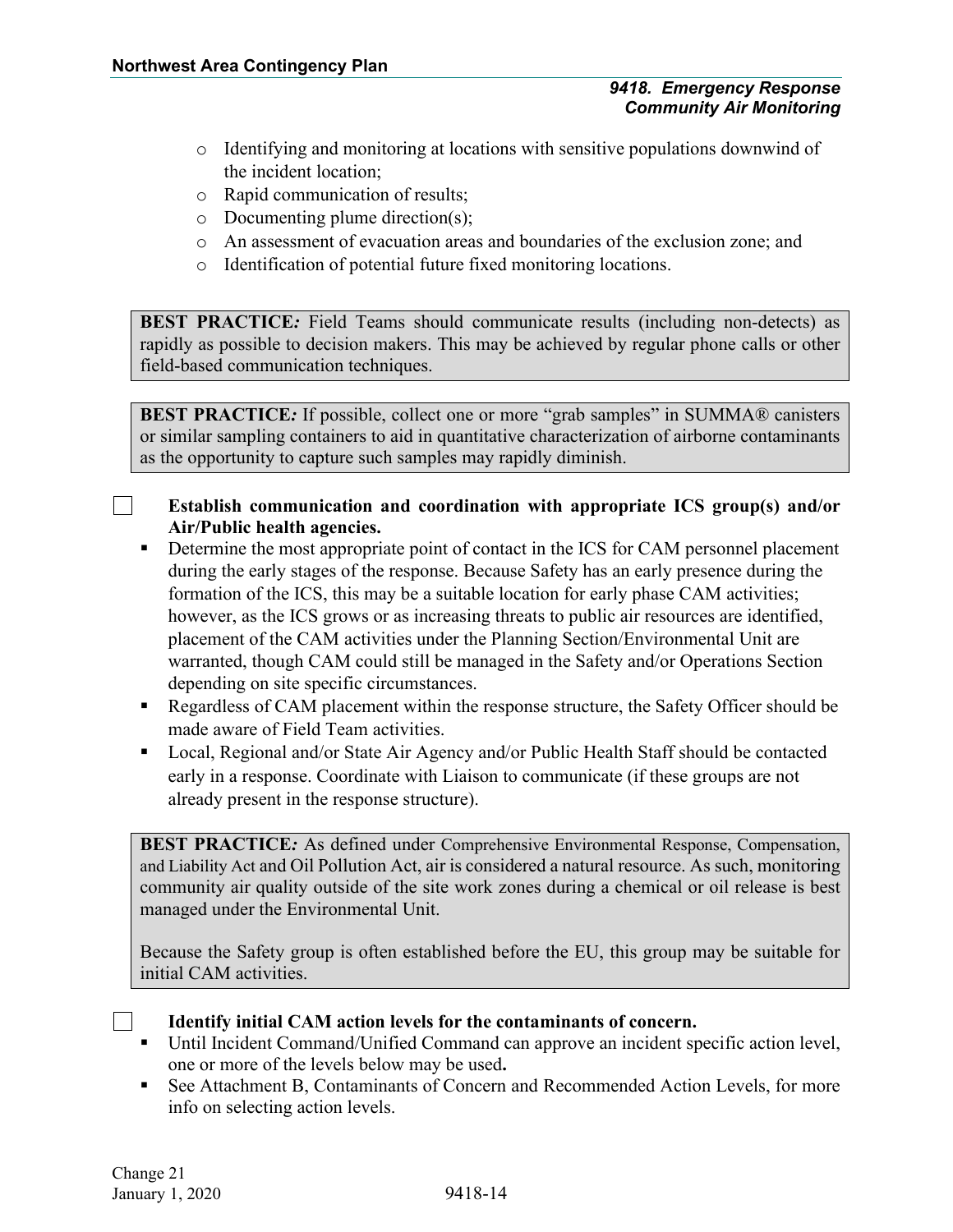- Identifying and monitoring at locations with sensitive populations downwind of the incident location;
- Rapid communication of results;
- Documenting plume direction(s);
- An assessment of evacuation areas and boundaries of the exclusion zone; and
- Identification of potential future fixed monitoring locations.

> **BEST PRACTICE*:*** Field Teams should communicate results (including non-detects) as rapidly as possible to decision makers. This may be achieved by regular phone calls or other field-based communication techniques.

> **BEST PRACTICE*:*** If possible, collect one or more "grab samples" in SUMMA® canisters or similar sampling containers to aid in quantitative characterization of airborne contaminants as the opportunity to capture such samples may rapidly diminish.

☐ **Establish communication and coordination with appropriate ICS group(s) and/or Air/Public health agencies.**

- Determine the most appropriate point of contact in the ICS for CAM personnel placement during the early stages of the response. Because Safety has an early presence during the formation of the ICS, this may be a suitable location for early phase CAM activities; however, as the ICS grows or as increasing threats to public air resources are identified, placement of the CAM activities under the Planning Section/Environmental Unit are warranted, though CAM could still be managed in the Safety and/or Operations Section depending on site specific circumstances.
- Regardless of CAM placement within the response structure, the Safety Officer should be made aware of Field Team activities.
- Local, Regional and/or State Air Agency and/or Public Health Staff should be contacted early in a response. Coordinate with Liaison to communicate (if these groups are not already present in the response structure).

> **BEST PRACTICE*:*** As defined under Comprehensive Environmental Response, Compensation, and Liability Act and Oil Pollution Act, air is considered a natural resource. As such, monitoring community air quality outside of the site work zones during a chemical or oil release is best managed under the Environmental Unit.
>
> Because the Safety group is often established before the EU, this group may be suitable for initial CAM activities.

☐ **Identify initial CAM action levels for the contaminants of concern.**

- Until Incident Command/Unified Command can approve an incident specific action level, one or more of the levels below may be used**.**
- See Attachment B, Contaminants of Concern and Recommended Action Levels, for more info on selecting action levels.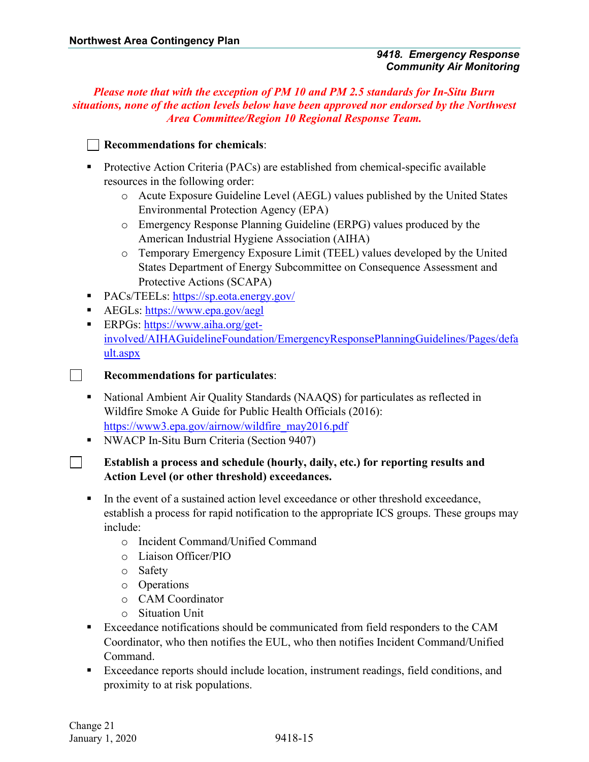***Please note that with the exception of PM 10 and PM 2.5 standards for In-Situ Burn situations, none of the action levels below have been approved nor endorsed by the Northwest Area Committee/Region 10 Regional Response Team.***

☐ **Recommendations for chemicals**:

- Protective Action Criteria (PACs) are established from chemical-specific available resources in the following order:
  - Acute Exposure Guideline Level (AEGL) values published by the United States Environmental Protection Agency (EPA)
  - Emergency Response Planning Guideline (ERPG) values produced by the American Industrial Hygiene Association (AIHA)
  - Temporary Emergency Exposure Limit (TEEL) values developed by the United States Department of Energy Subcommittee on Consequence Assessment and Protective Actions (SCAPA)
- PACs/TEELs: https://sp.eota.energy.gov/
- AEGLs: https://www.epa.gov/aegl
- ERPGs: https://www.aiha.org/get-involved/AIHAGuidelineFoundation/EmergencyResponsePlanningGuidelines/Pages/default.aspx

☐ **Recommendations for particulates**:

- National Ambient Air Quality Standards (NAAQS) for particulates as reflected in Wildfire Smoke A Guide for Public Health Officials (2016): https://www3.epa.gov/airnow/wildfire_may2016.pdf
- NWACP In-Situ Burn Criteria (Section 9407)

☐ **Establish a process and schedule (hourly, daily, etc.) for reporting results and Action Level (or other threshold) exceedances.**

- In the event of a sustained action level exceedance or other threshold exceedance, establish a process for rapid notification to the appropriate ICS groups. These groups may include:
  - Incident Command/Unified Command
  - Liaison Officer/PIO
  - Safety
  - Operations
  - CAM Coordinator
  - Situation Unit
- Exceedance notifications should be communicated from field responders to the CAM Coordinator, who then notifies the EUL, who then notifies Incident Command/Unified Command.
- Exceedance reports should include location, instrument readings, field conditions, and proximity to at risk populations.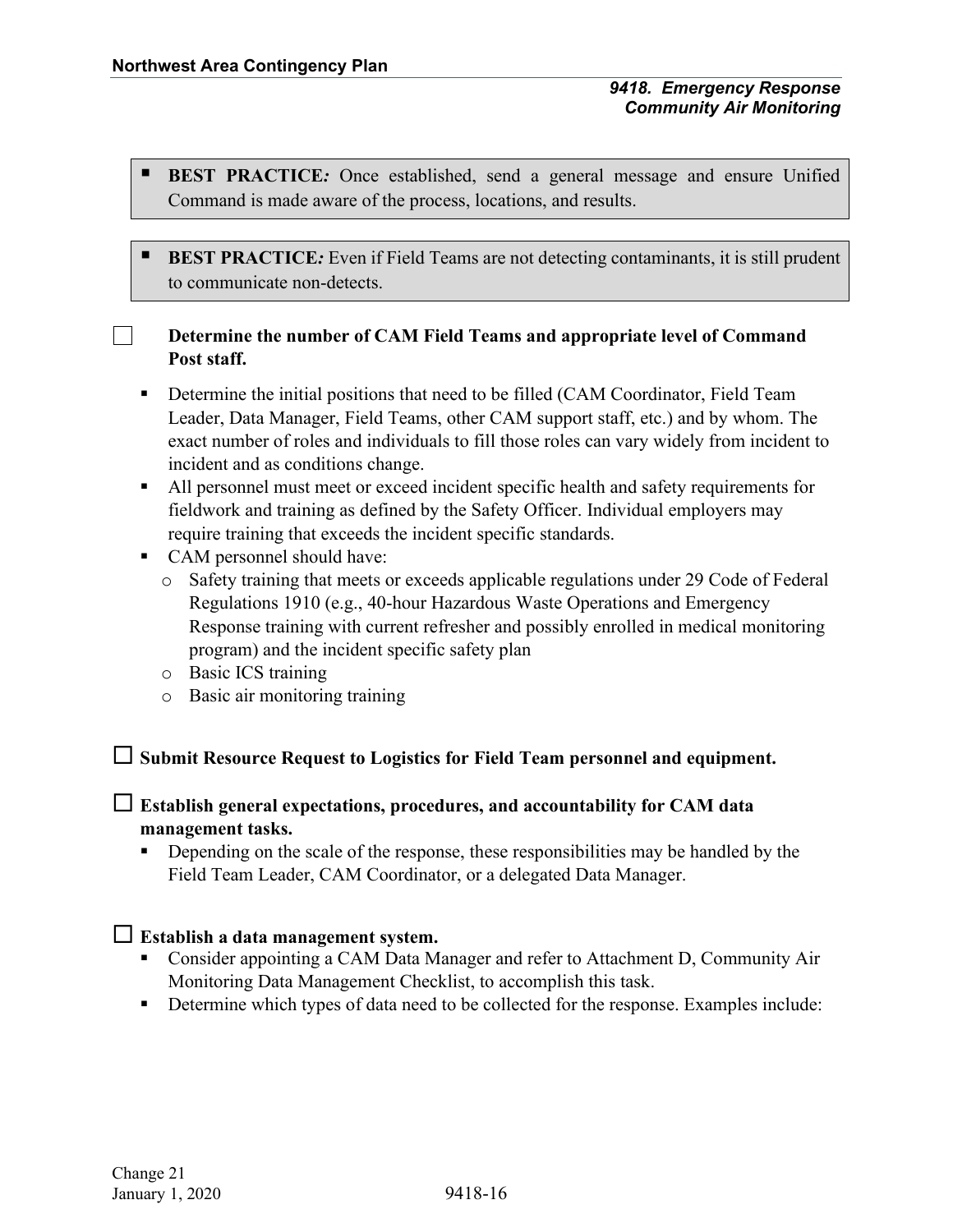- **BEST PRACTICE*:*** Once established, send a general message and ensure Unified Command is made aware of the process, locations, and results.

- **BEST PRACTICE*:*** Even if Field Teams are not detecting contaminants, it is still prudent to communicate non-detects.

☐ **Determine the number of CAM Field Teams and appropriate level of Command Post staff.**

- Determine the initial positions that need to be filled (CAM Coordinator, Field Team Leader, Data Manager, Field Teams, other CAM support staff, etc.) and by whom. The exact number of roles and individuals to fill those roles can vary widely from incident to incident and as conditions change.
- All personnel must meet or exceed incident specific health and safety requirements for fieldwork and training as defined by the Safety Officer. Individual employers may require training that exceeds the incident specific standards.
- CAM personnel should have:
  - Safety training that meets or exceeds applicable regulations under 29 Code of Federal Regulations 1910 (e.g., 40-hour Hazardous Waste Operations and Emergency Response training with current refresher and possibly enrolled in medical monitoring program) and the incident specific safety plan
  - Basic ICS training
  - Basic air monitoring training

☐ **Submit Resource Request to Logistics for Field Team personnel and equipment.**

☐ **Establish general expectations, procedures, and accountability for CAM data management tasks.**

- Depending on the scale of the response, these responsibilities may be handled by the Field Team Leader, CAM Coordinator, or a delegated Data Manager.

☐ **Establish a data management system.**

- Consider appointing a CAM Data Manager and refer to Attachment D, Community Air Monitoring Data Management Checklist, to accomplish this task.
- Determine which types of data need to be collected for the response. Examples include: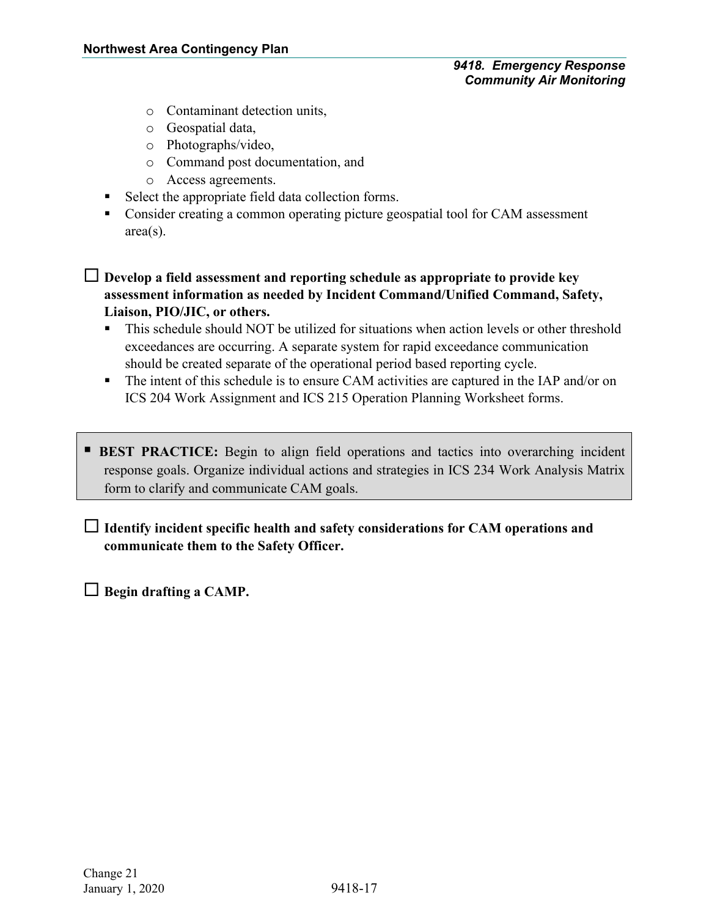- Contaminant detection units,
    - Geospatial data,
    - Photographs/video,
    - Command post documentation, and
    - Access agreements.
- Select the appropriate field data collection forms.
- Consider creating a common operating picture geospatial tool for CAM assessment area(s).

☐ **Develop a field assessment and reporting schedule as appropriate to provide key assessment information as needed by Incident Command/Unified Command, Safety, Liaison, PIO/JIC, or others.**

- This schedule should NOT be utilized for situations when action levels or other threshold exceedances are occurring. A separate system for rapid exceedance communication should be created separate of the operational period based reporting cycle.
- The intent of this schedule is to ensure CAM activities are captured in the IAP and/or on ICS 204 Work Assignment and ICS 215 Operation Planning Worksheet forms.

> ▪ **BEST PRACTICE:** Begin to align field operations and tactics into overarching incident response goals. Organize individual actions and strategies in ICS 234 Work Analysis Matrix form to clarify and communicate CAM goals.

☐ **Identify incident specific health and safety considerations for CAM operations and communicate them to the Safety Officer.**

☐ **Begin drafting a CAMP.**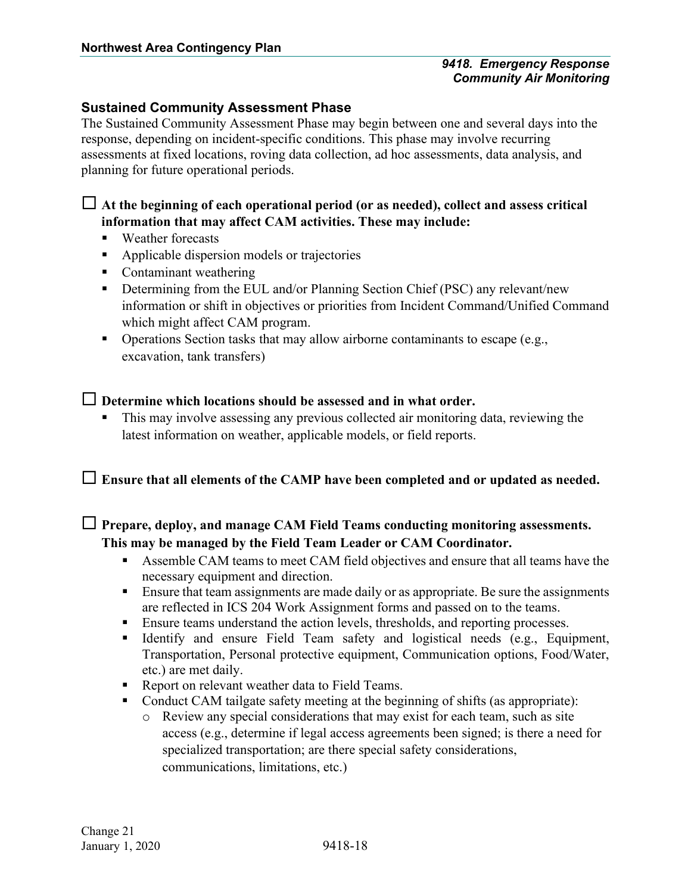## Sustained Community Assessment Phase

The Sustained Community Assessment Phase may begin between one and several days into the response, depending on incident-specific conditions. This phase may involve recurring assessments at fixed locations, roving data collection, ad hoc assessments, data analysis, and planning for future operational periods.

☐ **At the beginning of each operational period (or as needed), collect and assess critical information that may affect CAM activities. These may include:**

- Weather forecasts
- Applicable dispersion models or trajectories
- Contaminant weathering
- Determining from the EUL and/or Planning Section Chief (PSC) any relevant/new information or shift in objectives or priorities from Incident Command/Unified Command which might affect CAM program.
- Operations Section tasks that may allow airborne contaminants to escape (e.g., excavation, tank transfers)

☐ **Determine which locations should be assessed and in what order.**

- This may involve assessing any previous collected air monitoring data, reviewing the latest information on weather, applicable models, or field reports.

☐ **Ensure that all elements of the CAMP have been completed and or updated as needed.**

☐ **Prepare, deploy, and manage CAM Field Teams conducting monitoring assessments. This may be managed by the Field Team Leader or CAM Coordinator.**

- Assemble CAM teams to meet CAM field objectives and ensure that all teams have the necessary equipment and direction.
- Ensure that team assignments are made daily or as appropriate. Be sure the assignments are reflected in ICS 204 Work Assignment forms and passed on to the teams.
- Ensure teams understand the action levels, thresholds, and reporting processes.
- Identify and ensure Field Team safety and logistical needs (e.g., Equipment, Transportation, Personal protective equipment, Communication options, Food/Water, etc.) are met daily.
- Report on relevant weather data to Field Teams.
- Conduct CAM tailgate safety meeting at the beginning of shifts (as appropriate):
  - Review any special considerations that may exist for each team, such as site access (e.g., determine if legal access agreements been signed; is there a need for specialized transportation; are there special safety considerations, communications, limitations, etc.)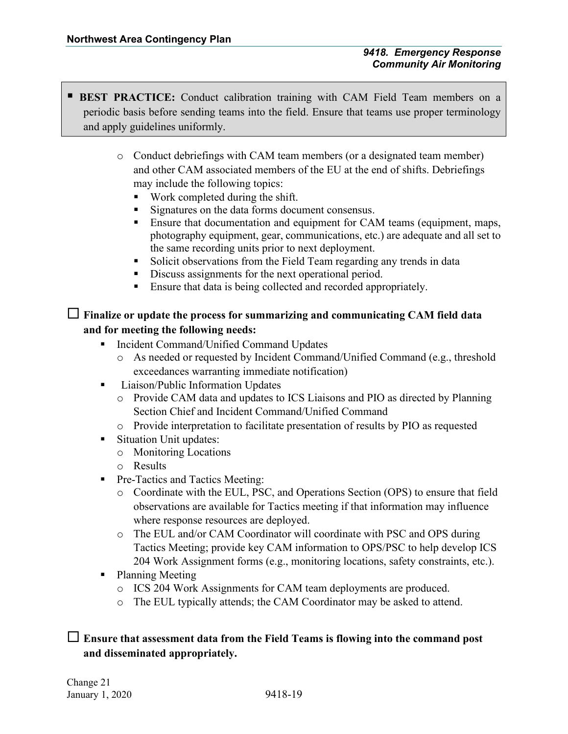- **BEST PRACTICE:** Conduct calibration training with CAM Field Team members on a periodic basis before sending teams into the field. Ensure that teams use proper terminology and apply guidelines uniformly.

  - Conduct debriefings with CAM team members (or a designated team member) and other CAM associated members of the EU at the end of shifts. Debriefings may include the following topics:
    - Work completed during the shift.
    - Signatures on the data forms document consensus.
    - Ensure that documentation and equipment for CAM teams (equipment, maps, photography equipment, gear, communications, etc.) are adequate and all set to the same recording units prior to next deployment.
    - Solicit observations from the Field Team regarding any trends in data
    - Discuss assignments for the next operational period.
    - Ensure that data is being collected and recorded appropriately.

☐ **Finalize or update the process for summarizing and communicating CAM field data and for meeting the following needs:**

- Incident Command/Unified Command Updates
  - As needed or requested by Incident Command/Unified Command (e.g., threshold exceedances warranting immediate notification)
- Liaison/Public Information Updates
  - Provide CAM data and updates to ICS Liaisons and PIO as directed by Planning Section Chief and Incident Command/Unified Command
  - Provide interpretation to facilitate presentation of results by PIO as requested
- Situation Unit updates:
  - Monitoring Locations
  - Results
- Pre-Tactics and Tactics Meeting:
  - Coordinate with the EUL, PSC, and Operations Section (OPS) to ensure that field observations are available for Tactics meeting if that information may influence where response resources are deployed.
  - The EUL and/or CAM Coordinator will coordinate with PSC and OPS during Tactics Meeting; provide key CAM information to OPS/PSC to help develop ICS 204 Work Assignment forms (e.g., monitoring locations, safety constraints, etc.).
- Planning Meeting
  - ICS 204 Work Assignments for CAM team deployments are produced.
  - The EUL typically attends; the CAM Coordinator may be asked to attend.

☐ **Ensure that assessment data from the Field Teams is flowing into the command post and disseminated appropriately.**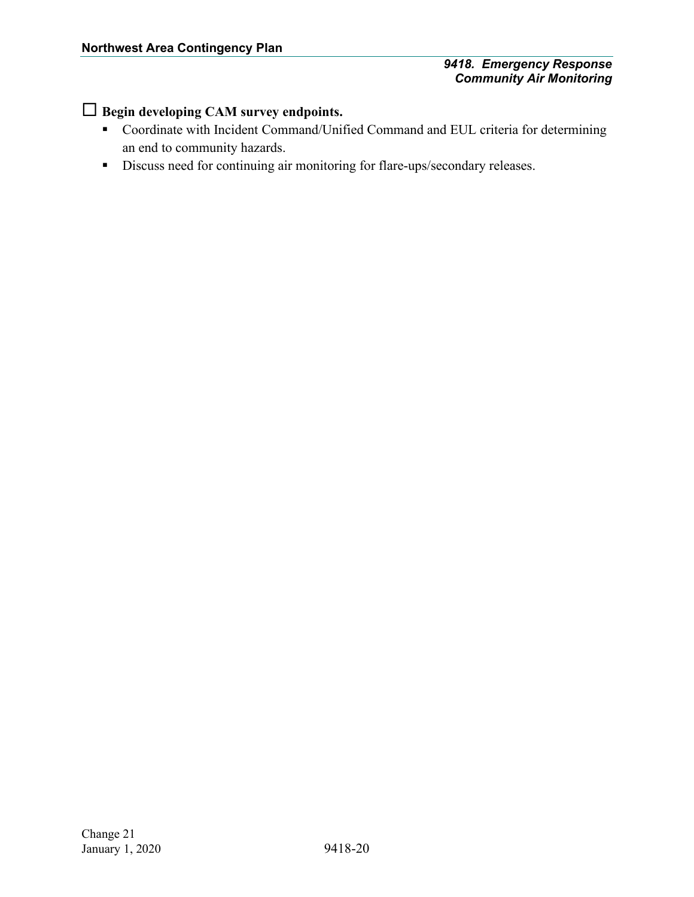☐ **Begin developing CAM survey endpoints.**

- Coordinate with Incident Command/Unified Command and EUL criteria for determining an end to community hazards.
- Discuss need for continuing air monitoring for flare-ups/secondary releases.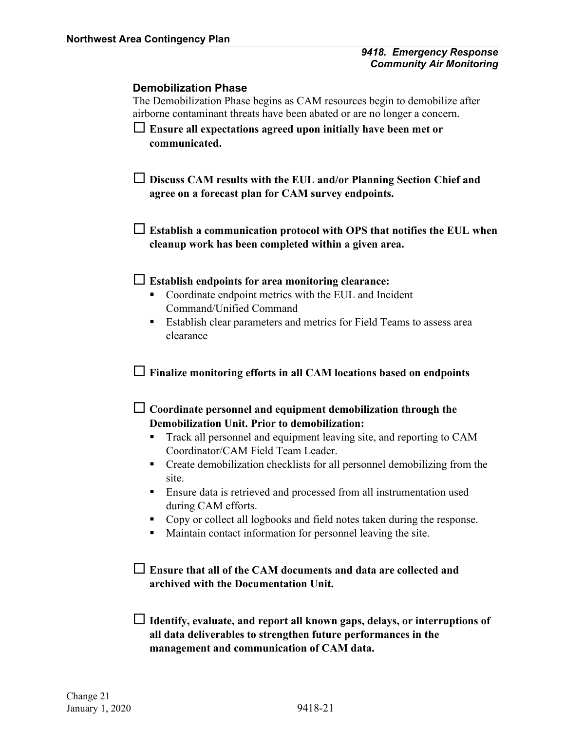## Demobilization Phase

The Demobilization Phase begins as CAM resources begin to demobilize after airborne contaminant threats have been abated or are no longer a concern.

☐ **Ensure all expectations agreed upon initially have been met or communicated.**

☐ **Discuss CAM results with the EUL and/or Planning Section Chief and agree on a forecast plan for CAM survey endpoints.**

☐ **Establish a communication protocol with OPS that notifies the EUL when cleanup work has been completed within a given area.**

☐ **Establish endpoints for area monitoring clearance:**

- Coordinate endpoint metrics with the EUL and Incident Command/Unified Command
- Establish clear parameters and metrics for Field Teams to assess area clearance

☐ **Finalize monitoring efforts in all CAM locations based on endpoints**

☐ **Coordinate personnel and equipment demobilization through the Demobilization Unit. Prior to demobilization:**

- Track all personnel and equipment leaving site, and reporting to CAM Coordinator/CAM Field Team Leader.
- Create demobilization checklists for all personnel demobilizing from the site.
- Ensure data is retrieved and processed from all instrumentation used during CAM efforts.
- Copy or collect all logbooks and field notes taken during the response.
- Maintain contact information for personnel leaving the site.

☐ **Ensure that all of the CAM documents and data are collected and archived with the Documentation Unit.**

☐ **Identify, evaluate, and report all known gaps, delays, or interruptions of all data deliverables to strengthen future performances in the management and communication of CAM data.**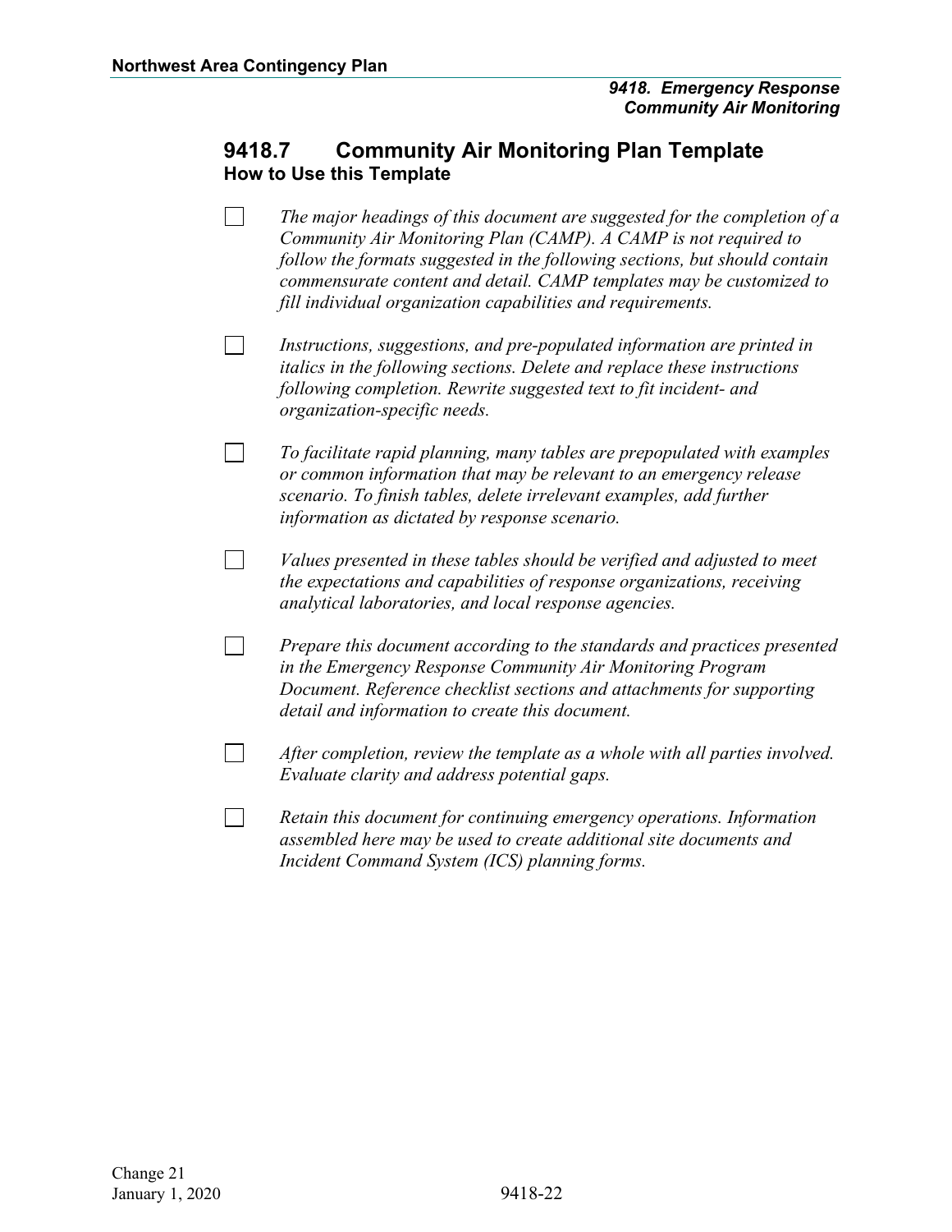## 9418.7 Community Air Monitoring Plan Template

### How to Use this Template

- [ ] *The major headings of this document are suggested for the completion of a Community Air Monitoring Plan (CAMP). A CAMP is not required to follow the formats suggested in the following sections, but should contain commensurate content and detail. CAMP templates may be customized to fill individual organization capabilities and requirements.*
- [ ] *Instructions, suggestions, and pre-populated information are printed in italics in the following sections. Delete and replace these instructions following completion. Rewrite suggested text to fit incident- and organization-specific needs.*
- [ ] *To facilitate rapid planning, many tables are prepopulated with examples or common information that may be relevant to an emergency release scenario. To finish tables, delete irrelevant examples, add further information as dictated by response scenario.*
- [ ] *Values presented in these tables should be verified and adjusted to meet the expectations and capabilities of response organizations, receiving analytical laboratories, and local response agencies.*
- [ ] *Prepare this document according to the standards and practices presented in the Emergency Response Community Air Monitoring Program Document. Reference checklist sections and attachments for supporting detail and information to create this document.*
- [ ] *After completion, review the template as a whole with all parties involved. Evaluate clarity and address potential gaps.*
- [ ] *Retain this document for continuing emergency operations. Information assembled here may be used to create additional site documents and Incident Command System (ICS) planning forms.*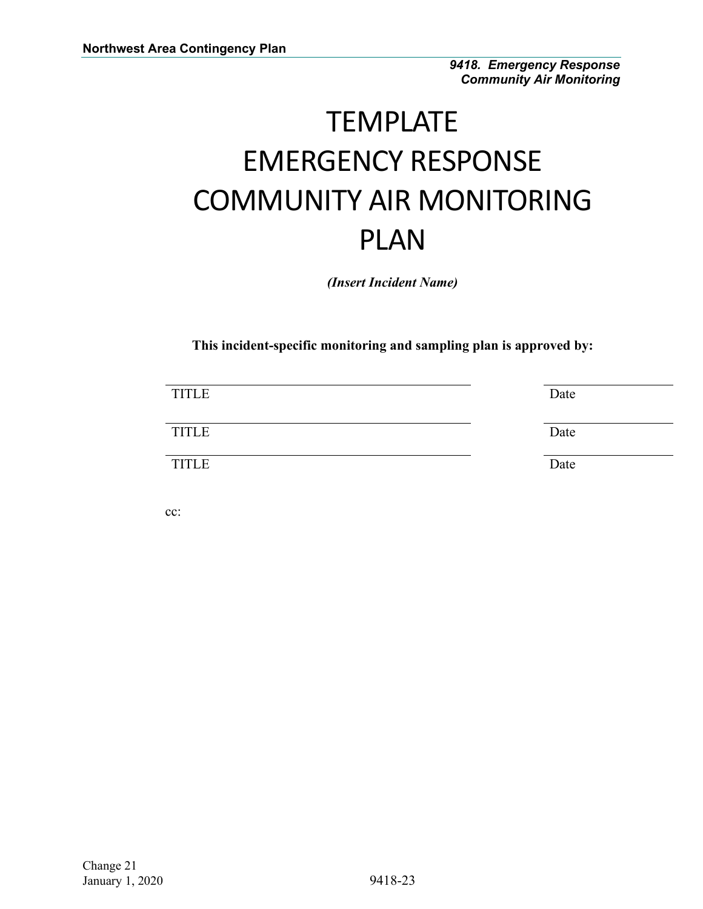# TEMPLATE EMERGENCY RESPONSE COMMUNITY AIR MONITORING PLAN

*(Insert Incident Name)*

**This incident-specific monitoring and sampling plan is approved by:**

| | |
|---|---|
| TITLE | Date |
| TITLE | Date |
| TITLE | Date |

cc: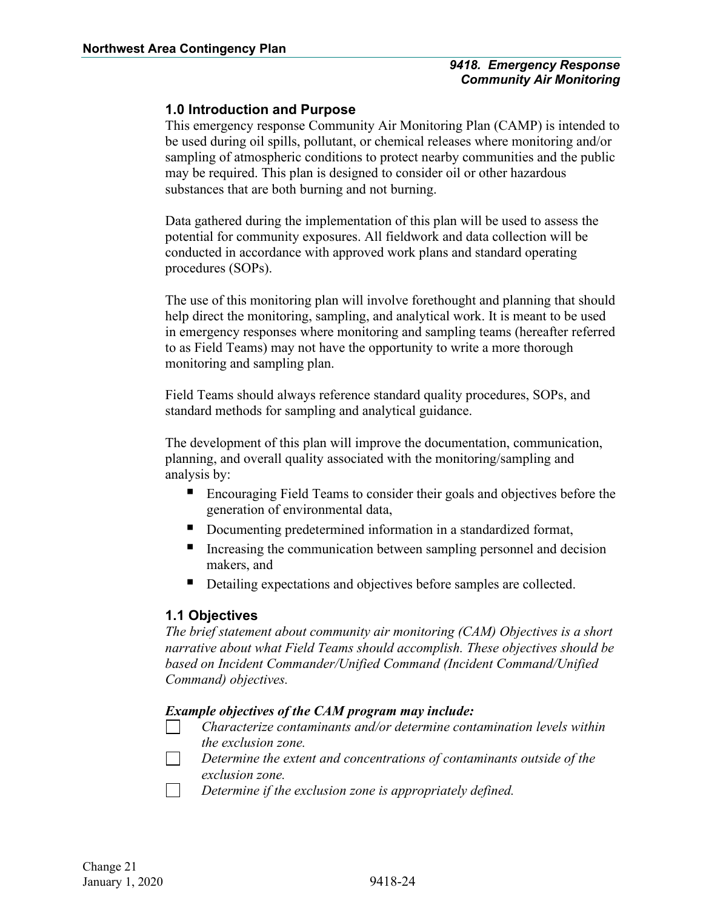## 1.0 Introduction and Purpose

This emergency response Community Air Monitoring Plan (CAMP) is intended to be used during oil spills, pollutant, or chemical releases where monitoring and/or sampling of atmospheric conditions to protect nearby communities and the public may be required. This plan is designed to consider oil or other hazardous substances that are both burning and not burning.

Data gathered during the implementation of this plan will be used to assess the potential for community exposures. All fieldwork and data collection will be conducted in accordance with approved work plans and standard operating procedures (SOPs).

The use of this monitoring plan will involve forethought and planning that should help direct the monitoring, sampling, and analytical work. It is meant to be used in emergency responses where monitoring and sampling teams (hereafter referred to as Field Teams) may not have the opportunity to write a more thorough monitoring and sampling plan.

Field Teams should always reference standard quality procedures, SOPs, and standard methods for sampling and analytical guidance.

The development of this plan will improve the documentation, communication, planning, and overall quality associated with the monitoring/sampling and analysis by:

- Encouraging Field Teams to consider their goals and objectives before the generation of environmental data,
- Documenting predetermined information in a standardized format,
- Increasing the communication between sampling personnel and decision makers, and
- Detailing expectations and objectives before samples are collected.

## 1.1 Objectives

*The brief statement about community air monitoring (CAM) Objectives is a short narrative about what Field Teams should accomplish. These objectives should be based on Incident Commander/Unified Command (Incident Command/Unified Command) objectives.*

***Example objectives of the CAM program may include:***

- ☐ *Characterize contaminants and/or determine contamination levels within the exclusion zone.*
- ☐ *Determine the extent and concentrations of contaminants outside of the exclusion zone.*
- ☐ *Determine if the exclusion zone is appropriately defined.*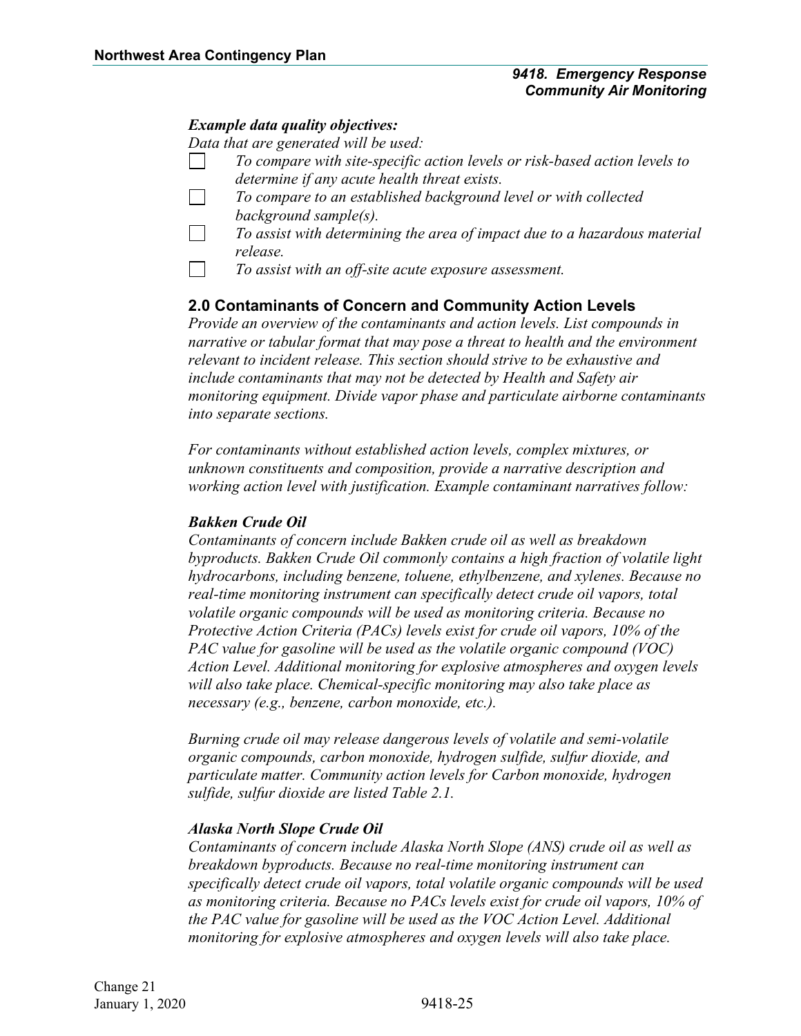*Example data quality objectives:*

*Data that are generated will be used:*

- [ ] *To compare with site-specific action levels or risk-based action levels to determine if any acute health threat exists.*
- [ ] *To compare to an established background level or with collected background sample(s).*
- [ ] *To assist with determining the area of impact due to a hazardous material release.*
- [ ] *To assist with an off-site acute exposure assessment.*

## 2.0 Contaminants of Concern and Community Action Levels

*Provide an overview of the contaminants and action levels. List compounds in narrative or tabular format that may pose a threat to health and the environment relevant to incident release. This section should strive to be exhaustive and include contaminants that may not be detected by Health and Safety air monitoring equipment. Divide vapor phase and particulate airborne contaminants into separate sections.*

*For contaminants without established action levels, complex mixtures, or unknown constituents and composition, provide a narrative description and working action level with justification. Example contaminant narratives follow:*

***Bakken Crude Oil***

*Contaminants of concern include Bakken crude oil as well as breakdown byproducts. Bakken Crude Oil commonly contains a high fraction of volatile light hydrocarbons, including benzene, toluene, ethylbenzene, and xylenes. Because no real-time monitoring instrument can specifically detect crude oil vapors, total volatile organic compounds will be used as monitoring criteria. Because no Protective Action Criteria (PACs) levels exist for crude oil vapors, 10% of the PAC value for gasoline will be used as the volatile organic compound (VOC) Action Level. Additional monitoring for explosive atmospheres and oxygen levels will also take place. Chemical-specific monitoring may also take place as necessary (e.g., benzene, carbon monoxide, etc.).*

*Burning crude oil may release dangerous levels of volatile and semi-volatile organic compounds, carbon monoxide, hydrogen sulfide, sulfur dioxide, and particulate matter. Community action levels for Carbon monoxide, hydrogen sulfide, sulfur dioxide are listed Table 2.1.*

***Alaska North Slope Crude Oil***

*Contaminants of concern include Alaska North Slope (ANS) crude oil as well as breakdown byproducts. Because no real-time monitoring instrument can specifically detect crude oil vapors, total volatile organic compounds will be used as monitoring criteria. Because no PACs levels exist for crude oil vapors, 10% of the PAC value for gasoline will be used as the VOC Action Level. Additional monitoring for explosive atmospheres and oxygen levels will also take place.*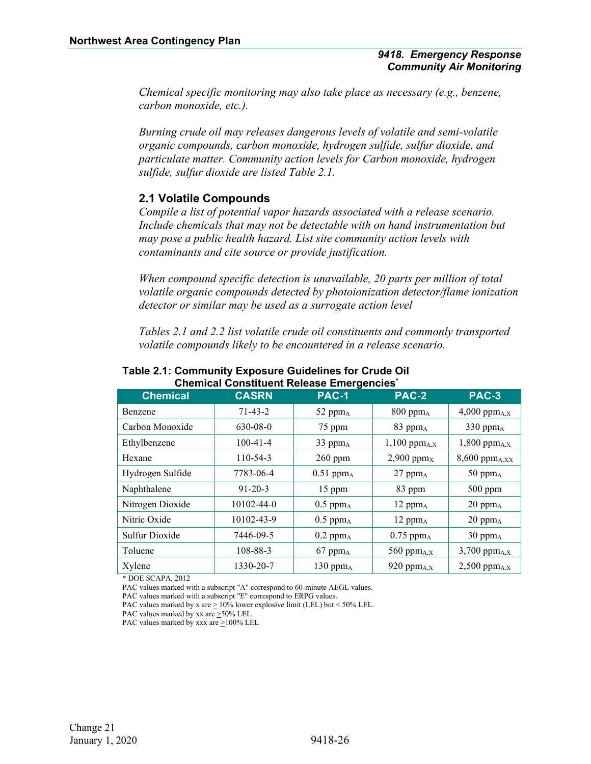*Chemical specific monitoring may also take place as necessary (e.g., benzene, carbon monoxide, etc.).*

*Burning crude oil may releases dangerous levels of volatile and semi-volatile organic compounds, carbon monoxide, hydrogen sulfide, sulfur dioxide, and particulate matter. Community action levels for Carbon monoxide, hydrogen sulfide, sulfur dioxide are listed Table 2.1.*

## 2.1 Volatile Compounds

*Compile a list of potential vapor hazards associated with a release scenario. Include chemicals that may not be detectable with on hand instrumentation but may pose a public health hazard. List site community action levels with contaminants and cite source or provide justification.*

*When compound specific detection is unavailable, 20 parts per million of total volatile organic compounds detected by photoionization detector/flame ionization detector or similar may be used as a surrogate action level*

*Tables 2.1 and 2.2 list volatile crude oil constituents and commonly transported volatile compounds likely to be encountered in a release scenario.*

**Table 2.1: Community Exposure Guidelines for Crude Oil Chemical Constituent Release Emergencies***

| Chemical | CASRN | PAC-1 | PAC-2 | PAC-3 |
|---|---|---|---|---|
| Benzene | 71-43-2 | 52 $ppm_{A}$ | 800 $ppm_{A}$ | 4,000 $ppm_{A,X}$ |
| Carbon Monoxide | 630-08-0 | 75 ppm | 83 $ppm_{A}$ | 330 $ppm_{A}$ |
| Ethylbenzene | 100-41-4 | 33 $ppm_{A}$ | 1,100 $ppm_{A,X}$ | 1,800 $ppm_{A,X}$ |
| Hexane | 110-54-3 | 260 ppm | 2,900 $ppm_{X}$ | 8,600 $ppm_{A,XX}$ |
| Hydrogen Sulfide | 7783-06-4 | 0.51 $ppm_{A}$ | 27 $ppm_{A}$ | 50 $ppm_{A}$ |
| Naphthalene | 91-20-3 | 15 ppm | 83 ppm | 500 ppm |
| Nitrogen Dioxide | 10102-44-0 | 0.5 $ppm_{A}$ | 12 $ppm_{A}$ | 20 $ppm_{A}$ |
| Nitric Oxide | 10102-43-9 | 0.5 $ppm_{A}$ | 12 $ppm_{A}$ | 20 $ppm_{A}$ |
| Sulfur Dioxide | 7446-09-5 | 0.2 $ppm_{A}$ | 0.75 $ppm_{A}$ | 30 $ppm_{A}$ |
| Toluene | 108-88-3 | 67 $ppm_{A}$ | 560 $ppm_{A,X}$ | 3,700 $ppm_{A,X}$ |
| Xylene | 1330-20-7 | 130 $ppm_{A}$ | 920 $ppm_{A,X}$ | 2,500 $ppm_{A,X}$ |

\* DOE SCAPA, 2012

PAC values marked with a subscript "A" correspond to 60-minute AEGL values.

PAC values marked with a subscript "E" correspond to ERPG values.

PAC values marked by x are ≥ 10% lower explosive limit (LEL) but < 50% LEL.

PAC values marked by xx are ≥50% LEL

PAC values marked by xxx are ≥100% LEL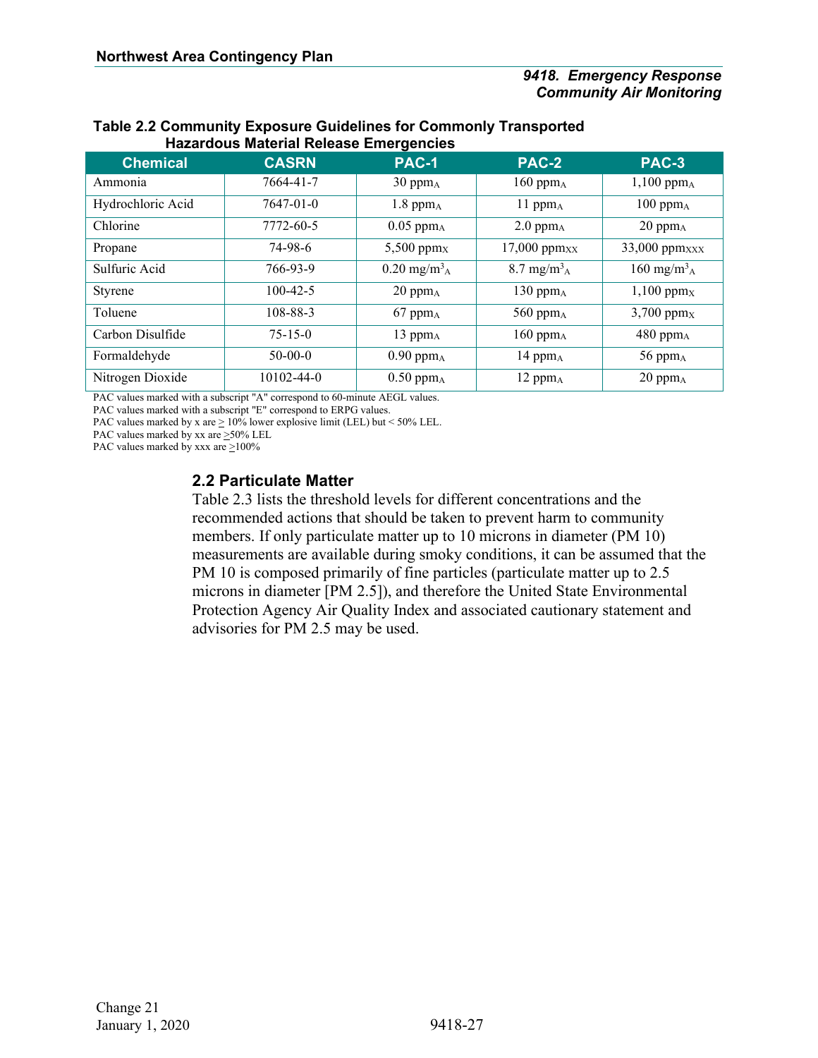**Table 2.2 Community Exposure Guidelines for Commonly Transported Hazardous Material Release Emergencies**

| Chemical | CASRN | PAC-1 | PAC-2 | PAC-3 |
|---|---|---|---|---|
| Ammonia | 7664-41-7 | 30 $ppm_A$ | 160 $ppm_A$ | 1,100 $ppm_A$ |
| Hydrochloric Acid | 7647-01-0 | 1.8 $ppm_A$ | 11 $ppm_A$ | 100 $ppm_A$ |
| Chlorine | 7772-60-5 | 0.05 $ppm_A$ | 2.0 $ppm_A$ | 20 $ppm_A$ |
| Propane | 74-98-6 | 5,500 $ppm_X$ | 17,000 $ppm_{XX}$ | 33,000 $ppm_{XXX}$ |
| Sulfuric Acid | 766-93-9 | 0.20 $mg/m^3{}_A$ | 8.7 $mg/m^3{}_A$ | 160 $mg/m^3{}_A$ |
| Styrene | 100-42-5 | 20 $ppm_A$ | 130 $ppm_A$ | 1,100 $ppm_X$ |
| Toluene | 108-88-3 | 67 $ppm_A$ | 560 $ppm_A$ | 3,700 $ppm_X$ |
| Carbon Disulfide | 75-15-0 | 13 $ppm_A$ | 160 $ppm_A$ | 480 $ppm_A$ |
| Formaldehyde | 50-00-0 | 0.90 $ppm_A$ | 14 $ppm_A$ | 56 $ppm_A$ |
| Nitrogen Dioxide | 10102-44-0 | 0.50 $ppm_A$ | 12 $ppm_A$ | 20 $ppm_A$ |

PAC values marked with a subscript "A" correspond to 60-minute AEGL values.
PAC values marked with a subscript "E" correspond to ERPG values.
PAC values marked by x are ≥ 10% lower explosive limit (LEL) but < 50% LEL.
PAC values marked by xx are ≥50% LEL
PAC values marked by xxx are ≥100%

## 2.2 Particulate Matter

Table 2.3 lists the threshold levels for different concentrations and the recommended actions that should be taken to prevent harm to community members. If only particulate matter up to 10 microns in diameter (PM 10) measurements are available during smoky conditions, it can be assumed that the PM 10 is composed primarily of fine particles (particulate matter up to 2.5 microns in diameter [PM 2.5]), and therefore the United State Environmental Protection Agency Air Quality Index and associated cautionary statement and advisories for PM 2.5 may be used.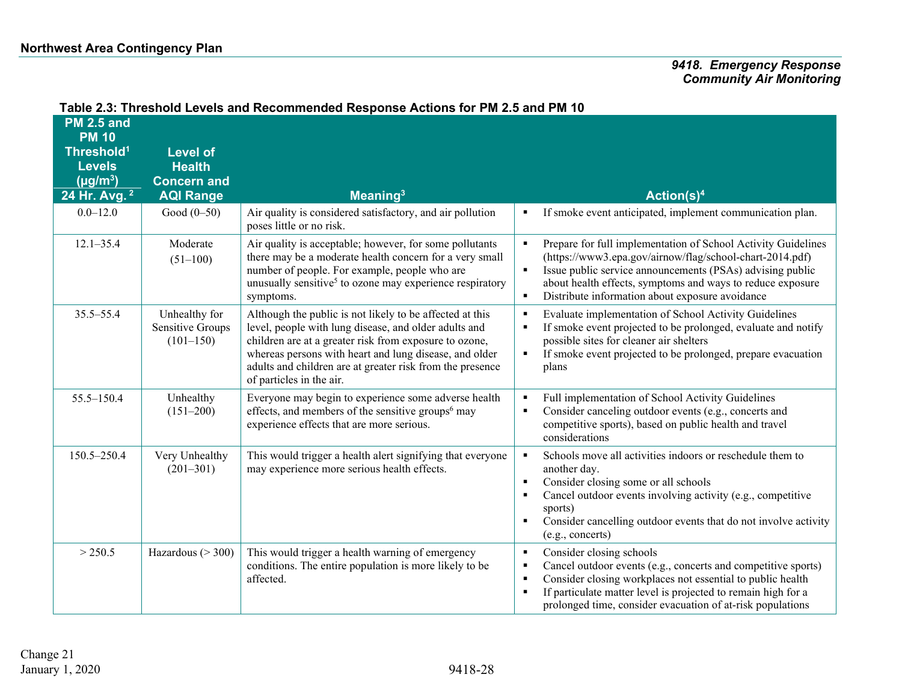**Table 2.3: Threshold Levels and Recommended Response Actions for PM 2.5 and PM 10**

| PM 2.5 and PM 10 Threshold[1] Levels (μg/m³) 24 Hr. Avg. [2] | Level of Health Concern and AQI Range | Meaning[3] | Action(s)[4] |
|---|---|---|---|
| 0.0–12.0 | Good (0–50) | Air quality is considered satisfactory, and air pollution poses little or no risk. | ▪ If smoke event anticipated, implement communication plan. |
| 12.1–35.4 | Moderate (51–100) | Air quality is acceptable; however, for some pollutants there may be a moderate health concern for a very small number of people. For example, people who are unusually sensitive[5] to ozone may experience respiratory symptoms. | ▪ Prepare for full implementation of School Activity Guidelines (https://www3.epa.gov/airnow/flag/school-chart-2014.pdf)<br>▪ Issue public service announcements (PSAs) advising public about health effects, symptoms and ways to reduce exposure<br>▪ Distribute information about exposure avoidance |
| 35.5–55.4 | Unhealthy for Sensitive Groups (101–150) | Although the public is not likely to be affected at this level, people with lung disease, and older adults and children are at a greater risk from exposure to ozone, whereas persons with heart and lung disease, and older adults and children are at greater risk from the presence of particles in the air. | ▪ Evaluate implementation of School Activity Guidelines<br>▪ If smoke event projected to be prolonged, evaluate and notify possible sites for cleaner air shelters<br>▪ If smoke event projected to be prolonged, prepare evacuation plans |
| 55.5–150.4 | Unhealthy (151–200) | Everyone may begin to experience some adverse health effects, and members of the sensitive groups[6] may experience effects that are more serious. | ▪ Full implementation of School Activity Guidelines<br>▪ Consider canceling outdoor events (e.g., concerts and competitive sports), based on public health and travel considerations |
| 150.5–250.4 | Very Unhealthy (201–301) | This would trigger a health alert signifying that everyone may experience more serious health effects. | ▪ Schools move all activities indoors or reschedule them to another day.<br>▪ Consider closing some or all schools<br>▪ Cancel outdoor events involving activity (e.g., competitive sports)<br>▪ Consider cancelling outdoor events that do not involve activity (e.g., concerts) |
| > 250.5 | Hazardous (> 300) | This would trigger a health warning of emergency conditions. The entire population is more likely to be affected. | ▪ Consider closing schools<br>▪ Cancel outdoor events (e.g., concerts and competitive sports)<br>▪ Consider closing workplaces not essential to public health<br>▪ If particulate matter level is projected to remain high for a prolonged time, consider evacuation of at-risk populations |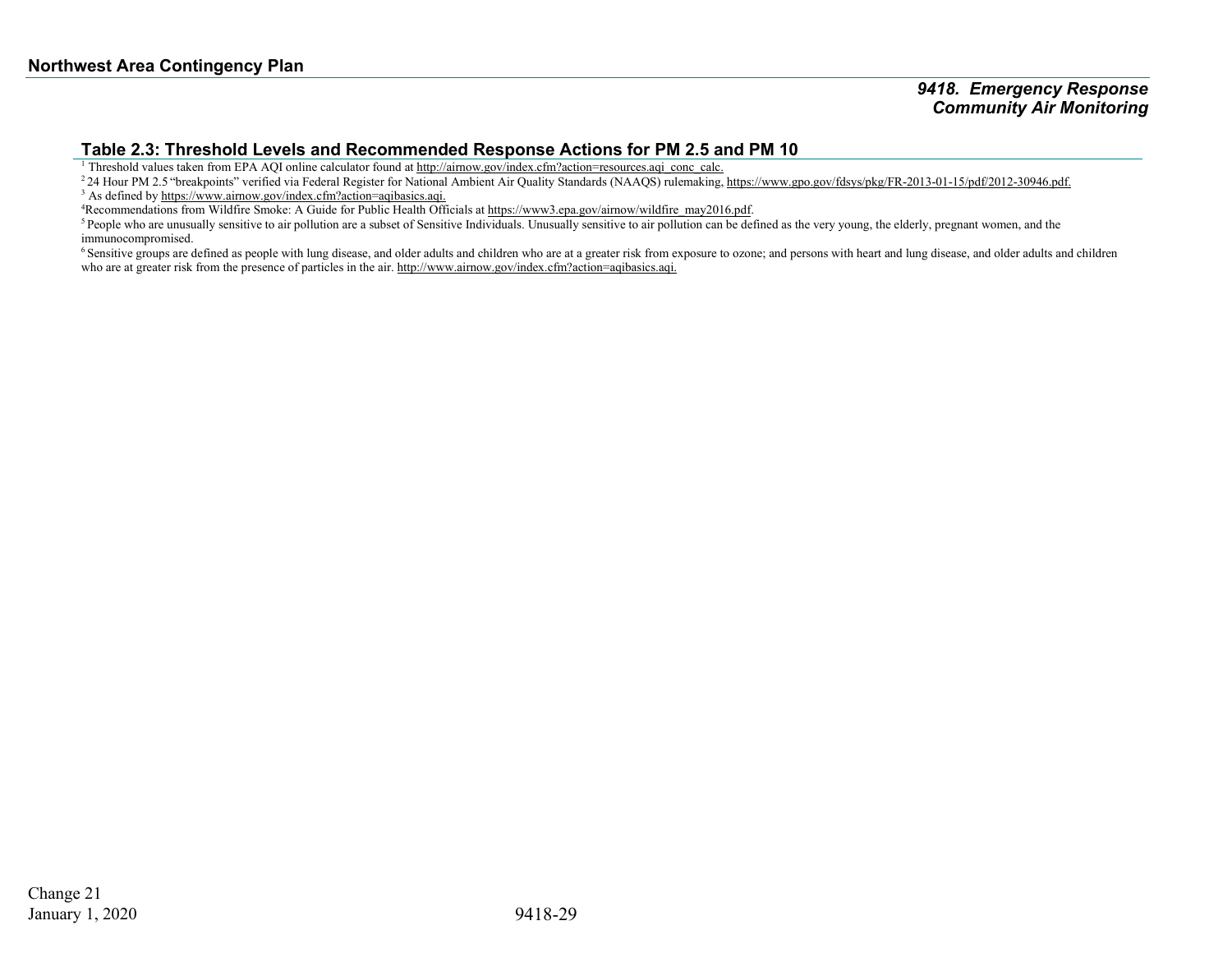**Table 2.3: Threshold Levels and Recommended Response Actions for PM 2.5 and PM 10**

[1] Threshold values taken from EPA AQI online calculator found at http://airnow.gov/index.cfm?action=resources.aqi_conc_calc.

[2] 24 Hour PM 2.5 "breakpoints" verified via Federal Register for National Ambient Air Quality Standards (NAAQS) rulemaking, https://www.gpo.gov/fdsys/pkg/FR-2013-01-15/pdf/2012-30946.pdf.

[3] As defined by https://www.airnow.gov/index.cfm?action=aqibasics.aqi.

[4] Recommendations from Wildfire Smoke: A Guide for Public Health Officials at https://www3.epa.gov/airnow/wildfire_may2016.pdf.

[5] People who are unusually sensitive to air pollution are a subset of Sensitive Individuals. Unusually sensitive to air pollution can be defined as the very young, the elderly, pregnant women, and the immunocompromised.

[6] Sensitive groups are defined as people with lung disease, and older adults and children who are at a greater risk from exposure to ozone; and persons with heart and lung disease, and older adults and children who are at greater risk from the presence of particles in the air. http://www.airnow.gov/index.cfm?action=aqibasics.aqi.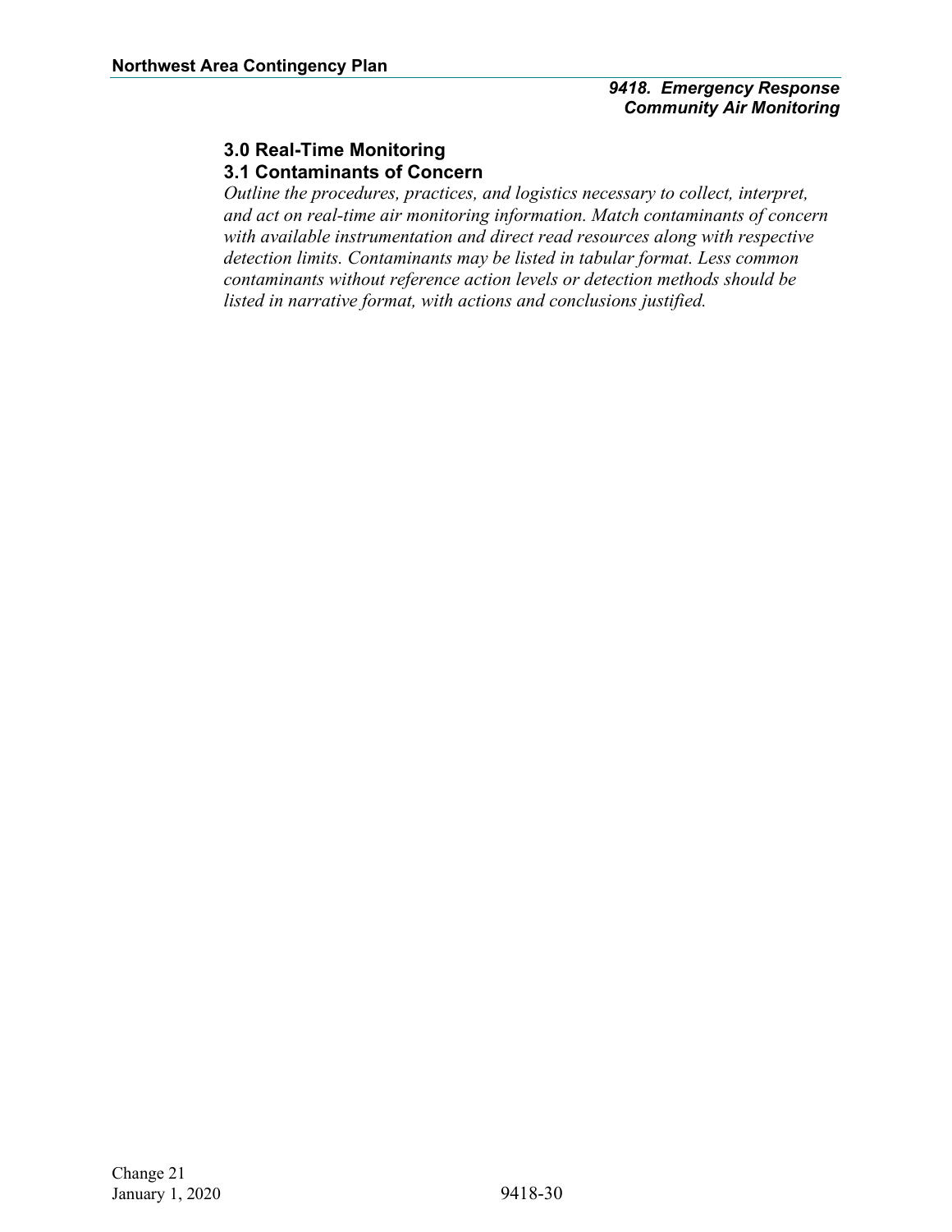## 3.0 Real-Time Monitoring

### 3.1 Contaminants of Concern

*Outline the procedures, practices, and logistics necessary to collect, interpret, and act on real-time air monitoring information. Match contaminants of concern with available instrumentation and direct read resources along with respective detection limits. Contaminants may be listed in tabular format. Less common contaminants without reference action levels or detection methods should be listed in narrative format, with actions and conclusions justified.*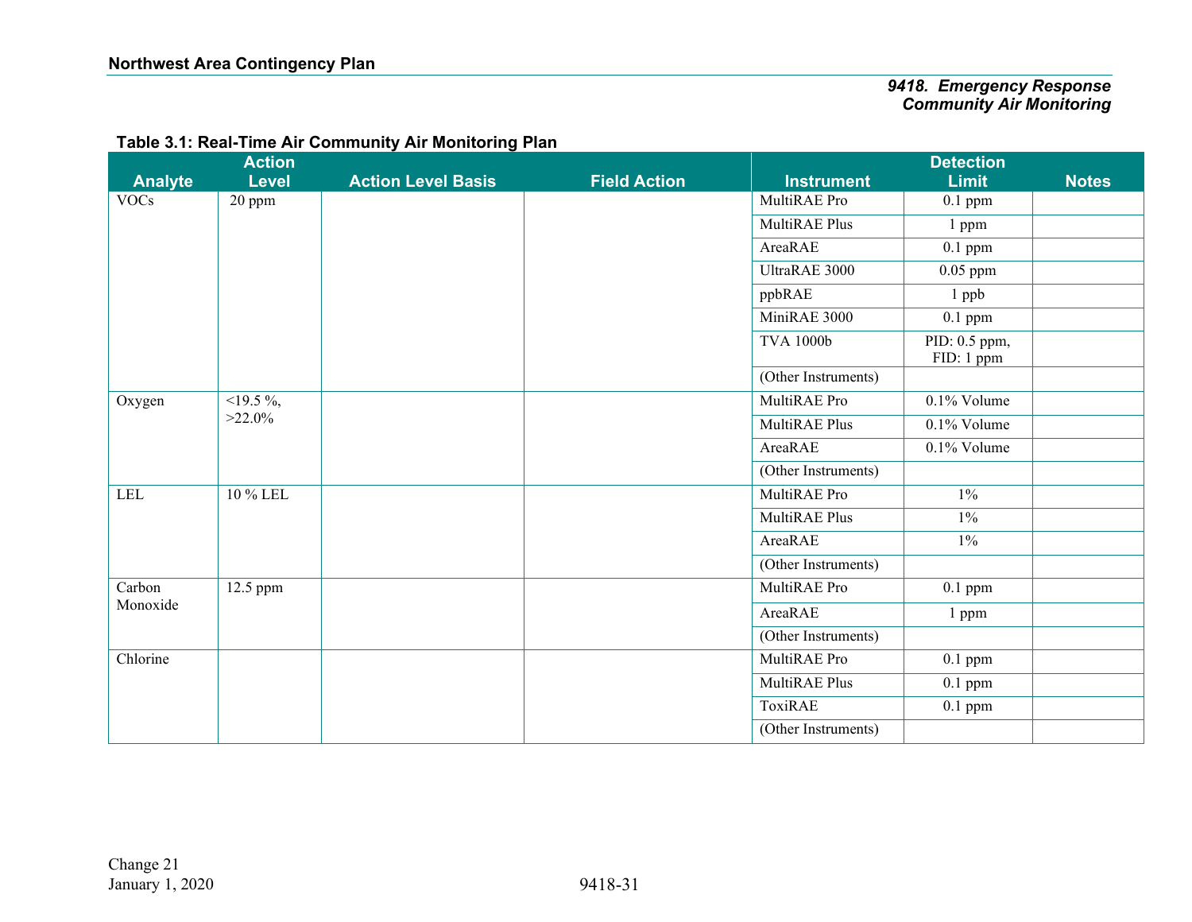**Table 3.1: Real-Time Air Community Air Monitoring Plan**

| Analyte | Action Level | Action Level Basis | Field Action | Instrument | Detection Limit | Notes |
|---|---|---|---|---|---|---|
| VOCs | 20 ppm | | | MultiRAE Pro | 0.1 ppm | |
| | | | | MultiRAE Plus | 1 ppm | |
| | | | | AreaRAE | 0.1 ppm | |
| | | | | UltraRAE 3000 | 0.05 ppm | |
| | | | | ppbRAE | 1 ppb | |
| | | | | MiniRAE 3000 | 0.1 ppm | |
| | | | | TVA 1000b | PID: 0.5 ppm, FID: 1 ppm | |
| | | | | (Other Instruments) | | |
| Oxygen | <19.5 %, >22.0% | | | MultiRAE Pro | 0.1% Volume | |
| | | | | MultiRAE Plus | 0.1% Volume | |
| | | | | AreaRAE | 0.1% Volume | |
| | | | | (Other Instruments) | | |
| LEL | 10 % LEL | | | MultiRAE Pro | 1% | |
| | | | | MultiRAE Plus | 1% | |
| | | | | AreaRAE | 1% | |
| | | | | (Other Instruments) | | |
| Carbon Monoxide | 12.5 ppm | | | MultiRAE Pro | 0.1 ppm | |
| | | | | AreaRAE | 1 ppm | |
| | | | | (Other Instruments) | | |
| Chlorine | | | | MultiRAE Pro | 0.1 ppm | |
| | | | | MultiRAE Plus | 0.1 ppm | |
| | | | | ToxiRAE | 0.1 ppm | |
| | | | | (Other Instruments) | | |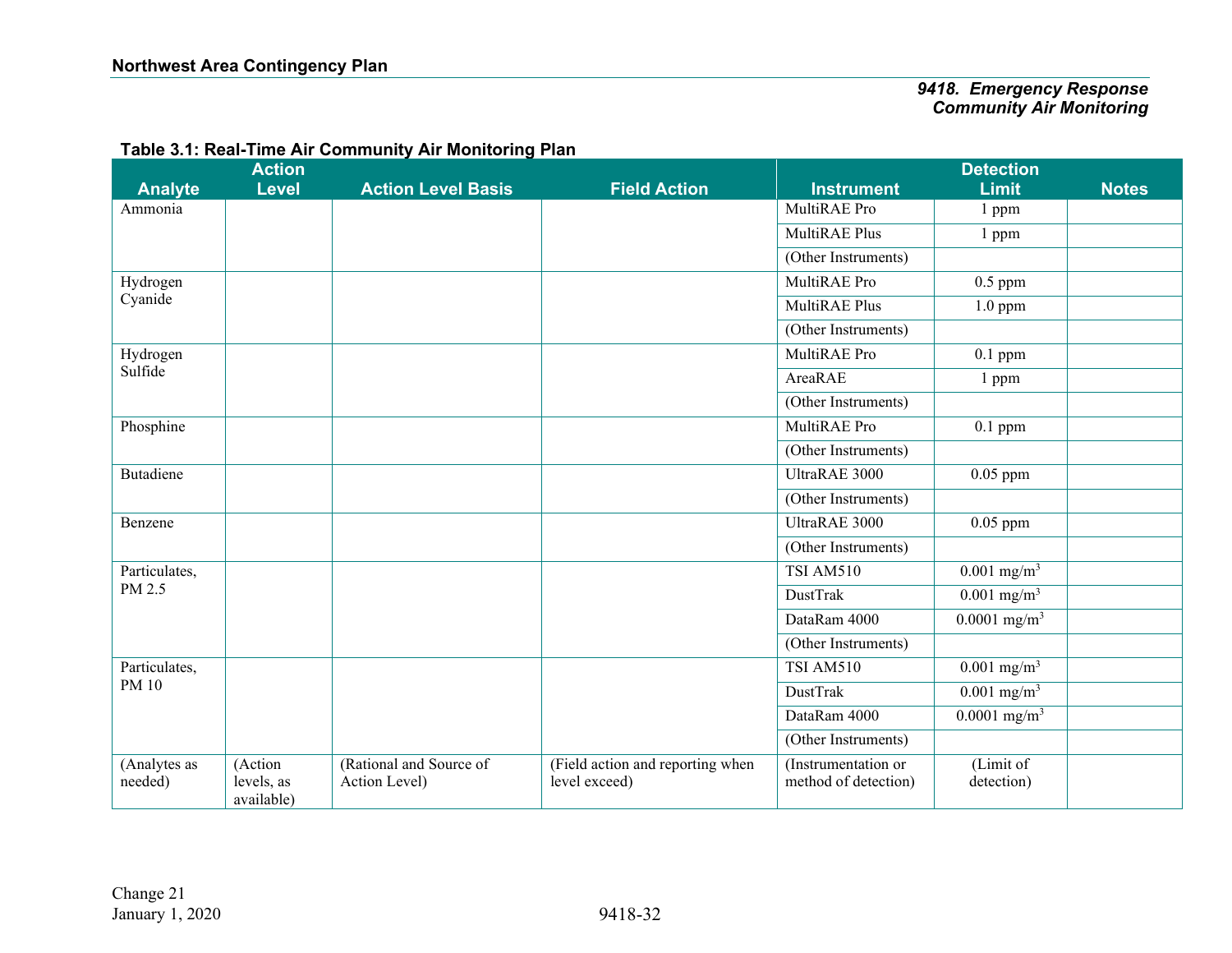**Table 3.1: Real-Time Air Community Air Monitoring Plan**

| Analyte | Action Level | Action Level Basis | Field Action | Instrument | Detection Limit | Notes |
|---|---|---|---|---|---|---|
| Ammonia | | | | MultiRAE Pro | 1 ppm | |
| | | | | MultiRAE Plus | 1 ppm | |
| | | | | (Other Instruments) | | |
| Hydrogen Cyanide | | | | MultiRAE Pro | 0.5 ppm | |
| | | | | MultiRAE Plus | 1.0 ppm | |
| | | | | (Other Instruments) | | |
| Hydrogen Sulfide | | | | MultiRAE Pro | 0.1 ppm | |
| | | | | AreaRAE | 1 ppm | |
| | | | | (Other Instruments) | | |
| Phosphine | | | | MultiRAE Pro | 0.1 ppm | |
| | | | | (Other Instruments) | | |
| Butadiene | | | | UltraRAE 3000 | 0.05 ppm | |
| | | | | (Other Instruments) | | |
| Benzene | | | | UltraRAE 3000 | 0.05 ppm | |
| | | | | (Other Instruments) | | |
| Particulates, PM 2.5 | | | | TSI AM510 | 0.001 mg/m$^3$ | |
| | | | | DustTrak | 0.001 mg/m$^3$ | |
| | | | | DataRam 4000 | 0.0001 mg/m$^3$ | |
| | | | | (Other Instruments) | | |
| Particulates, PM 10 | | | | TSI AM510 | 0.001 mg/m$^3$ | |
| | | | | DustTrak | 0.001 mg/m$^3$ | |
| | | | | DataRam 4000 | 0.0001 mg/m$^3$ | |
| | | | | (Other Instruments) | | |
| (Analytes as needed) | (Action levels, as available) | (Rational and Source of Action Level) | (Field action and reporting when level exceed) | (Instrumentation or method of detection) | (Limit of detection) | |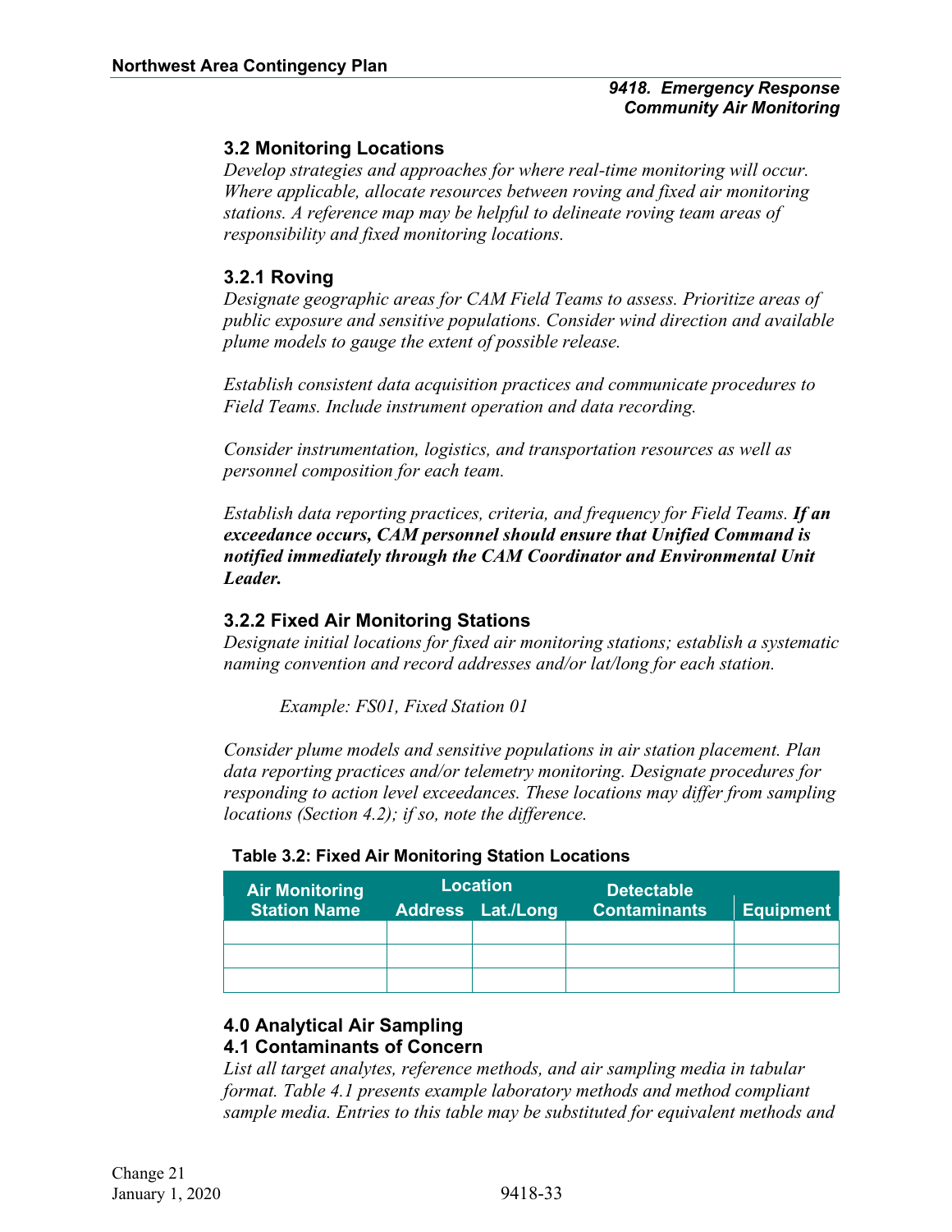### 3.2 Monitoring Locations

*Develop strategies and approaches for where real-time monitoring will occur. Where applicable, allocate resources between roving and fixed air monitoring stations. A reference map may be helpful to delineate roving team areas of responsibility and fixed monitoring locations.*

#### 3.2.1 Roving

*Designate geographic areas for CAM Field Teams to assess. Prioritize areas of public exposure and sensitive populations. Consider wind direction and available plume models to gauge the extent of possible release.*

*Establish consistent data acquisition practices and communicate procedures to Field Teams. Include instrument operation and data recording.*

*Consider instrumentation, logistics, and transportation resources as well as personnel composition for each team.*

*Establish data reporting practices, criteria, and frequency for Field Teams.* ***If an exceedance occurs, CAM personnel should ensure that Unified Command is notified immediately through the CAM Coordinator and Environmental Unit Leader.***

#### 3.2.2 Fixed Air Monitoring Stations

*Designate initial locations for fixed air monitoring stations; establish a systematic naming convention and record addresses and/or lat/long for each station.*

> *Example: FS01, Fixed Station 01*

*Consider plume models and sensitive populations in air station placement. Plan data reporting practices and/or telemetry monitoring. Designate procedures for responding to action level exceedances. These locations may differ from sampling locations (Section 4.2); if so, note the difference.*

**Table 3.2: Fixed Air Monitoring Station Locations**

| Air Monitoring Station Name | Location | | Detectable Contaminants | Equipment |
|---|---|---|---|---|
| | Address | Lat./Long | | |
| | | | | |
| | | | | |
| | | | | |

## 4.0 Analytical Air Sampling

### 4.1 Contaminants of Concern

*List all target analytes, reference methods, and air sampling media in tabular format. Table 4.1 presents example laboratory methods and method compliant sample media. Entries to this table may be substituted for equivalent methods and*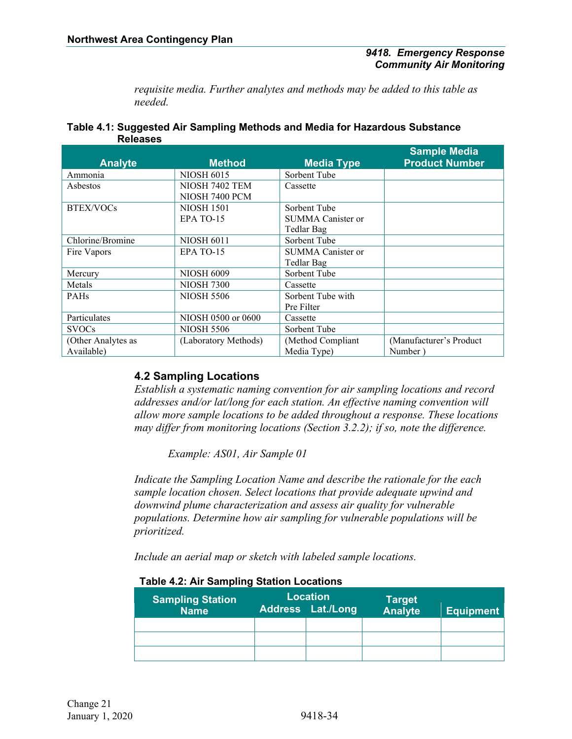*requisite media. Further analytes and methods may be added to this table as needed.*

**Table 4.1: Suggested Air Sampling Methods and Media for Hazardous Substance Releases**

| Analyte | Method | Media Type | Sample Media Product Number |
|---|---|---|---|
| Ammonia | NIOSH 6015 | Sorbent Tube | |
| Asbestos | NIOSH 7402 TEM<br>NIOSH 7400 PCM | Cassette | |
| BTEX/VOCs | NIOSH 1501<br>EPA TO-15 | Sorbent Tube<br>SUMMA Canister or Tedlar Bag | |
| Chlorine/Bromine | NIOSH 6011 | Sorbent Tube | |
| Fire Vapors | EPA TO-15 | SUMMA Canister or Tedlar Bag | |
| Mercury | NIOSH 6009 | Sorbent Tube | |
| Metals | NIOSH 7300 | Cassette | |
| PAHs | NIOSH 5506 | Sorbent Tube with Pre Filter | |
| Particulates | NIOSH 0500 or 0600 | Cassette | |
| SVOCs | NIOSH 5506 | Sorbent Tube | |
| (Other Analytes as Available) | (Laboratory Methods) | (Method Compliant Media Type) | (Manufacturer's Product Number ) |

### 4.2 Sampling Locations

*Establish a systematic naming convention for air sampling locations and record addresses and/or lat/long for each station. An effective naming convention will allow more sample locations to be added throughout a response. These locations may differ from monitoring locations (Section 3.2.2); if so, note the difference.*

*Example: AS01, Air Sample 01*

*Indicate the Sampling Location Name and describe the rationale for the each sample location chosen. Select locations that provide adequate upwind and downwind plume characterization and assess air quality for vulnerable populations. Determine how air sampling for vulnerable populations will be prioritized.*

*Include an aerial map or sketch with labeled sample locations.*

**Table 4.2: Air Sampling Station Locations**

| Sampling Station Name | Location | | Target Analyte | Equipment |
|---|---|---|---|---|
| | Address | Lat./Long | | |
| | | | | |
| | | | | |
| | | | | |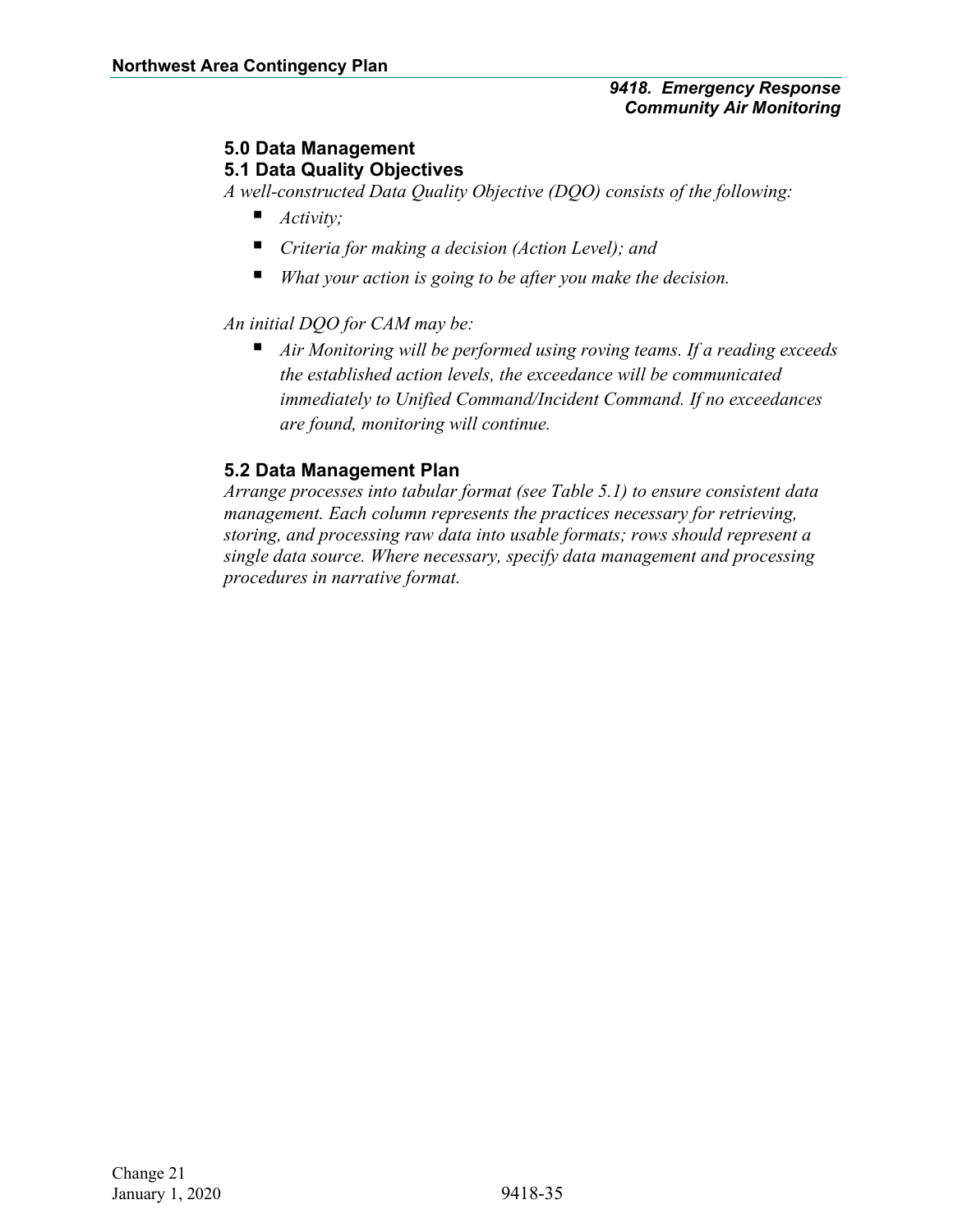## 5.0 Data Management

### 5.1 Data Quality Objectives

*A well-constructed Data Quality Objective (DQO) consists of the following:*

- *Activity;*
- *Criteria for making a decision (Action Level); and*
- *What your action is going to be after you make the decision.*

*An initial DQO for CAM may be:*

- *Air Monitoring will be performed using roving teams. If a reading exceeds the established action levels, the exceedance will be communicated immediately to Unified Command/Incident Command. If no exceedances are found, monitoring will continue.*

### 5.2 Data Management Plan

*Arrange processes into tabular format (see Table 5.1) to ensure consistent data management. Each column represents the practices necessary for retrieving, storing, and processing raw data into usable formats; rows should represent a single data source. Where necessary, specify data management and processing procedures in narrative format.*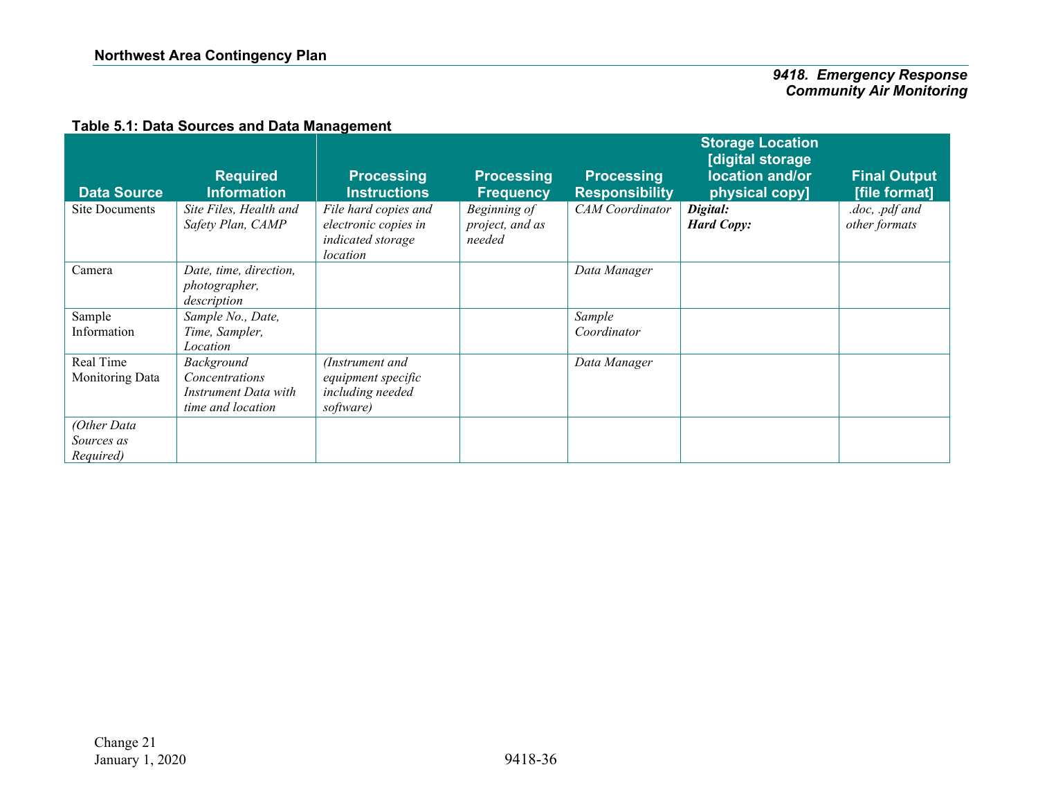**Table 5.1: Data Sources and Data Management**

| Data Source | Required Information | Processing Instructions | Processing Frequency | Processing Responsibility | Storage Location [digital storage location and/or physical copy] | Final Output [file format] |
|---|---|---|---|---|---|---|
| Site Documents | *Site Files, Health and Safety Plan, CAMP* | *File hard copies and electronic copies in indicated storage location* | *Beginning of project, and as needed* | *CAM Coordinator* | ***Digital:*** <br> ***Hard Copy:*** | *.doc, .pdf and other formats* |
| Camera | *Date, time, direction, photographer, description* | | | *Data Manager* | | |
| Sample Information | *Sample No., Date, Time, Sampler, Location* | | | *Sample Coordinator* | | |
| Real Time Monitoring Data | *Background Concentrations Instrument Data with time and location* | *(Instrument and equipment specific including needed software)* | | *Data Manager* | | |
| *(Other Data Sources as Required)* | | | | | | |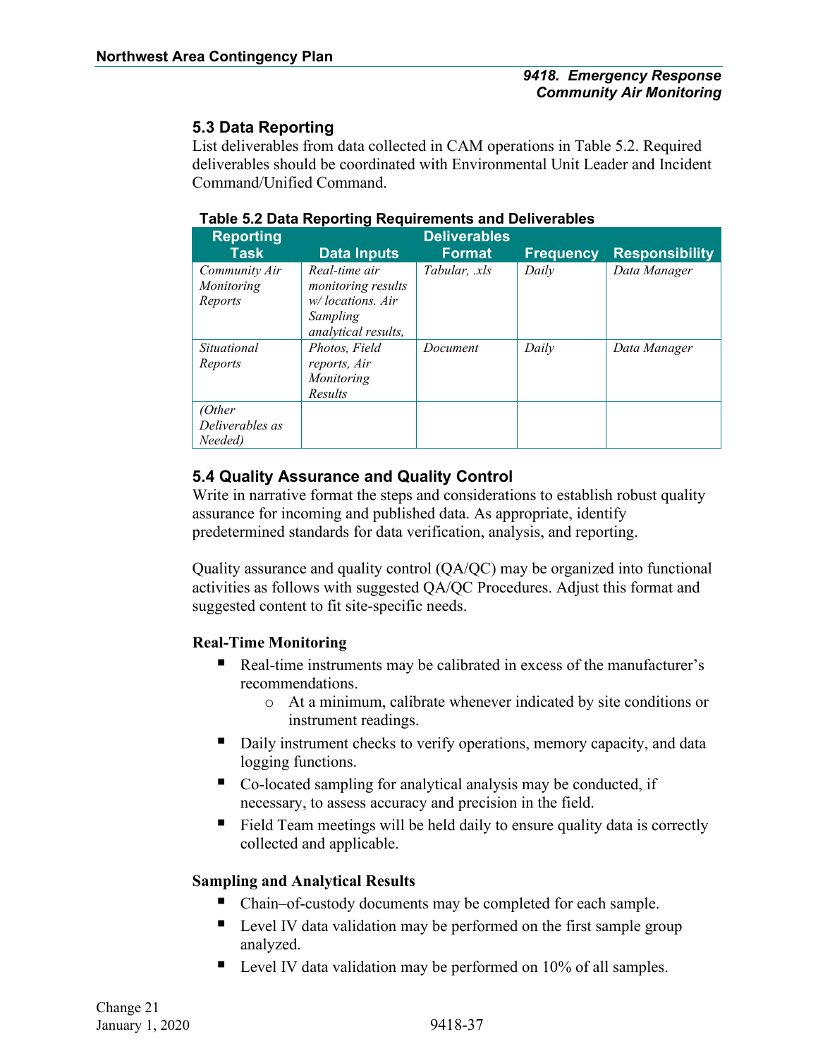## 5.3 Data Reporting

List deliverables from data collected in CAM operations in Table 5.2. Required deliverables should be coordinated with Environmental Unit Leader and Incident Command/Unified Command.

**Table 5.2 Data Reporting Requirements and Deliverables**

| Reporting Task | Data Inputs | Deliverables Format | Frequency | Responsibility |
|---|---|---|---|---|
| *Community Air Monitoring Reports* | *Real-time air monitoring results w/ locations. Air Sampling analytical results,* | *Tabular, .xls* | *Daily* | *Data Manager* |
| *Situational Reports* | *Photos, Field reports, Air Monitoring Results* | *Document* | *Daily* | *Data Manager* |
| *(Other Deliverables as Needed)* | | | | |

## 5.4 Quality Assurance and Quality Control

Write in narrative format the steps and considerations to establish robust quality assurance for incoming and published data. As appropriate, identify predetermined standards for data verification, analysis, and reporting.

Quality assurance and quality control (QA/QC) may be organized into functional activities as follows with suggested QA/QC Procedures. Adjust this format and suggested content to fit site-specific needs.

**Real-Time Monitoring**

- Real-time instruments may be calibrated in excess of the manufacturer's recommendations.
  - At a minimum, calibrate whenever indicated by site conditions or instrument readings.
- Daily instrument checks to verify operations, memory capacity, and data logging functions.
- Co-located sampling for analytical analysis may be conducted, if necessary, to assess accuracy and precision in the field.
- Field Team meetings will be held daily to ensure quality data is correctly collected and applicable.

**Sampling and Analytical Results**

- Chain–of-custody documents may be completed for each sample.
- Level IV data validation may be performed on the first sample group analyzed.
- Level IV data validation may be performed on 10% of all samples.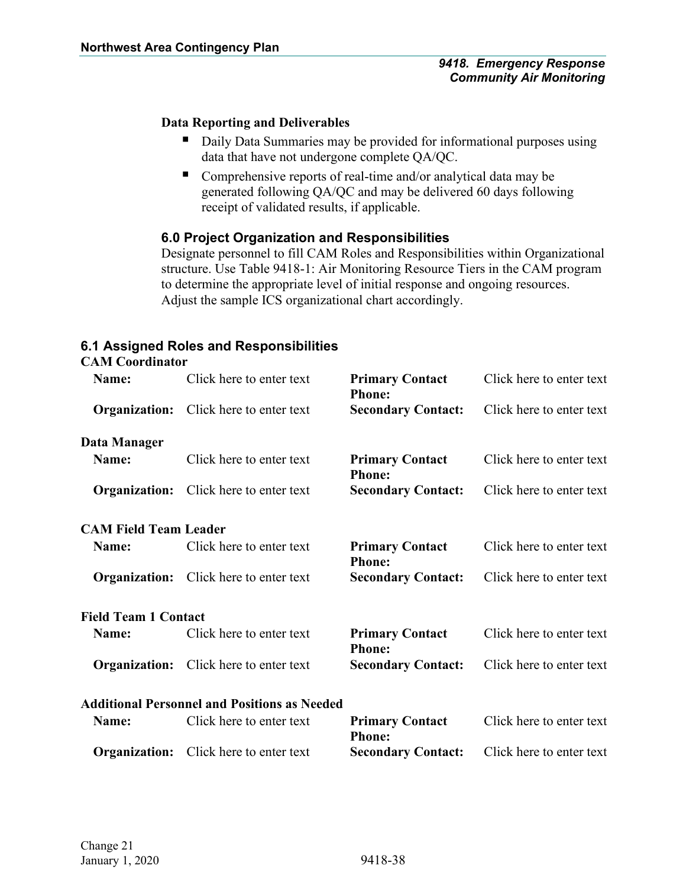**Data Reporting and Deliverables**

- Daily Data Summaries may be provided for informational purposes using data that have not undergone complete QA/QC.
- Comprehensive reports of real-time and/or analytical data may be generated following QA/QC and may be delivered 60 days following receipt of validated results, if applicable.

### 6.0 Project Organization and Responsibilities

Designate personnel to fill CAM Roles and Responsibilities within Organizational structure. Use Table 9418-1: Air Monitoring Resource Tiers in the CAM program to determine the appropriate level of initial response and ongoing resources. Adjust the sample ICS organizational chart accordingly.

### 6.1 Assigned Roles and Responsibilities

**CAM Coordinator**

| | | | |
|---|---|---|---|
| **Name:** | Click here to enter text | **Primary Contact Phone:** | Click here to enter text |
| **Organization:** | Click here to enter text | **Secondary Contact:** | Click here to enter text |

**Data Manager**

| | | | |
|---|---|---|---|
| **Name:** | Click here to enter text | **Primary Contact Phone:** | Click here to enter text |
| **Organization:** | Click here to enter text | **Secondary Contact:** | Click here to enter text |

**CAM Field Team Leader**

| | | | |
|---|---|---|---|
| **Name:** | Click here to enter text | **Primary Contact Phone:** | Click here to enter text |
| **Organization:** | Click here to enter text | **Secondary Contact:** | Click here to enter text |

**Field Team 1 Contact**

| | | | |
|---|---|---|---|
| **Name:** | Click here to enter text | **Primary Contact Phone:** | Click here to enter text |
| **Organization:** | Click here to enter text | **Secondary Contact:** | Click here to enter text |

**Additional Personnel and Positions as Needed**

| | | | |
|---|---|---|---|
| **Name:** | Click here to enter text | **Primary Contact Phone:** | Click here to enter text |
| **Organization:** | Click here to enter text | **Secondary Contact:** | Click here to enter text |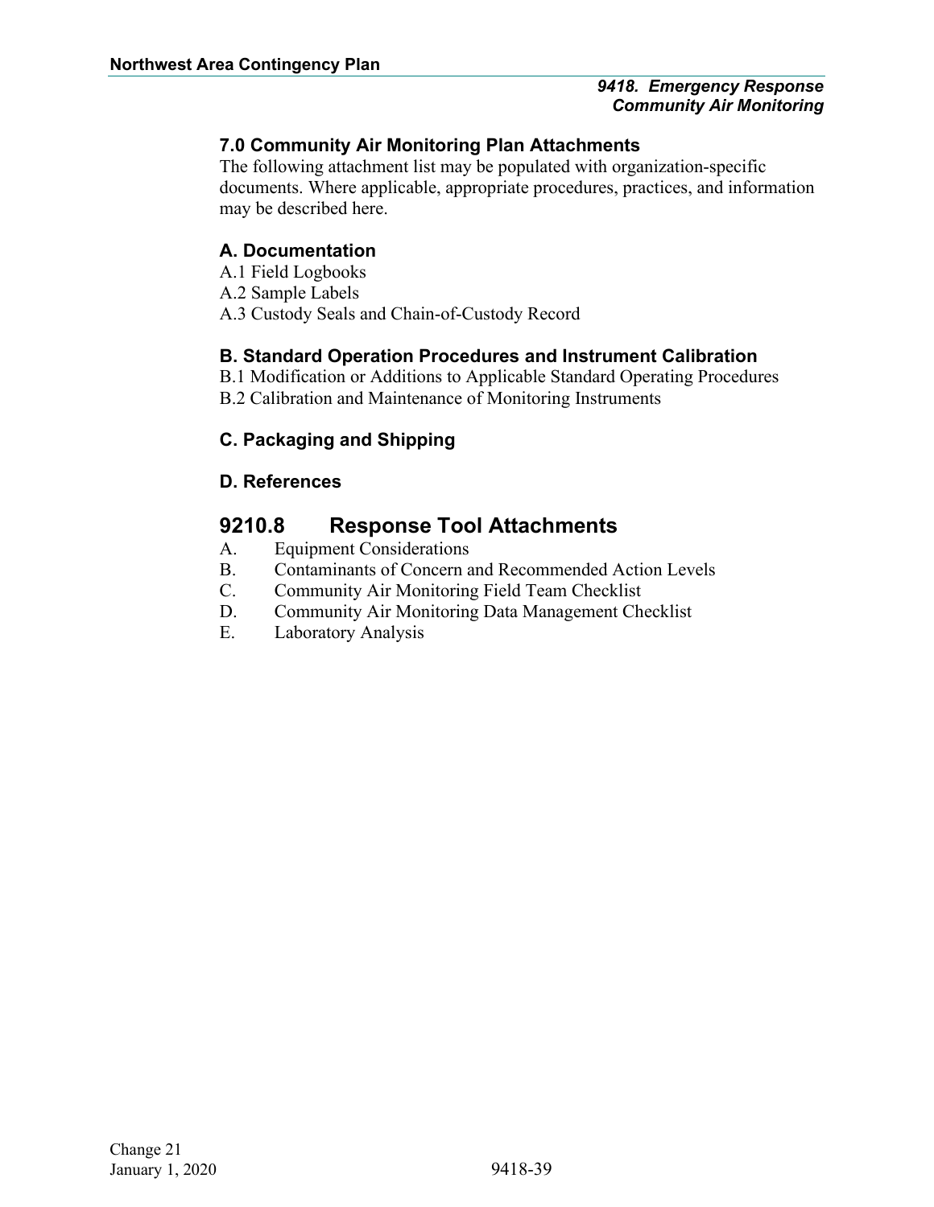### 7.0 Community Air Monitoring Plan Attachments

The following attachment list may be populated with organization-specific documents. Where applicable, appropriate procedures, practices, and information may be described here.

### A. Documentation

A.1 Field Logbooks
A.2 Sample Labels
A.3 Custody Seals and Chain-of-Custody Record

### B. Standard Operation Procedures and Instrument Calibration

B.1 Modification or Additions to Applicable Standard Operating Procedures
B.2 Calibration and Maintenance of Monitoring Instruments

### C. Packaging and Shipping

### D. References

## 9210.8 Response Tool Attachments

A. Equipment Considerations
B. Contaminants of Concern and Recommended Action Levels
C. Community Air Monitoring Field Team Checklist
D. Community Air Monitoring Data Management Checklist
E. Laboratory Analysis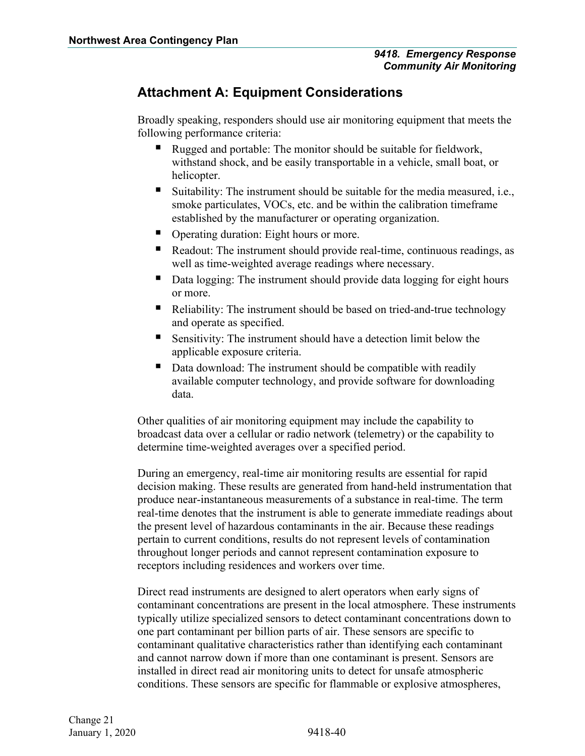## Attachment A: Equipment Considerations

Broadly speaking, responders should use air monitoring equipment that meets the following performance criteria:

- Rugged and portable: The monitor should be suitable for fieldwork, withstand shock, and be easily transportable in a vehicle, small boat, or helicopter.
- Suitability: The instrument should be suitable for the media measured, i.e., smoke particulates, VOCs, etc. and be within the calibration timeframe established by the manufacturer or operating organization.
- Operating duration: Eight hours or more.
- Readout: The instrument should provide real-time, continuous readings, as well as time-weighted average readings where necessary.
- Data logging: The instrument should provide data logging for eight hours or more.
- Reliability: The instrument should be based on tried-and-true technology and operate as specified.
- Sensitivity: The instrument should have a detection limit below the applicable exposure criteria.
- Data download: The instrument should be compatible with readily available computer technology, and provide software for downloading data.

Other qualities of air monitoring equipment may include the capability to broadcast data over a cellular or radio network (telemetry) or the capability to determine time-weighted averages over a specified period.

During an emergency, real-time air monitoring results are essential for rapid decision making. These results are generated from hand-held instrumentation that produce near-instantaneous measurements of a substance in real-time. The term real-time denotes that the instrument is able to generate immediate readings about the present level of hazardous contaminants in the air. Because these readings pertain to current conditions, results do not represent levels of contamination throughout longer periods and cannot represent contamination exposure to receptors including residences and workers over time.

Direct read instruments are designed to alert operators when early signs of contaminant concentrations are present in the local atmosphere. These instruments typically utilize specialized sensors to detect contaminant concentrations down to one part contaminant per billion parts of air. These sensors are specific to contaminant qualitative characteristics rather than identifying each contaminant and cannot narrow down if more than one contaminant is present. Sensors are installed in direct read air monitoring units to detect for unsafe atmospheric conditions. These sensors are specific for flammable or explosive atmospheres,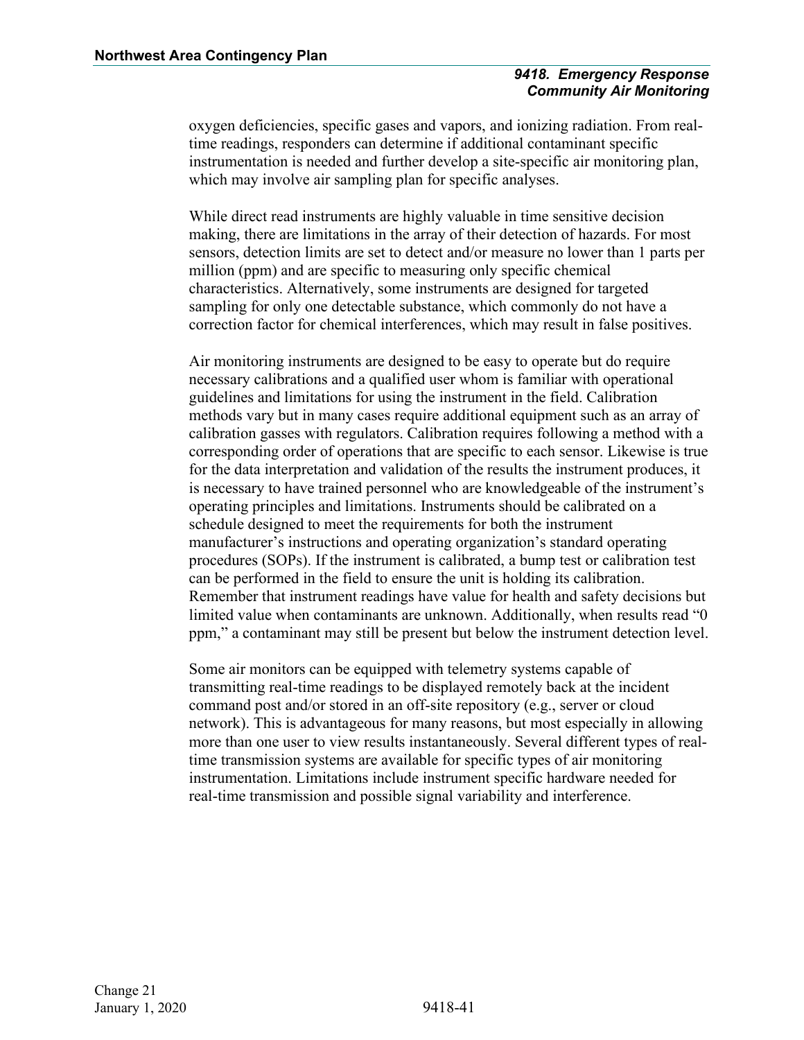oxygen deficiencies, specific gases and vapors, and ionizing radiation. From real-time readings, responders can determine if additional contaminant specific instrumentation is needed and further develop a site-specific air monitoring plan, which may involve air sampling plan for specific analyses.

While direct read instruments are highly valuable in time sensitive decision making, there are limitations in the array of their detection of hazards. For most sensors, detection limits are set to detect and/or measure no lower than 1 parts per million (ppm) and are specific to measuring only specific chemical characteristics. Alternatively, some instruments are designed for targeted sampling for only one detectable substance, which commonly do not have a correction factor for chemical interferences, which may result in false positives.

Air monitoring instruments are designed to be easy to operate but do require necessary calibrations and a qualified user whom is familiar with operational guidelines and limitations for using the instrument in the field. Calibration methods vary but in many cases require additional equipment such as an array of calibration gasses with regulators. Calibration requires following a method with a corresponding order of operations that are specific to each sensor. Likewise is true for the data interpretation and validation of the results the instrument produces, it is necessary to have trained personnel who are knowledgeable of the instrument's operating principles and limitations. Instruments should be calibrated on a schedule designed to meet the requirements for both the instrument manufacturer's instructions and operating organization's standard operating procedures (SOPs). If the instrument is calibrated, a bump test or calibration test can be performed in the field to ensure the unit is holding its calibration. Remember that instrument readings have value for health and safety decisions but limited value when contaminants are unknown. Additionally, when results read "0 ppm," a contaminant may still be present but below the instrument detection level.

Some air monitors can be equipped with telemetry systems capable of transmitting real-time readings to be displayed remotely back at the incident command post and/or stored in an off-site repository (e.g., server or cloud network). This is advantageous for many reasons, but most especially in allowing more than one user to view results instantaneously. Several different types of real-time transmission systems are available for specific types of air monitoring instrumentation. Limitations include instrument specific hardware needed for real-time transmission and possible signal variability and interference.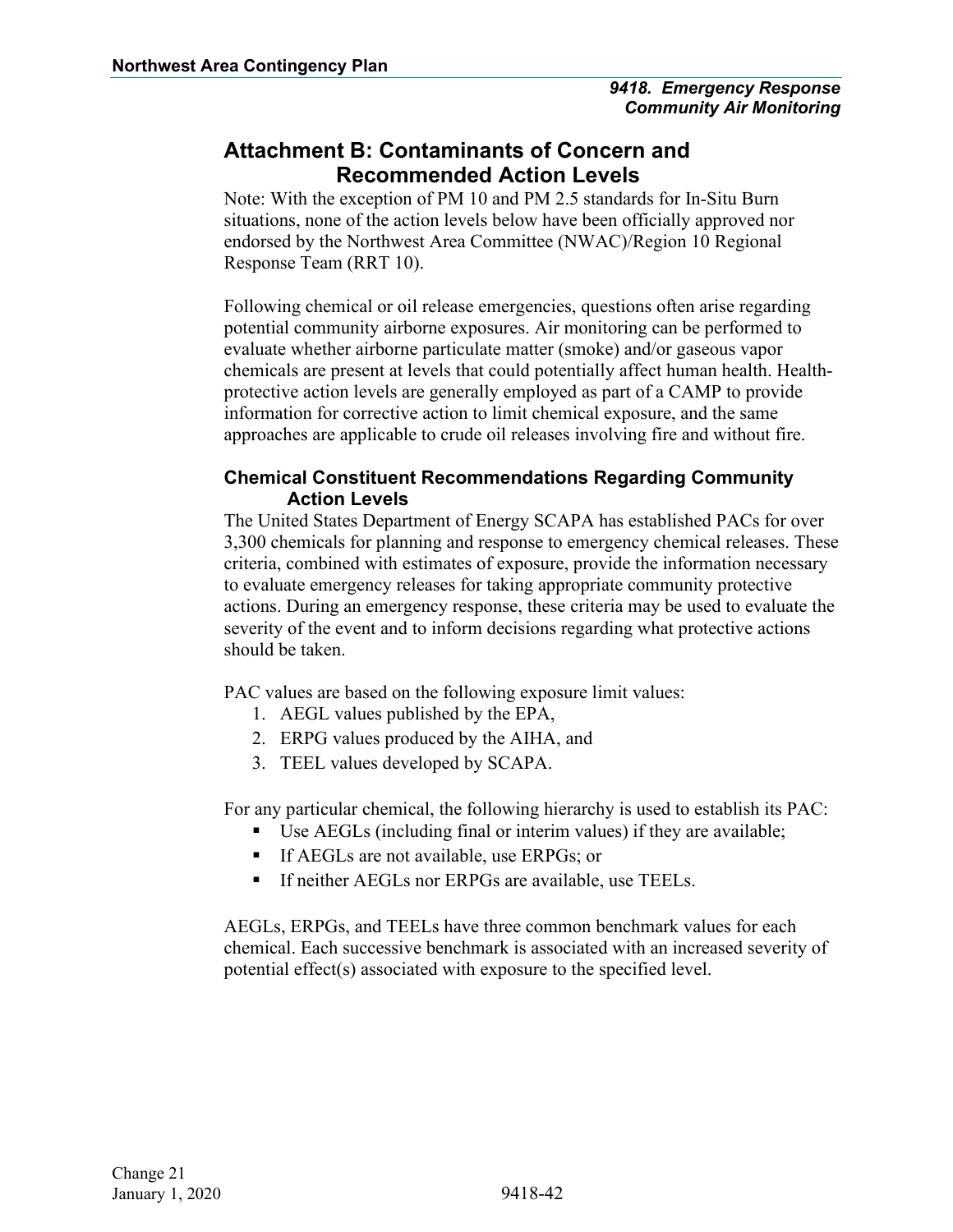## Attachment B: Contaminants of Concern and Recommended Action Levels

Note: With the exception of PM 10 and PM 2.5 standards for In-Situ Burn situations, none of the action levels below have been officially approved nor endorsed by the Northwest Area Committee (NWAC)/Region 10 Regional Response Team (RRT 10).

Following chemical or oil release emergencies, questions often arise regarding potential community airborne exposures. Air monitoring can be performed to evaluate whether airborne particulate matter (smoke) and/or gaseous vapor chemicals are present at levels that could potentially affect human health. Health-protective action levels are generally employed as part of a CAMP to provide information for corrective action to limit chemical exposure, and the same approaches are applicable to crude oil releases involving fire and without fire.

### Chemical Constituent Recommendations Regarding Community Action Levels

The United States Department of Energy SCAPA has established PACs for over 3,300 chemicals for planning and response to emergency chemical releases. These criteria, combined with estimates of exposure, provide the information necessary to evaluate emergency releases for taking appropriate community protective actions. During an emergency response, these criteria may be used to evaluate the severity of the event and to inform decisions regarding what protective actions should be taken.

PAC values are based on the following exposure limit values:

1. AEGL values published by the EPA,
2. ERPG values produced by the AIHA, and
3. TEEL values developed by SCAPA.

For any particular chemical, the following hierarchy is used to establish its PAC:

- Use AEGLs (including final or interim values) if they are available;
- If AEGLs are not available, use ERPGs; or
- If neither AEGLs nor ERPGs are available, use TEELs.

AEGLs, ERPGs, and TEELs have three common benchmark values for each chemical. Each successive benchmark is associated with an increased severity of potential effect(s) associated with exposure to the specified level.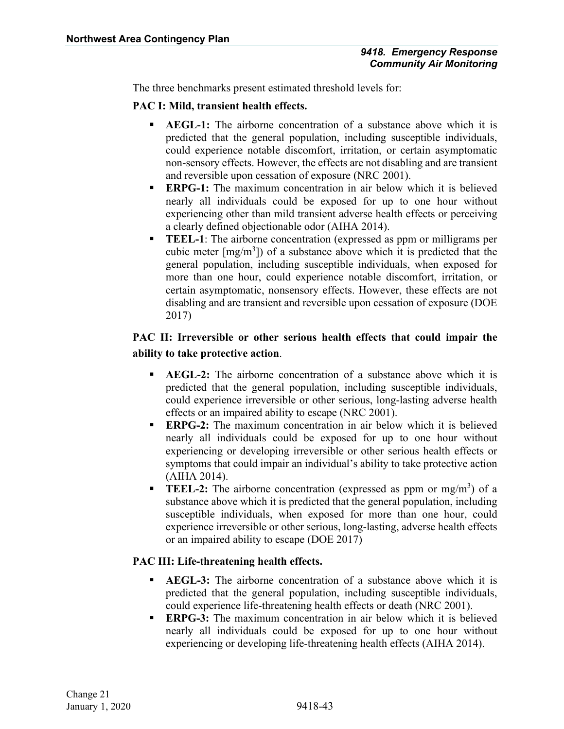The three benchmarks present estimated threshold levels for:

**PAC I: Mild, transient health effects.**

- **AEGL-1:** The airborne concentration of a substance above which it is predicted that the general population, including susceptible individuals, could experience notable discomfort, irritation, or certain asymptomatic non-sensory effects. However, the effects are not disabling and are transient and reversible upon cessation of exposure (NRC 2001).
- **ERPG-1:** The maximum concentration in air below which it is believed nearly all individuals could be exposed for up to one hour without experiencing other than mild transient adverse health effects or perceiving a clearly defined objectionable odor (AIHA 2014).
- **TEEL-1**: The airborne concentration (expressed as ppm or milligrams per cubic meter [$mg/m^3$]) of a substance above which it is predicted that the general population, including susceptible individuals, when exposed for more than one hour, could experience notable discomfort, irritation, or certain asymptomatic, nonsensory effects. However, these effects are not disabling and are transient and reversible upon cessation of exposure (DOE 2017)

**PAC II: Irreversible or other serious health effects that could impair the ability to take protective action**.

- **AEGL-2:** The airborne concentration of a substance above which it is predicted that the general population, including susceptible individuals, could experience irreversible or other serious, long-lasting adverse health effects or an impaired ability to escape (NRC 2001).
- **ERPG-2:** The maximum concentration in air below which it is believed nearly all individuals could be exposed for up to one hour without experiencing or developing irreversible or other serious health effects or symptoms that could impair an individual's ability to take protective action (AIHA 2014).
- **TEEL-2:** The airborne concentration (expressed as ppm or $mg/m^3$) of a substance above which it is predicted that the general population, including susceptible individuals, when exposed for more than one hour, could experience irreversible or other serious, long-lasting, adverse health effects or an impaired ability to escape (DOE 2017)

**PAC III: Life-threatening health effects.**

- **AEGL-3:** The airborne concentration of a substance above which it is predicted that the general population, including susceptible individuals, could experience life-threatening health effects or death (NRC 2001).
- **ERPG-3:** The maximum concentration in air below which it is believed nearly all individuals could be exposed for up to one hour without experiencing or developing life-threatening health effects (AIHA 2014).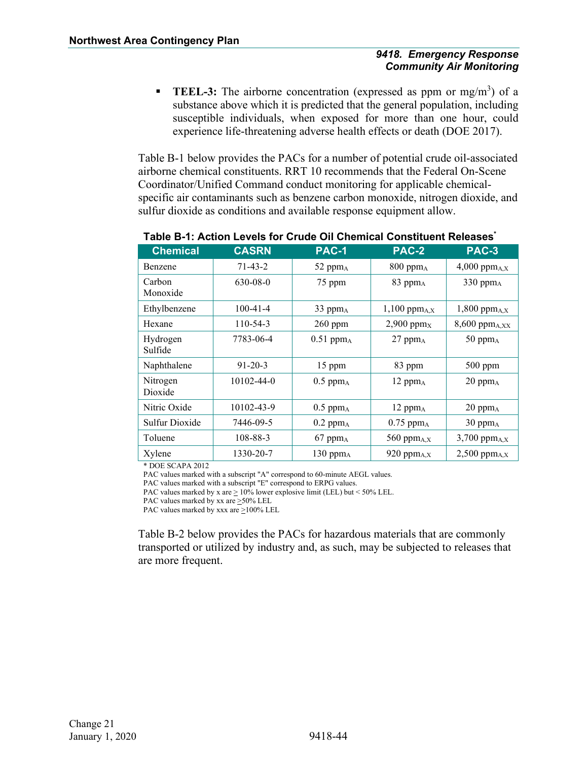- **TEEL-3:** The airborne concentration (expressed as ppm or mg/m$^3$) of a substance above which it is predicted that the general population, including susceptible individuals, when exposed for more than one hour, could experience life-threatening adverse health effects or death (DOE 2017).

Table B-1 below provides the PACs for a number of potential crude oil-associated airborne chemical constituents. RRT 10 recommends that the Federal On-Scene Coordinator/Unified Command conduct monitoring for applicable chemical-specific air contaminants such as benzene carbon monoxide, nitrogen dioxide, and sulfur dioxide as conditions and available response equipment allow.

**Table B-1: Action Levels for Crude Oil Chemical Constituent Releases***

| Chemical | CASRN | PAC-1 | PAC-2 | PAC-3 |
|---|---|---|---|---|
| Benzene | 71-43-2 | 52 $ppm_A$ | 800 $ppm_A$ | 4,000 $ppm_{A,X}$ |
| Carbon Monoxide | 630-08-0 | 75 ppm | 83 $ppm_A$ | 330 $ppm_A$ |
| Ethylbenzene | 100-41-4 | 33 $ppm_A$ | 1,100 $ppm_{A,X}$ | 1,800 $ppm_{A,X}$ |
| Hexane | 110-54-3 | 260 ppm | 2,900 $ppm_X$ | 8,600 $ppm_{A,XX}$ |
| Hydrogen Sulfide | 7783-06-4 | 0.51 $ppm_A$ | 27 $ppm_A$ | 50 $ppm_A$ |
| Naphthalene | 91-20-3 | 15 ppm | 83 ppm | 500 ppm |
| Nitrogen Dioxide | 10102-44-0 | 0.5 $ppm_A$ | 12 $ppm_A$ | 20 $ppm_A$ |
| Nitric Oxide | 10102-43-9 | 0.5 $ppm_A$ | 12 $ppm_A$ | 20 $ppm_A$ |
| Sulfur Dioxide | 7446-09-5 | 0.2 $ppm_A$ | 0.75 $ppm_A$ | 30 $ppm_A$ |
| Toluene | 108-88-3 | 67 $ppm_A$ | 560 $ppm_{A,X}$ | 3,700 $ppm_{A,X}$ |
| Xylene | 1330-20-7 | 130 $ppm_A$ | 920 $ppm_{A,X}$ | 2,500 $ppm_{A,X}$ |

\* DOE SCAPA 2012
PAC values marked with a subscript "A" correspond to 60-minute AEGL values.
PAC values marked with a subscript "E" correspond to ERPG values.
PAC values marked by x are ≥ 10% lower explosive limit (LEL) but < 50% LEL.
PAC values marked by xx are ≥50% LEL
PAC values marked by xxx are ≥100% LEL

Table B-2 below provides the PACs for hazardous materials that are commonly transported or utilized by industry and, as such, may be subjected to releases that are more frequent.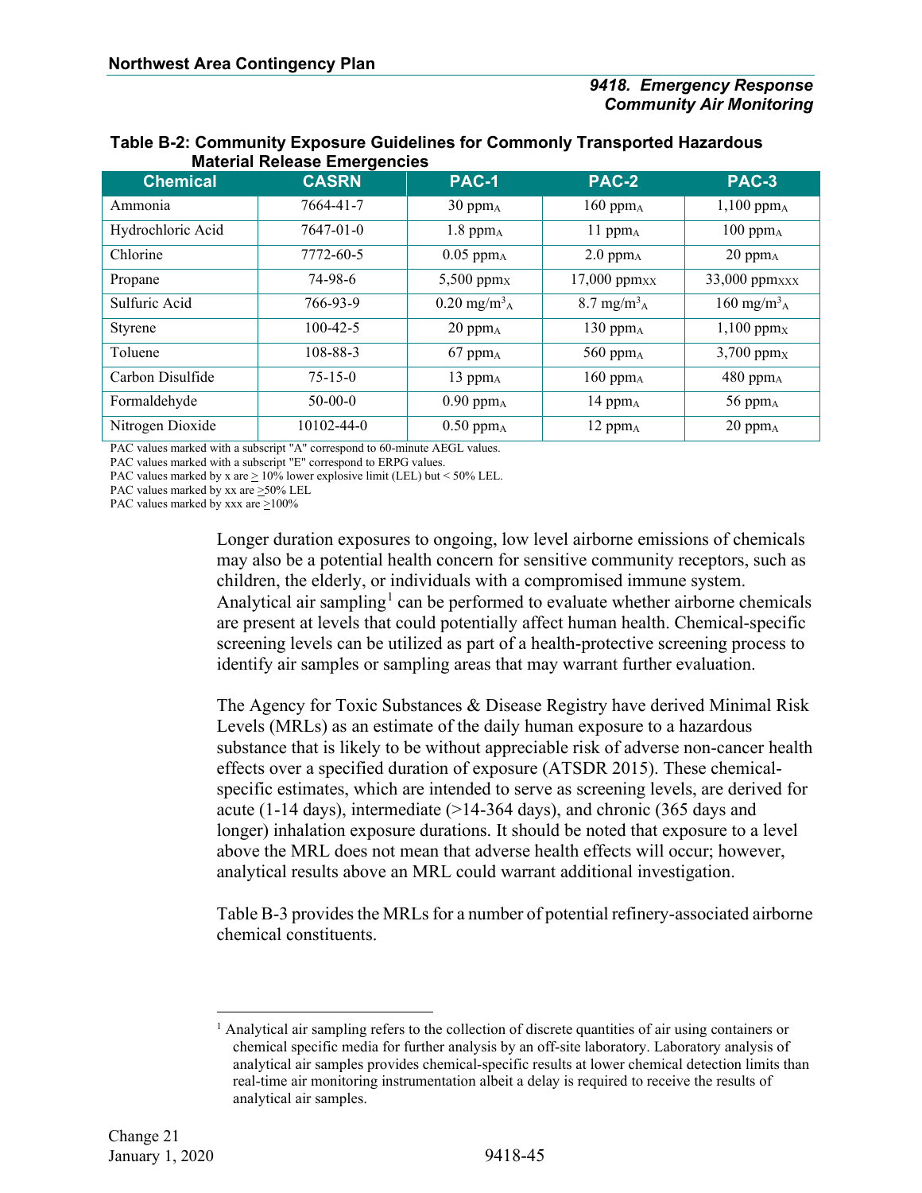**Table B-2: Community Exposure Guidelines for Commonly Transported Hazardous Material Release Emergencies**

| Chemical | CASRN | PAC-1 | PAC-2 | PAC-3 |
|---|---|---|---|---|
| Ammonia | 7664-41-7 | 30 $ppm_A$ | 160 $ppm_A$ | 1,100 $ppm_A$ |
| Hydrochloric Acid | 7647-01-0 | 1.8 $ppm_A$ | 11 $ppm_A$ | 100 $ppm_A$ |
| Chlorine | 7772-60-5 | 0.05 $ppm_A$ | 2.0 $ppm_A$ | 20 $ppm_A$ |
| Propane | 74-98-6 | 5,500 $ppm_X$ | 17,000 $ppm_{XX}$ | 33,000 $ppm_{XXX}$ |
| Sulfuric Acid | 766-93-9 | 0.20 $mg/m^3_A$ | 8.7 $mg/m^3_A$ | 160 $mg/m^3_A$ |
| Styrene | 100-42-5 | 20 $ppm_A$ | 130 $ppm_A$ | 1,100 $ppm_X$ |
| Toluene | 108-88-3 | 67 $ppm_A$ | 560 $ppm_A$ | 3,700 $ppm_X$ |
| Carbon Disulfide | 75-15-0 | 13 $ppm_A$ | 160 $ppm_A$ | 480 $ppm_A$ |
| Formaldehyde | 50-00-0 | 0.90 $ppm_A$ | 14 $ppm_A$ | 56 $ppm_A$ |
| Nitrogen Dioxide | 10102-44-0 | 0.50 $ppm_A$ | 12 $ppm_A$ | 20 $ppm_A$ |

PAC values marked with a subscript "A" correspond to 60-minute AEGL values.
PAC values marked with a subscript "E" correspond to ERPG values.
PAC values marked by x are ≥ 10% lower explosive limit (LEL) but < 50% LEL.
PAC values marked by xx are ≥50% LEL
PAC values marked by xxx are ≥100%

Longer duration exposures to ongoing, low level airborne emissions of chemicals may also be a potential health concern for sensitive community receptors, such as children, the elderly, or individuals with a compromised immune system. Analytical air sampling[1] can be performed to evaluate whether airborne chemicals are present at levels that could potentially affect human health. Chemical-specific screening levels can be utilized as part of a health-protective screening process to identify air samples or sampling areas that may warrant further evaluation.

The Agency for Toxic Substances & Disease Registry have derived Minimal Risk Levels (MRLs) as an estimate of the daily human exposure to a hazardous substance that is likely to be without appreciable risk of adverse non-cancer health effects over a specified duration of exposure (ATSDR 2015). These chemical-specific estimates, which are intended to serve as screening levels, are derived for acute (1-14 days), intermediate (>14-364 days), and chronic (365 days and longer) inhalation exposure durations. It should be noted that exposure to a level above the MRL does not mean that adverse health effects will occur; however, analytical results above an MRL could warrant additional investigation.

Table B-3 provides the MRLs for a number of potential refinery-associated airborne chemical constituents.

[1] Analytical air sampling refers to the collection of discrete quantities of air using containers or chemical specific media for further analysis by an off-site laboratory. Laboratory analysis of analytical air samples provides chemical-specific results at lower chemical detection limits than real-time air monitoring instrumentation albeit a delay is required to receive the results of analytical air samples.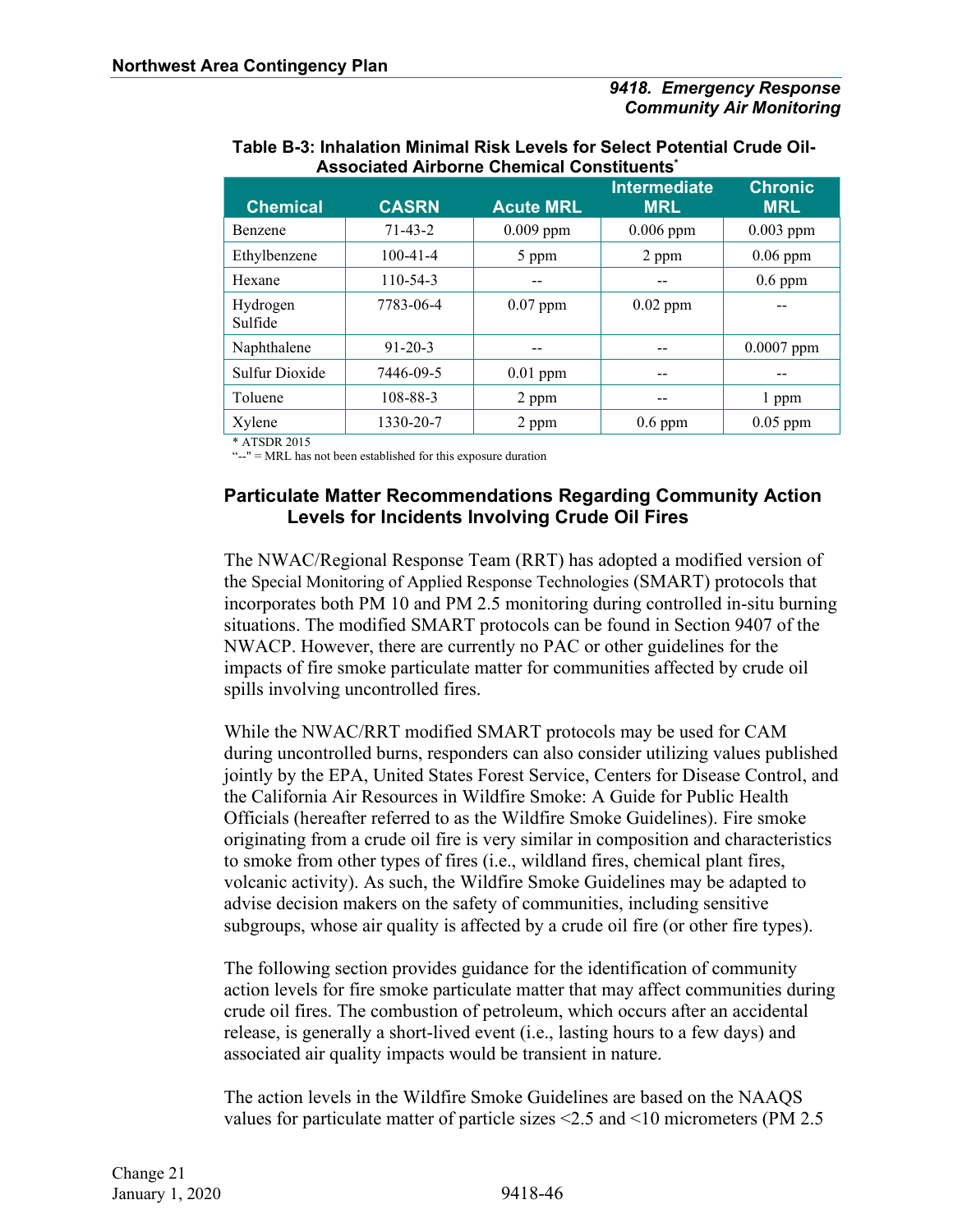**Table B-3: Inhalation Minimal Risk Levels for Select Potential Crude Oil-Associated Airborne Chemical Constituents***

| Chemical | CASRN | Acute MRL | Intermediate MRL | Chronic MRL |
|---|---|---|---|---|
| Benzene | 71-43-2 | 0.009 ppm | 0.006 ppm | 0.003 ppm |
| Ethylbenzene | 100-41-4 | 5 ppm | 2 ppm | 0.06 ppm |
| Hexane | 110-54-3 | -- | -- | 0.6 ppm |
| Hydrogen Sulfide | 7783-06-4 | 0.07 ppm | 0.02 ppm | -- |
| Naphthalene | 91-20-3 | -- | -- | 0.0007 ppm |
| Sulfur Dioxide | 7446-09-5 | 0.01 ppm | -- | -- |
| Toluene | 108-88-3 | 2 ppm | -- | 1 ppm |
| Xylene | 1330-20-7 | 2 ppm | 0.6 ppm | 0.05 ppm |

\* ATSDR 2015
"--" = MRL has not been established for this exposure duration

### Particulate Matter Recommendations Regarding Community Action Levels for Incidents Involving Crude Oil Fires

The NWAC/Regional Response Team (RRT) has adopted a modified version of the Special Monitoring of Applied Response Technologies (SMART) protocols that incorporates both PM 10 and PM 2.5 monitoring during controlled in-situ burning situations. The modified SMART protocols can be found in Section 9407 of the NWACP. However, there are currently no PAC or other guidelines for the impacts of fire smoke particulate matter for communities affected by crude oil spills involving uncontrolled fires.

While the NWAC/RRT modified SMART protocols may be used for CAM during uncontrolled burns, responders can also consider utilizing values published jointly by the EPA, United States Forest Service, Centers for Disease Control, and the California Air Resources in Wildfire Smoke: A Guide for Public Health Officials (hereafter referred to as the Wildfire Smoke Guidelines). Fire smoke originating from a crude oil fire is very similar in composition and characteristics to smoke from other types of fires (i.e., wildland fires, chemical plant fires, volcanic activity). As such, the Wildfire Smoke Guidelines may be adapted to advise decision makers on the safety of communities, including sensitive subgroups, whose air quality is affected by a crude oil fire (or other fire types).

The following section provides guidance for the identification of community action levels for fire smoke particulate matter that may affect communities during crude oil fires. The combustion of petroleum, which occurs after an accidental release, is generally a short-lived event (i.e., lasting hours to a few days) and associated air quality impacts would be transient in nature.

The action levels in the Wildfire Smoke Guidelines are based on the NAAQS values for particulate matter of particle sizes <2.5 and <10 micrometers (PM 2.5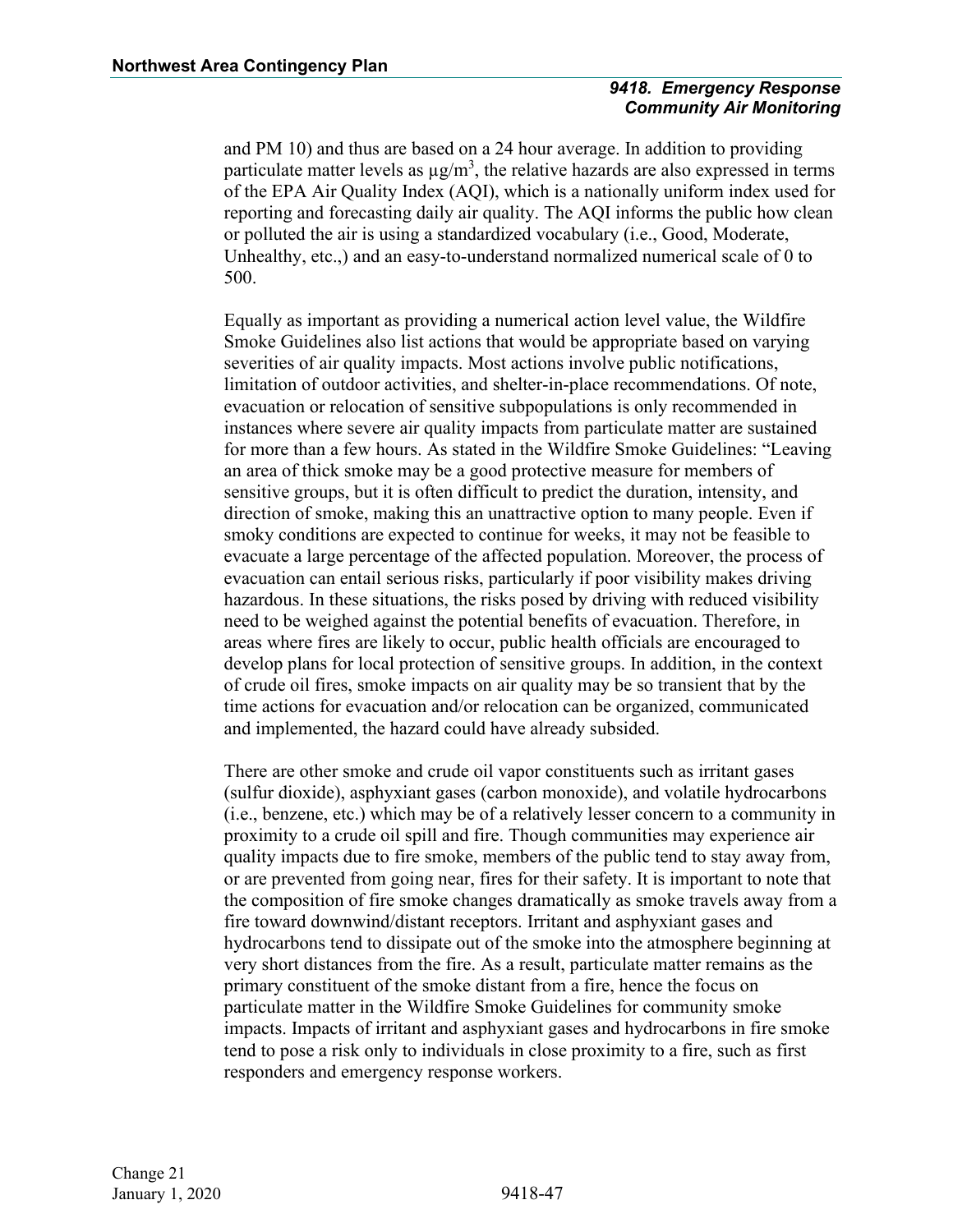and PM 10) and thus are based on a 24 hour average. In addition to providing particulate matter levels as $\mu g/m^3$, the relative hazards are also expressed in terms of the EPA Air Quality Index (AQI), which is a nationally uniform index used for reporting and forecasting daily air quality. The AQI informs the public how clean or polluted the air is using a standardized vocabulary (i.e., Good, Moderate, Unhealthy, etc.,) and an easy-to-understand normalized numerical scale of 0 to 500.

Equally as important as providing a numerical action level value, the Wildfire Smoke Guidelines also list actions that would be appropriate based on varying severities of air quality impacts. Most actions involve public notifications, limitation of outdoor activities, and shelter-in-place recommendations. Of note, evacuation or relocation of sensitive subpopulations is only recommended in instances where severe air quality impacts from particulate matter are sustained for more than a few hours. As stated in the Wildfire Smoke Guidelines: "Leaving an area of thick smoke may be a good protective measure for members of sensitive groups, but it is often difficult to predict the duration, intensity, and direction of smoke, making this an unattractive option to many people. Even if smoky conditions are expected to continue for weeks, it may not be feasible to evacuate a large percentage of the affected population. Moreover, the process of evacuation can entail serious risks, particularly if poor visibility makes driving hazardous. In these situations, the risks posed by driving with reduced visibility need to be weighed against the potential benefits of evacuation. Therefore, in areas where fires are likely to occur, public health officials are encouraged to develop plans for local protection of sensitive groups. In addition, in the context of crude oil fires, smoke impacts on air quality may be so transient that by the time actions for evacuation and/or relocation can be organized, communicated and implemented, the hazard could have already subsided.

There are other smoke and crude oil vapor constituents such as irritant gases (sulfur dioxide), asphyxiant gases (carbon monoxide), and volatile hydrocarbons (i.e., benzene, etc.) which may be of a relatively lesser concern to a community in proximity to a crude oil spill and fire. Though communities may experience air quality impacts due to fire smoke, members of the public tend to stay away from, or are prevented from going near, fires for their safety. It is important to note that the composition of fire smoke changes dramatically as smoke travels away from a fire toward downwind/distant receptors. Irritant and asphyxiant gases and hydrocarbons tend to dissipate out of the smoke into the atmosphere beginning at very short distances from the fire. As a result, particulate matter remains as the primary constituent of the smoke distant from a fire, hence the focus on particulate matter in the Wildfire Smoke Guidelines for community smoke impacts. Impacts of irritant and asphyxiant gases and hydrocarbons in fire smoke tend to pose a risk only to individuals in close proximity to a fire, such as first responders and emergency response workers.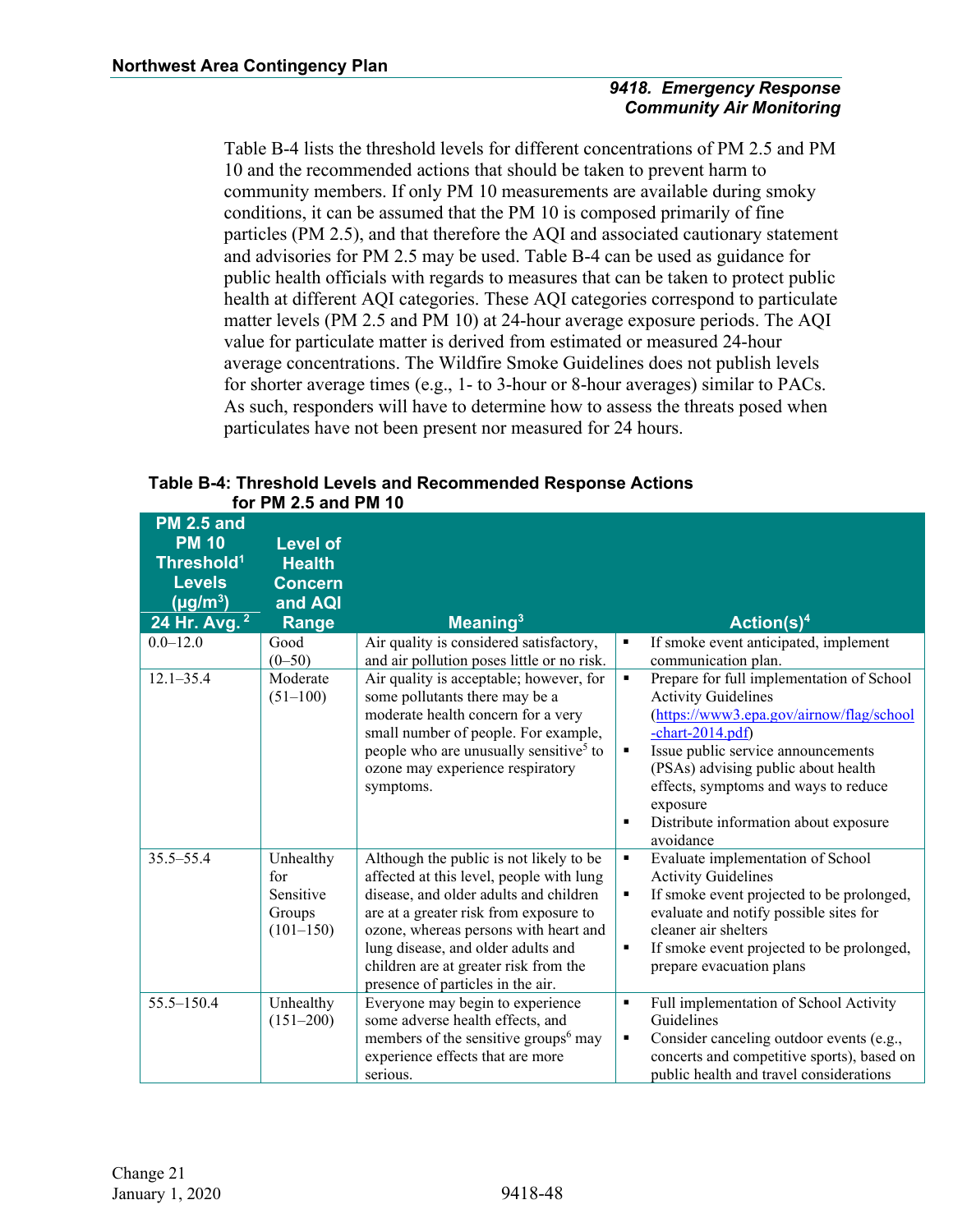Table B-4 lists the threshold levels for different concentrations of PM 2.5 and PM 10 and the recommended actions that should be taken to prevent harm to community members. If only PM 10 measurements are available during smoky conditions, it can be assumed that the PM 10 is composed primarily of fine particles (PM 2.5), and that therefore the AQI and associated cautionary statement and advisories for PM 2.5 may be used. Table B-4 can be used as guidance for public health officials with regards to measures that can be taken to protect public health at different AQI categories. These AQI categories correspond to particulate matter levels (PM 2.5 and PM 10) at 24-hour average exposure periods. The AQI value for particulate matter is derived from estimated or measured 24-hour average concentrations. The Wildfire Smoke Guidelines does not publish levels for shorter average times (e.g., 1- to 3-hour or 8-hour averages) similar to PACs. As such, responders will have to determine how to assess the threats posed when particulates have not been present nor measured for 24 hours.

**Table B-4: Threshold Levels and Recommended Response Actions for PM 2.5 and PM 10**

| PM 2.5 and PM 10 Threshold[1] Levels (μg/m³) 24 Hr. Avg.[2] | Level of Health Concern and AQI Range | Meaning[3] | Action(s)[4] |
|---|---|---|---|
| 0.0–12.0 | Good (0–50) | Air quality is considered satisfactory, and air pollution poses little or no risk. | ▪ If smoke event anticipated, implement communication plan. |
| 12.1–35.4 | Moderate (51–100) | Air quality is acceptable; however, for some pollutants there may be a moderate health concern for a very small number of people. For example, people who are unusually sensitive[5] to ozone may experience respiratory symptoms. | ▪ Prepare for full implementation of School Activity Guidelines (https://www3.epa.gov/airnow/flag/school-chart-2014.pdf)<br>▪ Issue public service announcements (PSAs) advising public about health effects, symptoms and ways to reduce exposure<br>▪ Distribute information about exposure avoidance |
| 35.5–55.4 | Unhealthy for Sensitive Groups (101–150) | Although the public is not likely to be affected at this level, people with lung disease, and older adults and children are at a greater risk from exposure to ozone, whereas persons with heart and lung disease, and older adults and children are at greater risk from the presence of particles in the air. | ▪ Evaluate implementation of School Activity Guidelines<br>▪ If smoke event projected to be prolonged, evaluate and notify possible sites for cleaner air shelters<br>▪ If smoke event projected to be prolonged, prepare evacuation plans |
| 55.5–150.4 | Unhealthy (151–200) | Everyone may begin to experience some adverse health effects, and members of the sensitive groups[6] may experience effects that are more serious. | ▪ Full implementation of School Activity Guidelines<br>▪ Consider canceling outdoor events (e.g., concerts and competitive sports), based on public health and travel considerations |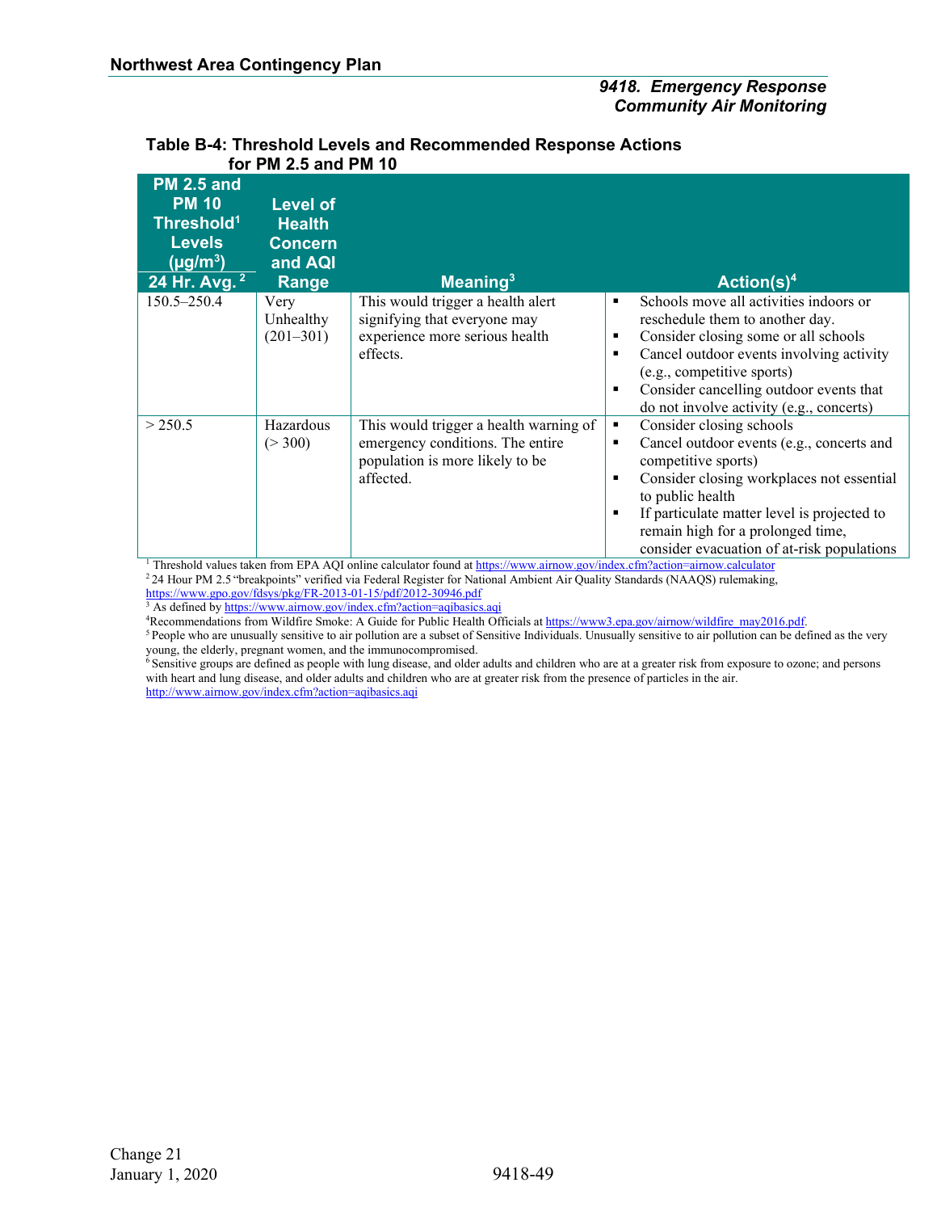**Table B-4: Threshold Levels and Recommended Response Actions for PM 2.5 and PM 10**

| PM 2.5 and PM 10 Threshold[1] Levels (μg/m³) 24 Hr. Avg. [2] | Level of Health Concern and AQI Range | Meaning[3] | Action(s)[4] |
|---|---|---|---|
| 150.5–250.4 | Very Unhealthy (201–301) | This would trigger a health alert signifying that everyone may experience more serious health effects. | ▪ Schools move all activities indoors or reschedule them to another day.<br>▪ Consider closing some or all schools<br>▪ Cancel outdoor events involving activity (e.g., competitive sports)<br>▪ Consider cancelling outdoor events that do not involve activity (e.g., concerts) |
| > 250.5 | Hazardous (> 300) | This would trigger a health warning of emergency conditions. The entire population is more likely to be affected. | ▪ Consider closing schools<br>▪ Cancel outdoor events (e.g., concerts and competitive sports)<br>▪ Consider closing workplaces not essential to public health<br>▪ If particulate matter level is projected to remain high for a prolonged time, consider evacuation of at-risk populations |

[1] Threshold values taken from EPA AQI online calculator found at https://www.airnow.gov/index.cfm?action=airnow.calculator

[2] 24 Hour PM 2.5 "breakpoints" verified via Federal Register for National Ambient Air Quality Standards (NAAQS) rulemaking, https://www.gpo.gov/fdsys/pkg/FR-2013-01-15/pdf/2012-30946.pdf

[3] As defined by https://www.airnow.gov/index.cfm?action=aqibasics.aqi

[4] Recommendations from Wildfire Smoke: A Guide for Public Health Officials at https://www3.epa.gov/airnow/wildfire_may2016.pdf.

[5] People who are unusually sensitive to air pollution are a subset of Sensitive Individuals. Unusually sensitive to air pollution can be defined as the very young, the elderly, pregnant women, and the immunocompromised.

[6] Sensitive groups are defined as people with lung disease, and older adults and children who are at a greater risk from exposure to ozone; and persons with heart and lung disease, and older adults and children who are at greater risk from the presence of particles in the air. http://www.airnow.gov/index.cfm?action=aqibasics.aqi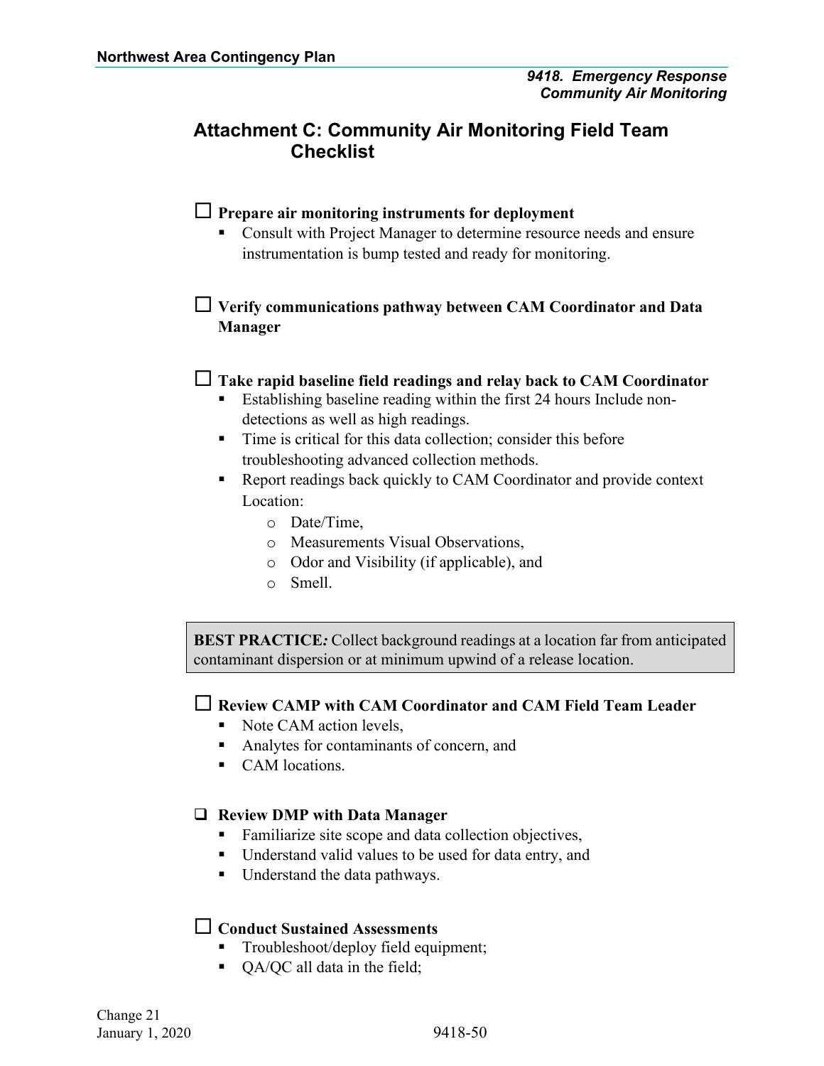## Attachment C: Community Air Monitoring Field Team Checklist

☐ **Prepare air monitoring instruments for deployment**

- Consult with Project Manager to determine resource needs and ensure instrumentation is bump tested and ready for monitoring.

☐ **Verify communications pathway between CAM Coordinator and Data Manager**

☐ **Take rapid baseline field readings and relay back to CAM Coordinator**

- Establishing baseline reading within the first 24 hours Include non-detections as well as high readings.
- Time is critical for this data collection; consider this before troubleshooting advanced collection methods.
- Report readings back quickly to CAM Coordinator and provide context Location:
  - Date/Time,
  - Measurements Visual Observations,
  - Odor and Visibility (if applicable), and
  - Smell.

> **BEST PRACTICE*:*** Collect background readings at a location far from anticipated contaminant dispersion or at minimum upwind of a release location.

☐ **Review CAMP with CAM Coordinator and CAM Field Team Leader**

- Note CAM action levels,
- Analytes for contaminants of concern, and
- CAM locations.

☐ **Review DMP with Data Manager**

- Familiarize site scope and data collection objectives,
- Understand valid values to be used for data entry, and
- Understand the data pathways.

☐ **Conduct Sustained Assessments**

- Troubleshoot/deploy field equipment;
- QA/QC all data in the field;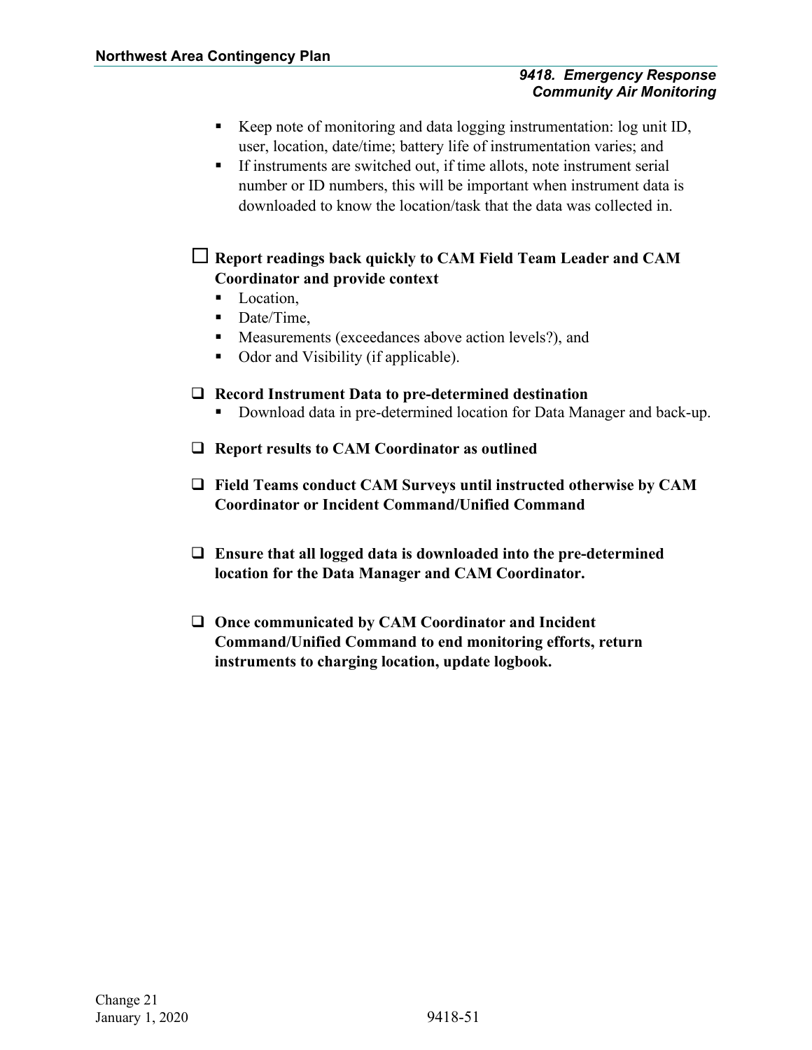- Keep note of monitoring and data logging instrumentation: log unit ID, user, location, date/time; battery life of instrumentation varies; and
- If instruments are switched out, if time allots, note instrument serial number or ID numbers, this will be important when instrument data is downloaded to know the location/task that the data was collected in.

☐ **Report readings back quickly to CAM Field Team Leader and CAM Coordinator and provide context**

- Location,
- Date/Time,
- Measurements (exceedances above action levels?), and
- Odor and Visibility (if applicable).

☐ **Record Instrument Data to pre-determined destination**

- Download data in pre-determined location for Data Manager and back-up.

☐ **Report results to CAM Coordinator as outlined**

☐ **Field Teams conduct CAM Surveys until instructed otherwise by CAM Coordinator or Incident Command/Unified Command**

☐ **Ensure that all logged data is downloaded into the pre-determined location for the Data Manager and CAM Coordinator.**

☐ **Once communicated by CAM Coordinator and Incident Command/Unified Command to end monitoring efforts, return instruments to charging location, update logbook.**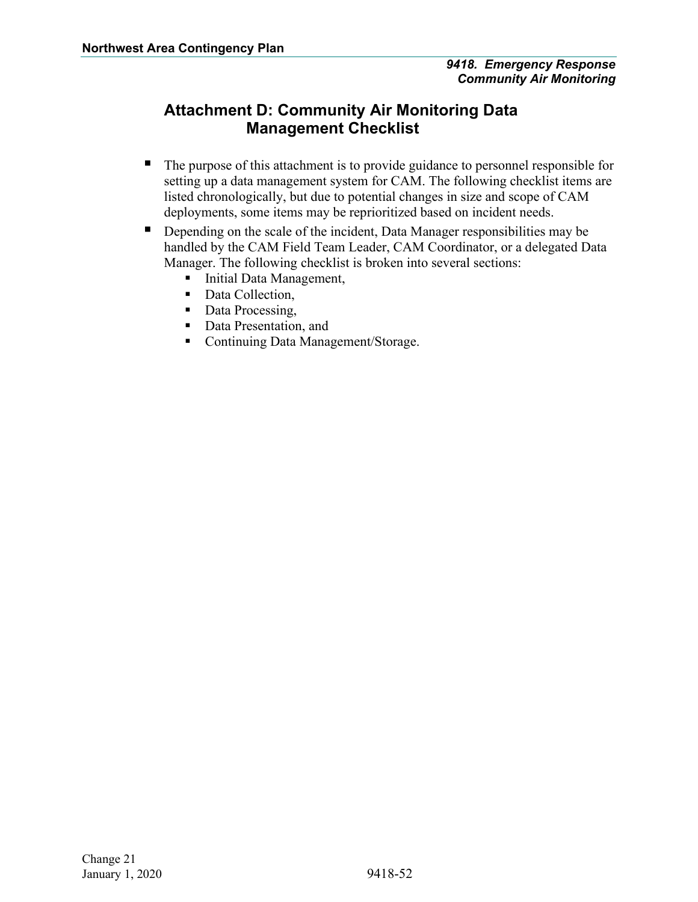## Attachment D: Community Air Monitoring Data Management Checklist

- The purpose of this attachment is to provide guidance to personnel responsible for setting up a data management system for CAM. The following checklist items are listed chronologically, but due to potential changes in size and scope of CAM deployments, some items may be reprioritized based on incident needs.
- Depending on the scale of the incident, Data Manager responsibilities may be handled by the CAM Field Team Leader, CAM Coordinator, or a delegated Data Manager. The following checklist is broken into several sections:
    - Initial Data Management,
    - Data Collection,
    - Data Processing,
    - Data Presentation, and
    - Continuing Data Management/Storage.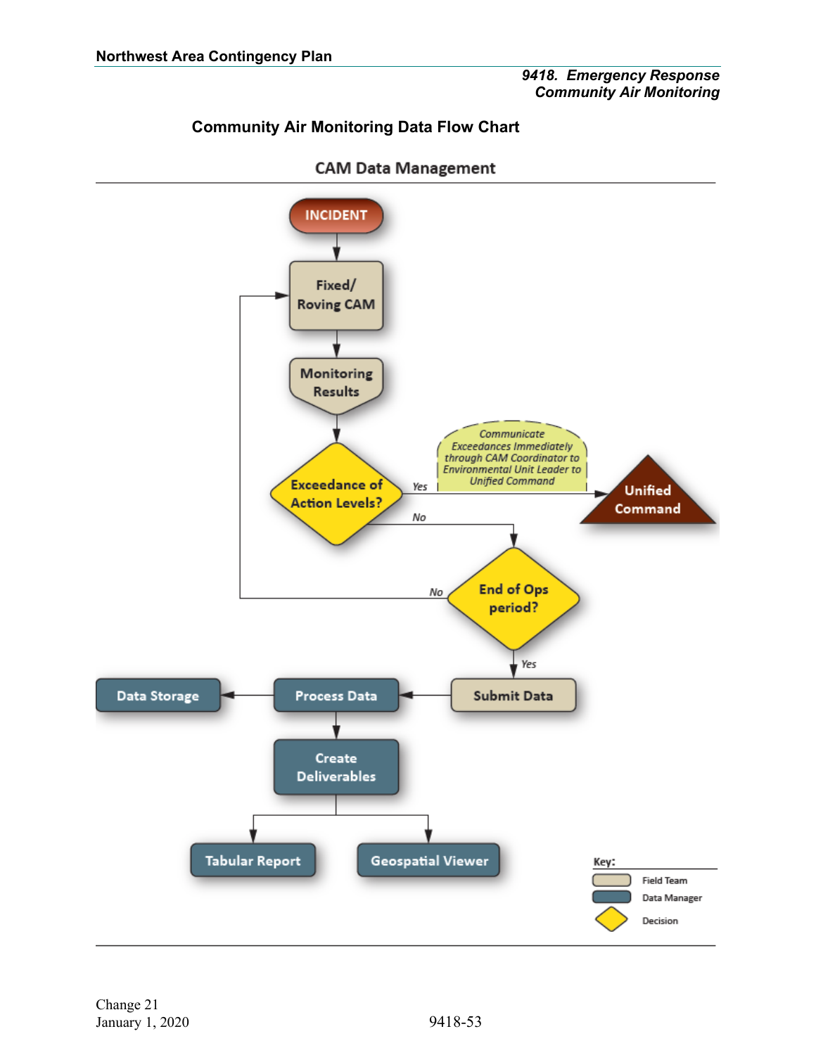## Community Air Monitoring Data Flow Chart

### CAM Data Management

INCIDENT

Fixed/ Roving CAM

Monitoring Results

Exceedance of Action Levels?

Yes

*Communicate Exceedances Immediately through CAM Coordinator to Environmental Unit Leader to Unified Command*

Unified Command

No

End of Ops period?

No

Yes

Submit Data

Process Data

Data Storage

Create Deliverables

Tabular Report

Geospatial Viewer

Key:

- Field Team
- Data Manager
- Decision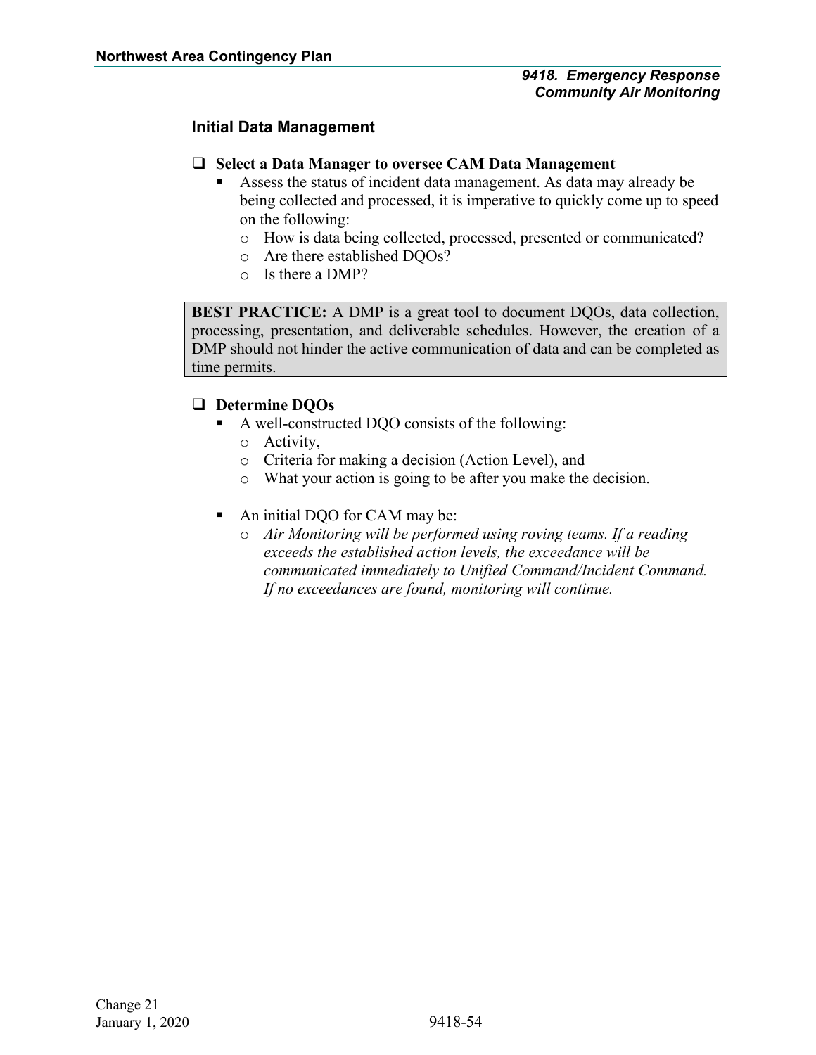## Initial Data Management

- ☐ **Select a Data Manager to oversee CAM Data Management**
  - Assess the status of incident data management. As data may already be being collected and processed, it is imperative to quickly come up to speed on the following:
    - How is data being collected, processed, presented or communicated?
    - Are there established DQOs?
    - Is there a DMP?

> **BEST PRACTICE:** A DMP is a great tool to document DQOs, data collection, processing, presentation, and deliverable schedules. However, the creation of a DMP should not hinder the active communication of data and can be completed as time permits.

- ☐ **Determine DQOs**
  - A well-constructed DQO consists of the following:
    - Activity,
    - Criteria for making a decision (Action Level), and
    - What your action is going to be after you make the decision.
  - An initial DQO for CAM may be:
    - *Air Monitoring will be performed using roving teams. If a reading exceeds the established action levels, the exceedance will be communicated immediately to Unified Command/Incident Command. If no exceedances are found, monitoring will continue.*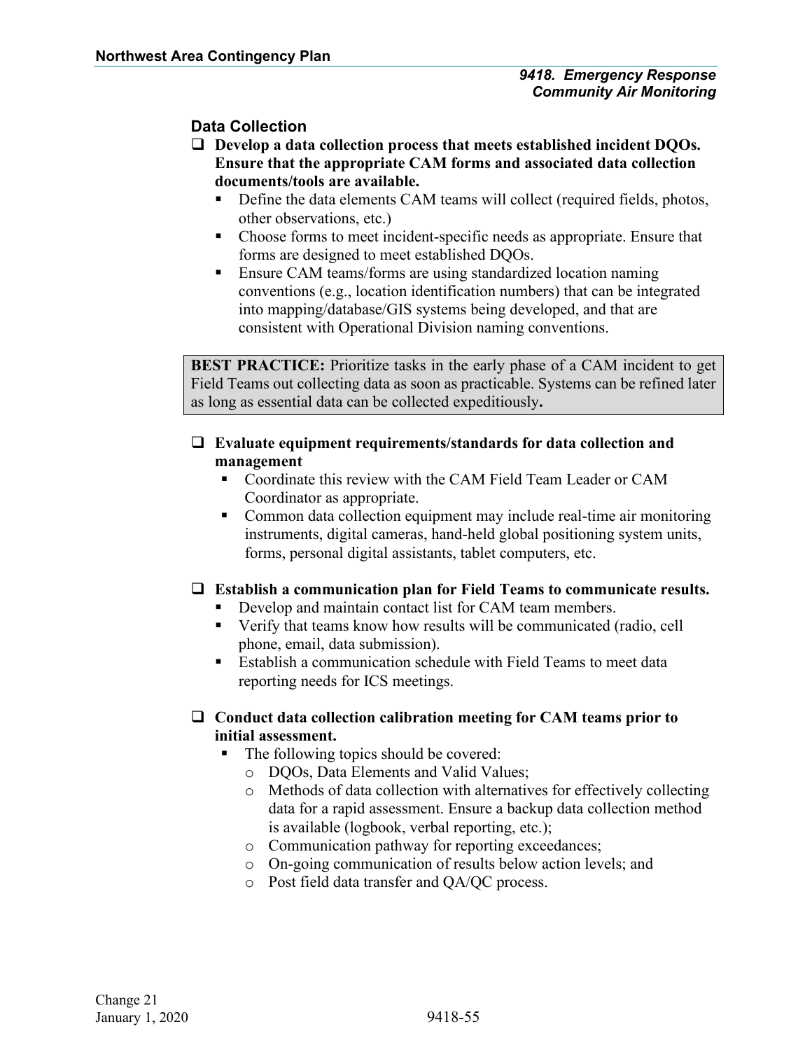## Data Collection

- ☐ **Develop a data collection process that meets established incident DQOs. Ensure that the appropriate CAM forms and associated data collection documents/tools are available.**
  - Define the data elements CAM teams will collect (required fields, photos, other observations, etc.)
  - Choose forms to meet incident-specific needs as appropriate. Ensure that forms are designed to meet established DQOs.
  - Ensure CAM teams/forms are using standardized location naming conventions (e.g., location identification numbers) that can be integrated into mapping/database/GIS systems being developed, and that are consistent with Operational Division naming conventions.

> **BEST PRACTICE:** Prioritize tasks in the early phase of a CAM incident to get Field Teams out collecting data as soon as practicable. Systems can be refined later as long as essential data can be collected expeditiously**.**

- ☐ **Evaluate equipment requirements/standards for data collection and management**
  - Coordinate this review with the CAM Field Team Leader or CAM Coordinator as appropriate.
  - Common data collection equipment may include real-time air monitoring instruments, digital cameras, hand-held global positioning system units, forms, personal digital assistants, tablet computers, etc.

- ☐ **Establish a communication plan for Field Teams to communicate results.**
  - Develop and maintain contact list for CAM team members.
  - Verify that teams know how results will be communicated (radio, cell phone, email, data submission).
  - Establish a communication schedule with Field Teams to meet data reporting needs for ICS meetings.

- ☐ **Conduct data collection calibration meeting for CAM teams prior to initial assessment.**
  - The following topics should be covered:
    - DQOs, Data Elements and Valid Values;
    - Methods of data collection with alternatives for effectively collecting data for a rapid assessment. Ensure a backup data collection method is available (logbook, verbal reporting, etc.);
    - Communication pathway for reporting exceedances;
    - On-going communication of results below action levels; and
    - Post field data transfer and QA/QC process.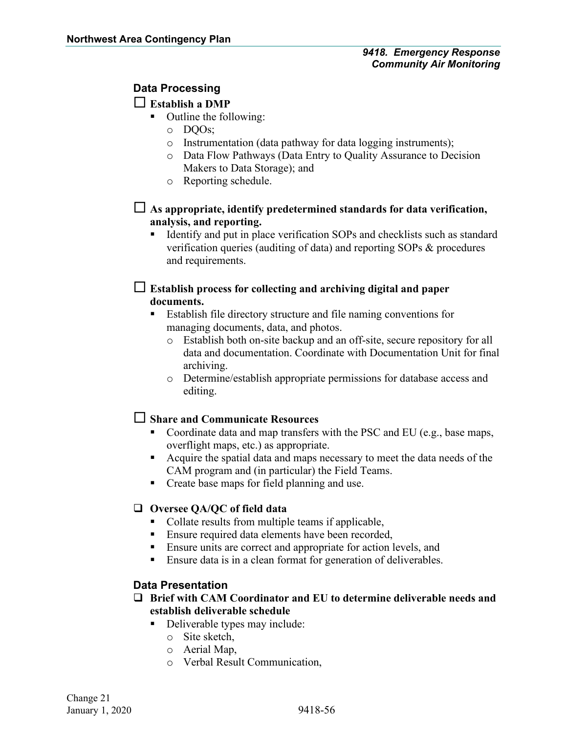## Data Processing

☐ **Establish a DMP**

- Outline the following:
  - DQOs;
  - Instrumentation (data pathway for data logging instruments);
  - Data Flow Pathways (Data Entry to Quality Assurance to Decision Makers to Data Storage); and
  - Reporting schedule.

☐ **As appropriate, identify predetermined standards for data verification, analysis, and reporting.**

- Identify and put in place verification SOPs and checklists such as standard verification queries (auditing of data) and reporting SOPs & procedures and requirements.

☐ **Establish process for collecting and archiving digital and paper documents.**

- Establish file directory structure and file naming conventions for managing documents, data, and photos.
  - Establish both on-site backup and an off-site, secure repository for all data and documentation. Coordinate with Documentation Unit for final archiving.
  - Determine/establish appropriate permissions for database access and editing.

☐ **Share and Communicate Resources**

- Coordinate data and map transfers with the PSC and EU (e.g., base maps, overflight maps, etc.) as appropriate.
- Acquire the spatial data and maps necessary to meet the data needs of the CAM program and (in particular) the Field Teams.
- Create base maps for field planning and use.

❑ **Oversee QA/QC of field data**

- Collate results from multiple teams if applicable,
- Ensure required data elements have been recorded,
- Ensure units are correct and appropriate for action levels, and
- Ensure data is in a clean format for generation of deliverables.

## Data Presentation

❑ **Brief with CAM Coordinator and EU to determine deliverable needs and establish deliverable schedule**

- Deliverable types may include:
  - Site sketch,
  - Aerial Map,
  - Verbal Result Communication,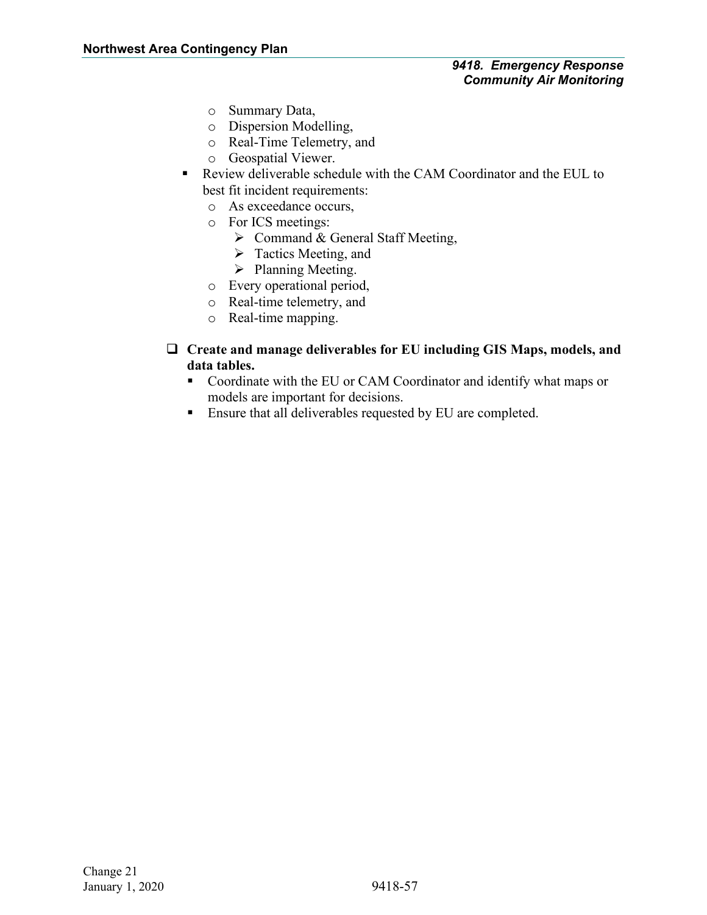- Summary Data,
    - Dispersion Modelling,
    - Real-Time Telemetry, and
    - Geospatial Viewer.
  - Review deliverable schedule with the CAM Coordinator and the EUL to best fit incident requirements:
    - As exceedance occurs,
    - For ICS meetings:
      - Command & General Staff Meeting,
      - Tactics Meeting, and
      - Planning Meeting.
    - Every operational period,
    - Real-time telemetry, and
    - Real-time mapping.

- [ ] **Create and manage deliverables for EU including GIS Maps, models, and data tables.**
  - Coordinate with the EU or CAM Coordinator and identify what maps or models are important for decisions.
  - Ensure that all deliverables requested by EU are completed.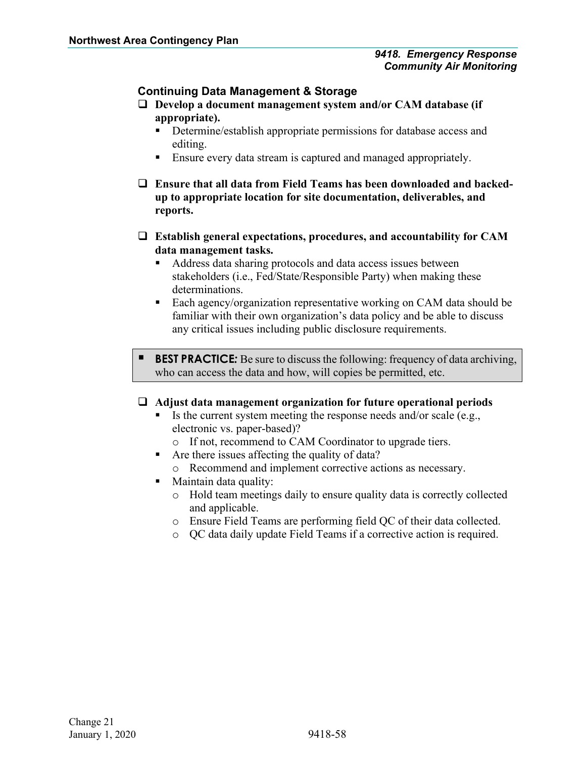## Continuing Data Management & Storage

- ❑ **Develop a document management system and/or CAM database (if appropriate).**
  - Determine/establish appropriate permissions for database access and editing.
  - Ensure every data stream is captured and managed appropriately.
- ❑ **Ensure that all data from Field Teams has been downloaded and backed-up to appropriate location for site documentation, deliverables, and reports.**
- ❑ **Establish general expectations, procedures, and accountability for CAM data management tasks.**
  - Address data sharing protocols and data access issues between stakeholders (i.e., Fed/State/Responsible Party) when making these determinations.
  - Each agency/organization representative working on CAM data should be familiar with their own organization's data policy and be able to discuss any critical issues including public disclosure requirements.

> ▪ **BEST PRACTICE***:* Be sure to discuss the following: frequency of data archiving, who can access the data and how, will copies be permitted, etc.

- ❑ **Adjust data management organization for future operational periods**
  - Is the current system meeting the response needs and/or scale (e.g., electronic vs. paper-based)?
    - If not, recommend to CAM Coordinator to upgrade tiers.
  - Are there issues affecting the quality of data?
    - Recommend and implement corrective actions as necessary.
  - Maintain data quality:
    - Hold team meetings daily to ensure quality data is correctly collected and applicable.
    - Ensure Field Teams are performing field QC of their data collected.
    - QC data daily update Field Teams if a corrective action is required.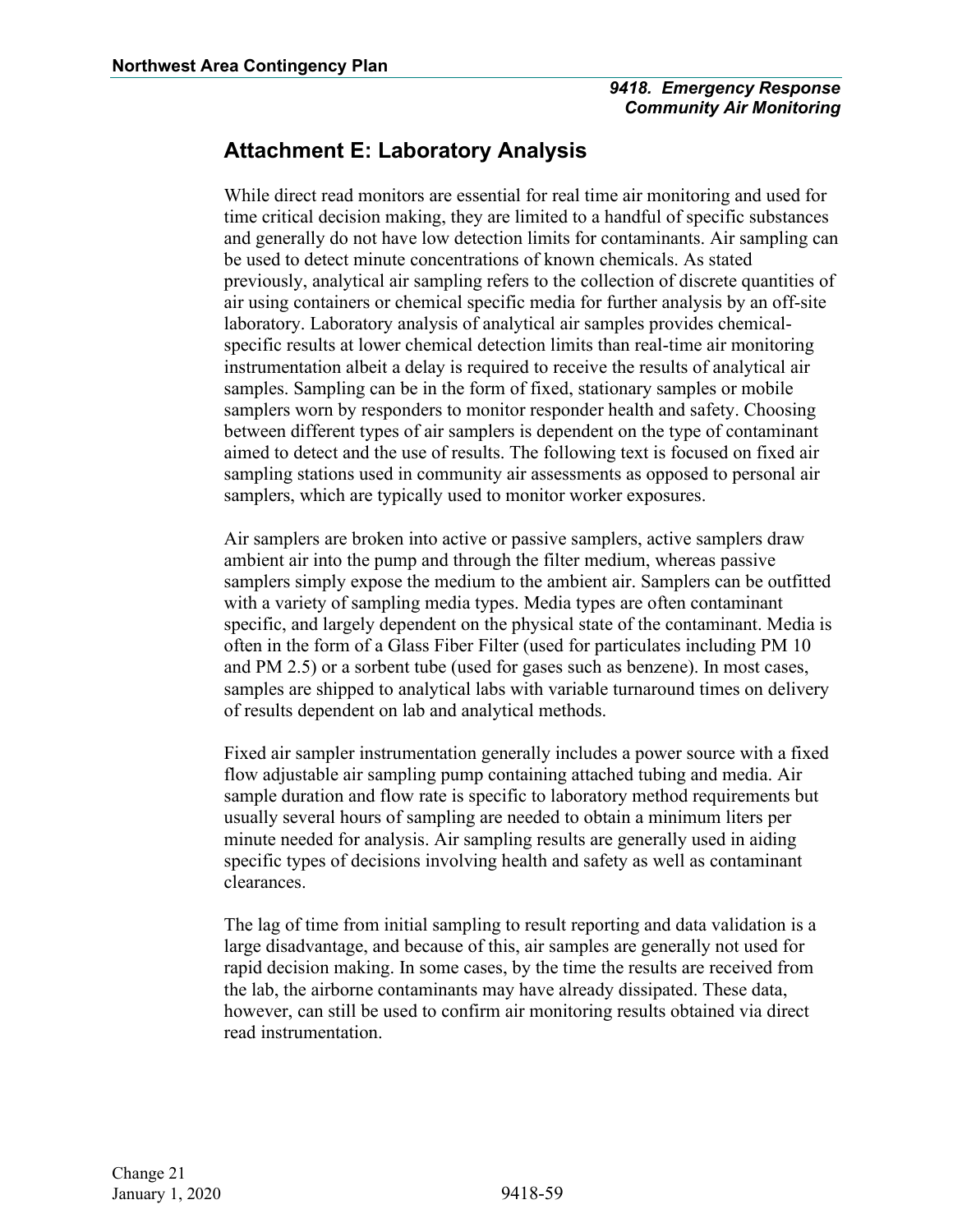## Attachment E: Laboratory Analysis

While direct read monitors are essential for real time air monitoring and used for time critical decision making, they are limited to a handful of specific substances and generally do not have low detection limits for contaminants. Air sampling can be used to detect minute concentrations of known chemicals. As stated previously, analytical air sampling refers to the collection of discrete quantities of air using containers or chemical specific media for further analysis by an off-site laboratory. Laboratory analysis of analytical air samples provides chemical-specific results at lower chemical detection limits than real-time air monitoring instrumentation albeit a delay is required to receive the results of analytical air samples. Sampling can be in the form of fixed, stationary samples or mobile samplers worn by responders to monitor responder health and safety. Choosing between different types of air samplers is dependent on the type of contaminant aimed to detect and the use of results. The following text is focused on fixed air sampling stations used in community air assessments as opposed to personal air samplers, which are typically used to monitor worker exposures.

Air samplers are broken into active or passive samplers, active samplers draw ambient air into the pump and through the filter medium, whereas passive samplers simply expose the medium to the ambient air. Samplers can be outfitted with a variety of sampling media types. Media types are often contaminant specific, and largely dependent on the physical state of the contaminant. Media is often in the form of a Glass Fiber Filter (used for particulates including PM 10 and PM 2.5) or a sorbent tube (used for gases such as benzene). In most cases, samples are shipped to analytical labs with variable turnaround times on delivery of results dependent on lab and analytical methods.

Fixed air sampler instrumentation generally includes a power source with a fixed flow adjustable air sampling pump containing attached tubing and media. Air sample duration and flow rate is specific to laboratory method requirements but usually several hours of sampling are needed to obtain a minimum liters per minute needed for analysis. Air sampling results are generally used in aiding specific types of decisions involving health and safety as well as contaminant clearances.

The lag of time from initial sampling to result reporting and data validation is a large disadvantage, and because of this, air samples are generally not used for rapid decision making. In some cases, by the time the results are received from the lab, the airborne contaminants may have already dissipated. These data, however, can still be used to confirm air monitoring results obtained via direct read instrumentation.